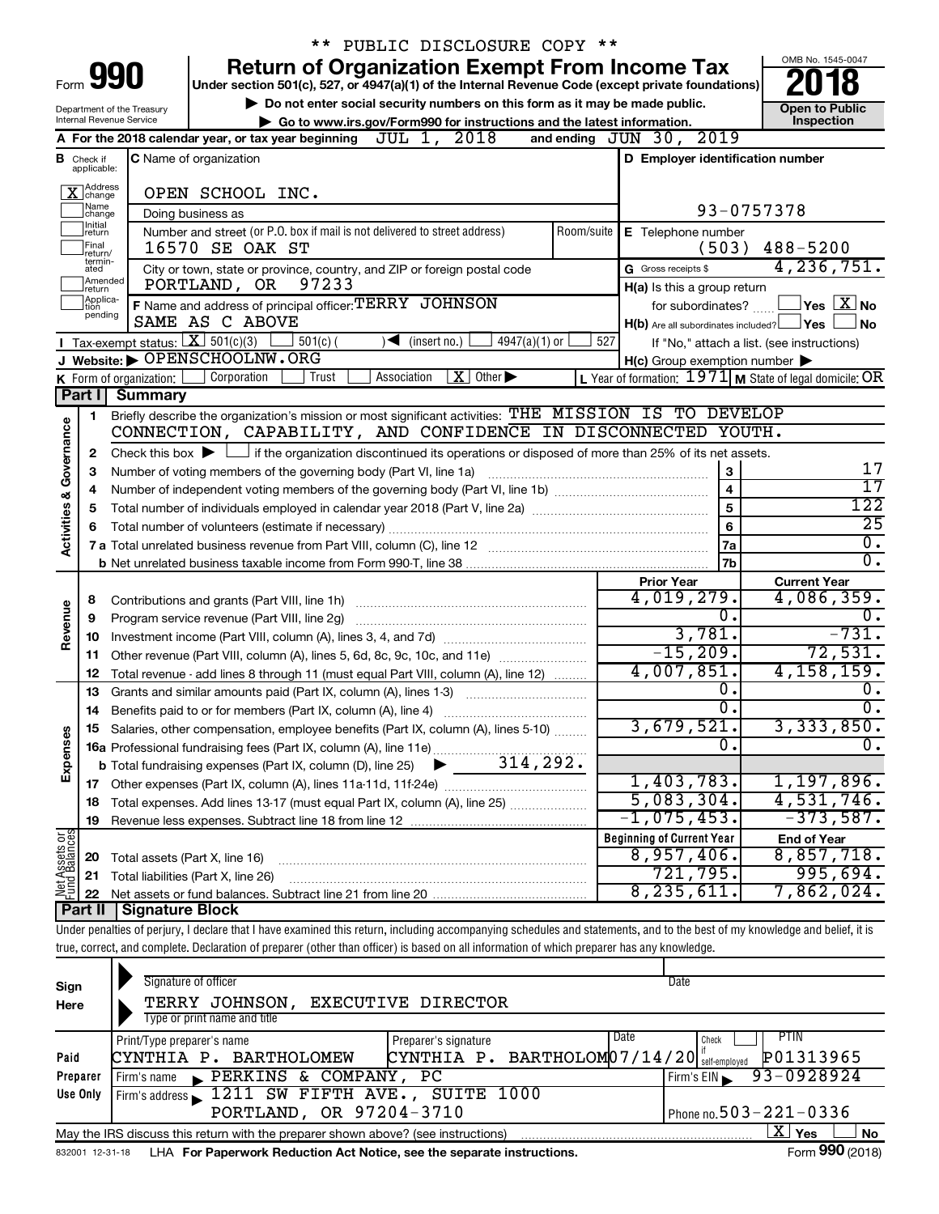\*\* PUBLIC DISCLOSURE COPY \*\*

# Form 990 — Return of Organization Exempt From Income Tax (2018)

Under section 501(c), 527, or 4947(a)(1) of the Internal Revenue Code (except private foundations)

▶ Do not enter social security numbers on this form as it may be made public.

▶ Go to www.irs.gov/Form990 for instructions and the latest information.

Department of the Treasury, Internal Revenue Service

OMB No. 1545-0047 — **Open to Public Inspection**

**A** For the 2018 calendar year, or tax year beginning JUL 1, 2018 and ending JUN 30, 2019

**B** Check if applicable: [X] Address change; [ ] Name change; [ ] Initial return; [ ] Final return/terminated; [ ] Amended return; [ ] Application pending

**C** Name of organization: OPEN SCHOOL INC.

Doing business as

Number and street (or P.O. box if mail is not delivered to street address): 16570 SE OAK ST — Room/suite

City or town, state or province, country, and ZIP or foreign postal code: PORTLAND, OR 97233

**D** Employer identification number: 93-0757378

**E** Telephone number: (503) 488-5200

**G** Gross receipts $ 4,236,751.

**F** Name and address of principal officer: TERRY JOHNSON, SAME AS C ABOVE

**H(a)** Is this a group return for subordinates? [ ] Yes [X] No

**H(b)** Are all subordinates included? [ ] Yes [ ] No — If "No," attach a list. (see instructions)

**H(c)** Group exemption number ▶

**I** Tax-exempt status: [X] 501(c)(3) [ ] 501(c) ( ) ◀ (insert no.) [ ] 4947(a)(1) or [ ] 527

**J** Website: ▶ OPENSCHOOLNW.ORG

**K** Form of organization: [ ] Corporation [ ] Trust [ ] Association [X] Other ▶

**L** Year of formation: 1971 **M** State of legal domicile: OR

## Part I Summary

**Activities & Governance**

1 Briefly describe the organization's mission or most significant activities: THE MISSION IS TO DEVELOP CONNECTION, CAPABILITY, AND CONFIDENCE IN DISCONNECTED YOUTH.

2 Check this box ▶ [ ] if the organization discontinued its operations or disposed of more than 25% of its net assets.

| Line | Description | | Value |
|---|---|---|---|
| 3 | Number of voting members of the governing body (Part VI, line 1a) | 3 | 17 |
| 4 | Number of independent voting members of the governing body (Part VI, line 1b) | 4 | 17 |
| 5 | Total number of individuals employed in calendar year 2018 (Part V, line 2a) | 5 | 122 |
| 6 | Total number of volunteers (estimate if necessary) | 6 | 25 |
| 7a | Total unrelated business revenue from Part VIII, column (C), line 12 | 7a | 0. |
| 7b | Net unrelated business taxable income from Form 990-T, line 38 | 7b | 0. |

| Line | Description | Prior Year | Current Year |
|---|---|---|---|
| **Revenue** | | | |
| 8 | Contributions and grants (Part VIII, line 1h) | 4,019,279. | 4,086,359. |
| 9 | Program service revenue (Part VIII, line 2g) | 0. | 0. |
| 10 | Investment income (Part VIII, column (A), lines 3, 4, and 7d) | 3,781. | -731. |
| 11 | Other revenue (Part VIII, column (A), lines 5, 6d, 8c, 9c, 10c, and 11e) | -15,209. | 72,531. |
| 12 | Total revenue - add lines 8 through 11 (must equal Part VIII, column (A), line 12) | 4,007,851. | 4,158,159. |
| **Expenses** | | | |
| 13 | Grants and similar amounts paid (Part IX, column (A), lines 1-3) | 0. | 0. |
| 14 | Benefits paid to or for members (Part IX, column (A), line 4) | 0. | 0. |
| 15 | Salaries, other compensation, employee benefits (Part IX, column (A), lines 5-10) | 3,679,521. | 3,333,850. |
| 16a | Professional fundraising fees (Part IX, column (A), line 11e) | 0. | 0. |
| b | Total fundraising expenses (Part IX, column (D), line 25) ▶ 314,292. | | |
| 17 | Other expenses (Part IX, column (A), lines 11a-11d, 11f-24e) | 1,403,783. | 1,197,896. |
| 18 | Total expenses. Add lines 13-17 (must equal Part IX, column (A), line 25) | 5,083,304. | 4,531,746. |
| 19 | Revenue less expenses. Subtract line 18 from line 12 | -1,075,453. | -373,587. |

| Line | Net Assets or Fund Balances | Beginning of Current Year | End of Year |
|---|---|---|---|
| 20 | Total assets (Part X, line 16) | 8,957,406. | 8,857,718. |
| 21 | Total liabilities (Part X, line 26) | 721,795. | 995,694. |
| 22 | Net assets or fund balances. Subtract line 21 from line 20 | 8,235,611. | 7,862,024. |

## Part II Signature Block

Under penalties of perjury, I declare that I have examined this return, including accompanying schedules and statements, and to the best of my knowledge and belief, it is true, correct, and complete. Declaration of preparer (other than officer) is based on all information of which preparer has any knowledge.

**Sign Here**

Signature of officer — Date

TERRY JOHNSON, EXECUTIVE DIRECTOR

Type or print name and title

**Paid Preparer Use Only**

| Print/Type preparer's name | Preparer's signature | Date | Check if self-employed | PTIN |
|---|---|---|---|---|
| CYNTHIA P. BARTHOLOMEW | CYNTHIA P. BARTHOLOM | 07/14/20 | [ ] | P01313965 |

Firm's name ▶ PERKINS & COMPANY, PC — Firm's EIN ▶ 93-0928924

Firm's address ▶ 1211 SW FIFTH AVE., SUITE 1000, PORTLAND, OR 97204-3710 — Phone no. 503-221-0336

May the IRS discuss this return with the preparer shown above? (see instructions) [X] Yes [ ] No

832001 12-31-18 LHA For Paperwork Reduction Act Notice, see the separate instructions. Form **990** (2018)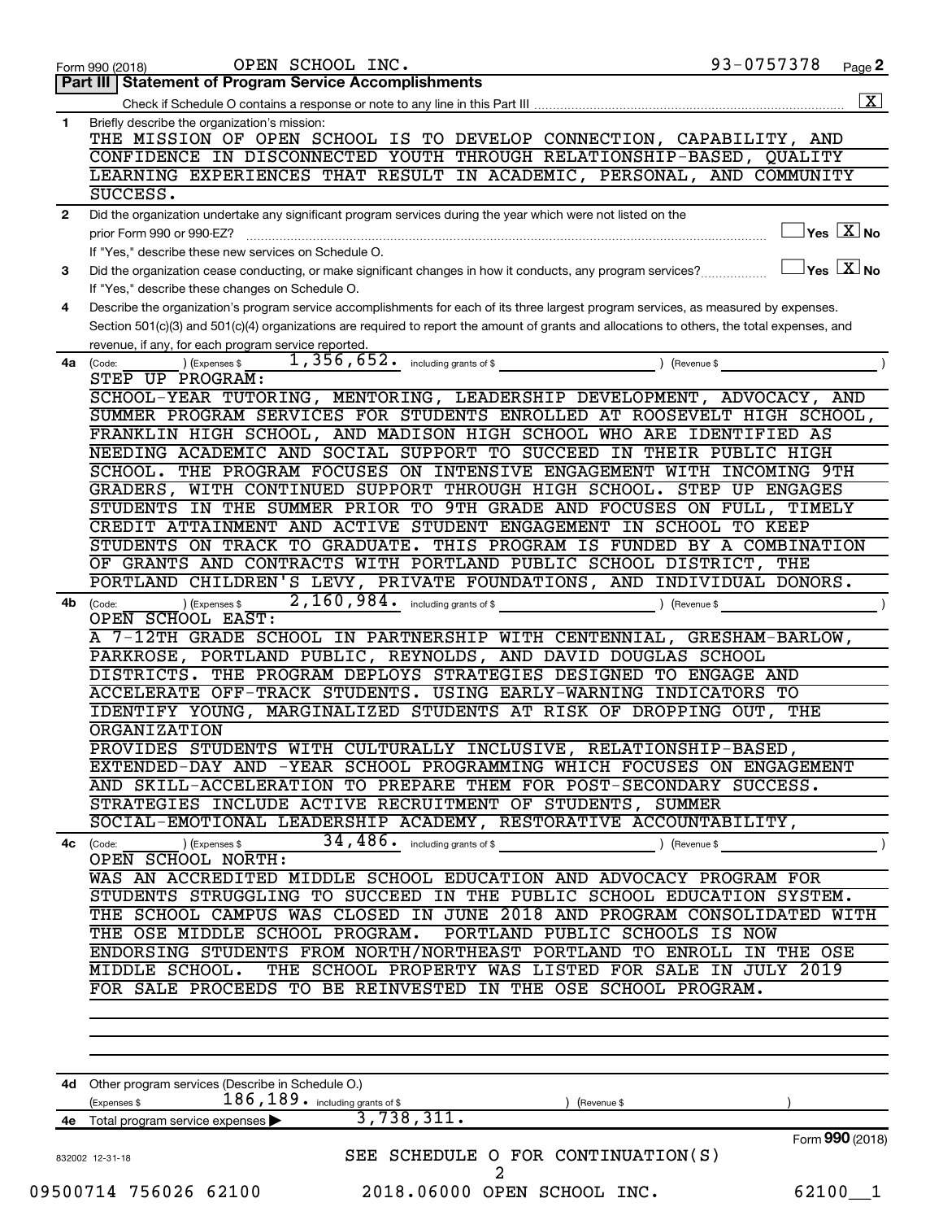Form 990 (2018) OPEN SCHOOL INC. 93-0757378 Page **2**

**Part III | Statement of Program Service Accomplishments**

Check if Schedule O contains a response or note to any line in this Part III ..... [X]

**1** Briefly describe the organization's mission:

THE MISSION OF OPEN SCHOOL IS TO DEVELOP CONNECTION, CAPABILITY, AND CONFIDENCE IN DISCONNECTED YOUTH THROUGH RELATIONSHIP-BASED, QUALITY LEARNING EXPERIENCES THAT RESULT IN ACADEMIC, PERSONAL, AND COMMUNITY SUCCESS.

**2** Did the organization undertake any significant program services during the year which were not listed on the prior Form 990 or 990-EZ? ..... [ ] Yes [X] No

If "Yes," describe these new services on Schedule O.

**3** Did the organization cease conducting, or make significant changes in how it conducts, any program services? ..... [ ] Yes [X] No

If "Yes," describe these changes on Schedule O.

**4** Describe the organization's program service accomplishments for each of its three largest program services, as measured by expenses. Section 501(c)(3) and 501(c)(4) organizations are required to report the amount of grants and allocations to others, the total expenses, and revenue, if any, for each program service reported.

**4a** (Code: ) (Expenses $ 1,356,652. including grants of $ ) (Revenue $ )

STEP UP PROGRAM:

SCHOOL-YEAR TUTORING, MENTORING, LEADERSHIP DEVELOPMENT, ADVOCACY, AND SUMMER PROGRAM SERVICES FOR STUDENTS ENROLLED AT ROOSEVELT HIGH SCHOOL, FRANKLIN HIGH SCHOOL, AND MADISON HIGH SCHOOL WHO ARE IDENTIFIED AS NEEDING ACADEMIC AND SOCIAL SUPPORT TO SUCCEED IN THEIR PUBLIC HIGH SCHOOL. THE PROGRAM FOCUSES ON INTENSIVE ENGAGEMENT WITH INCOMING 9TH GRADERS, WITH CONTINUED SUPPORT THROUGH HIGH SCHOOL. STEP UP ENGAGES STUDENTS IN THE SUMMER PRIOR TO 9TH GRADE AND FOCUSES ON FULL, TIMELY CREDIT ATTAINMENT AND ACTIVE STUDENT ENGAGEMENT IN SCHOOL TO KEEP STUDENTS ON TRACK TO GRADUATE. THIS PROGRAM IS FUNDED BY A COMBINATION OF GRANTS AND CONTRACTS WITH PORTLAND PUBLIC SCHOOL DISTRICT, THE PORTLAND CHILDREN'S LEVY, PRIVATE FOUNDATIONS, AND INDIVIDUAL DONORS.

**4b** (Code: ) (Expenses $ 2,160,984. including grants of $ ) (Revenue $ )

OPEN SCHOOL EAST:

A 7-12TH GRADE SCHOOL IN PARTNERSHIP WITH CENTENNIAL, GRESHAM-BARLOW, PARKROSE, PORTLAND PUBLIC, REYNOLDS, AND DAVID DOUGLAS SCHOOL DISTRICTS. THE PROGRAM DEPLOYS STRATEGIES DESIGNED TO ENGAGE AND ACCELERATE OFF-TRACK STUDENTS. USING EARLY-WARNING INDICATORS TO IDENTIFY YOUNG, MARGINALIZED STUDENTS AT RISK OF DROPPING OUT, THE ORGANIZATION

PROVIDES STUDENTS WITH CULTURALLY INCLUSIVE, RELATIONSHIP-BASED, EXTENDED-DAY AND -YEAR SCHOOL PROGRAMMING WHICH FOCUSES ON ENGAGEMENT AND SKILL-ACCELERATION TO PREPARE THEM FOR POST-SECONDARY SUCCESS. STRATEGIES INCLUDE ACTIVE RECRUITMENT OF STUDENTS, SUMMER SOCIAL-EMOTIONAL LEADERSHIP ACADEMY, RESTORATIVE ACCOUNTABILITY,

**4c** (Code: ) (Expenses $ 34,486. including grants of $ ) (Revenue $ )

OPEN SCHOOL NORTH:

WAS AN ACCREDITED MIDDLE SCHOOL EDUCATION AND ADVOCACY PROGRAM FOR STUDENTS STRUGGLING TO SUCCEED IN THE PUBLIC SCHOOL EDUCATION SYSTEM. THE SCHOOL CAMPUS WAS CLOSED IN JUNE 2018 AND PROGRAM CONSOLIDATED WITH THE OSE MIDDLE SCHOOL PROGRAM. PORTLAND PUBLIC SCHOOLS IS NOW ENDORSING STUDENTS FROM NORTH/NORTHEAST PORTLAND TO ENROLL IN THE OSE MIDDLE SCHOOL. THE SCHOOL PROPERTY WAS LISTED FOR SALE IN JULY 2019 FOR SALE PROCEEDS TO BE REINVESTED IN THE OSE SCHOOL PROGRAM.

**4d** Other program services (Describe in Schedule O.)

(Expenses $ 186,189. including grants of $ ) (Revenue $ )

**4e** Total program service expenses ▶ 3,738,311.

Form **990** (2018)

SEE SCHEDULE O FOR CONTINUATION(S)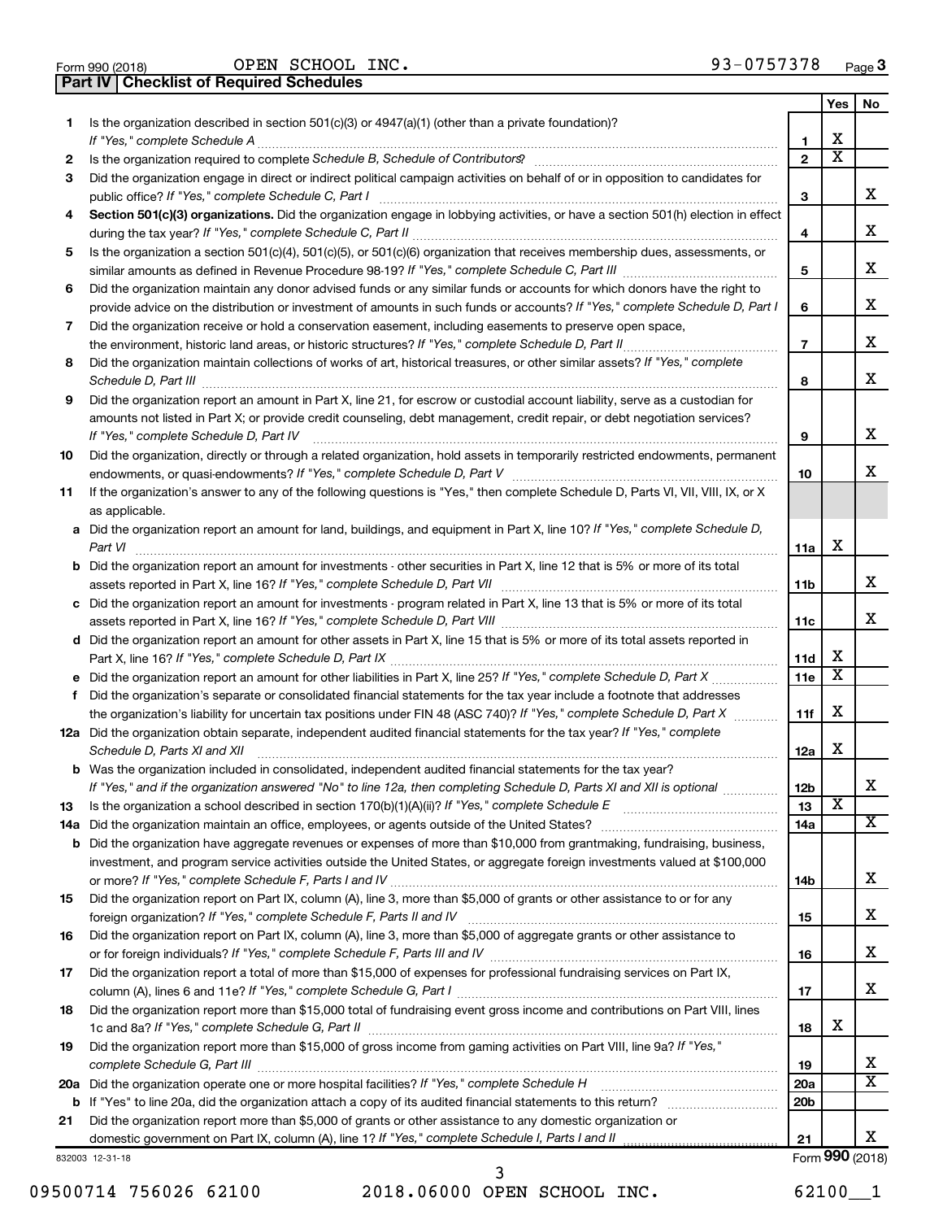Form 990 (2018) OPEN SCHOOL INC. 93-0757378 Page 3

## Part IV Checklist of Required Schedules

| | | | Yes | No |
|---|---|---|---|---|
| 1 | Is the organization described in section 501(c)(3) or 4947(a)(1) (other than a private foundation)? *If "Yes," complete Schedule A* | 1 | X | |
| 2 | Is the organization required to complete *Schedule B, Schedule of Contributors*? | 2 | X | |
| 3 | Did the organization engage in direct or indirect political campaign activities on behalf of or in opposition to candidates for public office? *If "Yes," complete Schedule C, Part I* | 3 | | X |
| 4 | **Section 501(c)(3) organizations.** Did the organization engage in lobbying activities, or have a section 501(h) election in effect during the tax year? *If "Yes," complete Schedule C, Part II* | 4 | | X |
| 5 | Is the organization a section 501(c)(4), 501(c)(5), or 501(c)(6) organization that receives membership dues, assessments, or similar amounts as defined in Revenue Procedure 98-19? *If "Yes," complete Schedule C, Part III* | 5 | | X |
| 6 | Did the organization maintain any donor advised funds or any similar funds or accounts for which donors have the right to provide advice on the distribution or investment of amounts in such funds or accounts? *If "Yes," complete Schedule D, Part I* | 6 | | X |
| 7 | Did the organization receive or hold a conservation easement, including easements to preserve open space, the environment, historic land areas, or historic structures? *If "Yes," complete Schedule D, Part II* | 7 | | X |
| 8 | Did the organization maintain collections of works of art, historical treasures, or other similar assets? *If "Yes," complete Schedule D, Part III* | 8 | | X |
| 9 | Did the organization report an amount in Part X, line 21, for escrow or custodial account liability, serve as a custodian for amounts not listed in Part X; or provide credit counseling, debt management, credit repair, or debt negotiation services? *If "Yes," complete Schedule D, Part IV* | 9 | | X |
| 10 | Did the organization, directly or through a related organization, hold assets in temporarily restricted endowments, permanent endowments, or quasi-endowments? *If "Yes," complete Schedule D, Part V* | 10 | | X |
| 11 | If the organization's answer to any of the following questions is "Yes," then complete Schedule D, Parts VI, VII, VIII, IX, or X as applicable. | | | |
| a | Did the organization report an amount for land, buildings, and equipment in Part X, line 10? *If "Yes," complete Schedule D, Part VI* | 11a | X | |
| b | Did the organization report an amount for investments - other securities in Part X, line 12 that is 5% or more of its total assets reported in Part X, line 16? *If "Yes," complete Schedule D, Part VII* | 11b | | X |
| c | Did the organization report an amount for investments - program related in Part X, line 13 that is 5% or more of its total assets reported in Part X, line 16? *If "Yes," complete Schedule D, Part VIII* | 11c | | X |
| d | Did the organization report an amount for other assets in Part X, line 15 that is 5% or more of its total assets reported in Part X, line 16? *If "Yes," complete Schedule D, Part IX* | 11d | X | |
| e | Did the organization report an amount for other liabilities in Part X, line 25? *If "Yes," complete Schedule D, Part X* | 11e | X | |
| f | Did the organization's separate or consolidated financial statements for the tax year include a footnote that addresses the organization's liability for uncertain tax positions under FIN 48 (ASC 740)? *If "Yes," complete Schedule D, Part X* | 11f | X | |
| 12a | Did the organization obtain separate, independent audited financial statements for the tax year? *If "Yes," complete Schedule D, Parts XI and XII* | 12a | X | |
| b | Was the organization included in consolidated, independent audited financial statements for the tax year? *If "Yes," and if the organization answered "No" to line 12a, then completing Schedule D, Parts XI and XII is optional* | 12b | | X |
| 13 | Is the organization a school described in section 170(b)(1)(A)(ii)? *If "Yes," complete Schedule E* | 13 | X | |
| 14a | Did the organization maintain an office, employees, or agents outside of the United States? | 14a | | X |
| b | Did the organization have aggregate revenues or expenses of more than $10,000 from grantmaking, fundraising, business, investment, and program service activities outside the United States, or aggregate foreign investments valued at $100,000 or more? *If "Yes," complete Schedule F, Parts I and IV* | 14b | | X |
| 15 | Did the organization report on Part IX, column (A), line 3, more than $5,000 of grants or other assistance to or for any foreign organization? *If "Yes," complete Schedule F, Parts II and IV* | 15 | | X |
| 16 | Did the organization report on Part IX, column (A), line 3, more than $5,000 of aggregate grants or other assistance to or for foreign individuals? *If "Yes," complete Schedule F, Parts III and IV* | 16 | | X |
| 17 | Did the organization report a total of more than $15,000 of expenses for professional fundraising services on Part IX, column (A), lines 6 and 11e? *If "Yes," complete Schedule G, Part I* | 17 | | X |
| 18 | Did the organization report more than $15,000 total of fundraising event gross income and contributions on Part VIII, lines 1c and 8a? *If "Yes," complete Schedule G, Part II* | 18 | X | |
| 19 | Did the organization report more than $15,000 of gross income from gaming activities on Part VIII, line 9a? *If "Yes," complete Schedule G, Part III* | 19 | | X |
| 20a | Did the organization operate one or more hospital facilities? *If "Yes," complete Schedule H* | 20a | | X |
| b | If "Yes" to line 20a, did the organization attach a copy of its audited financial statements to this return? | 20b | | |
| 21 | Did the organization report more than $5,000 of grants or other assistance to any domestic organization or domestic government on Part IX, column (A), line 1? *If "Yes," complete Schedule I, Parts I and II* | 21 | | X |

832003 12-31-18 Form **990** (2018)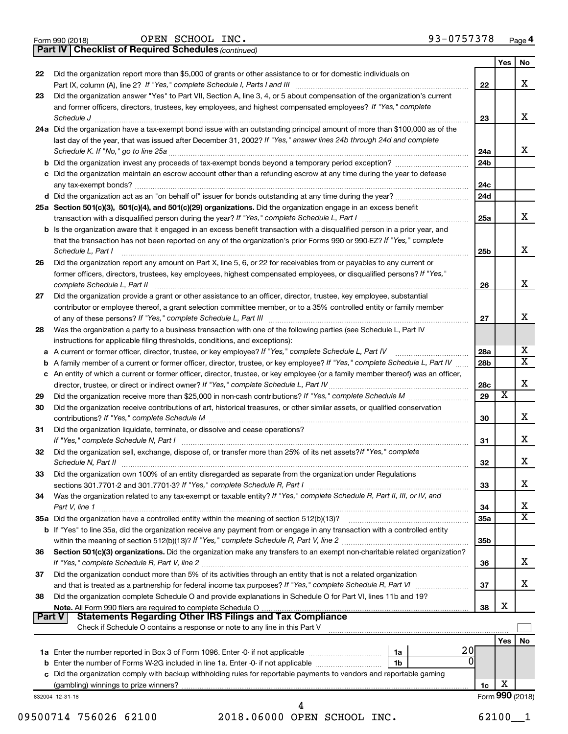Form 990 (2018) OPEN SCHOOL INC. 93-0757378 Page 4

**Part IV | Checklist of Required Schedules** *(continued)*

| | | | Yes | No |
|---|---|---|---|---|
| 22 | Did the organization report more than $5,000 of grants or other assistance to or for domestic individuals on Part IX, column (A), line 2? *If "Yes," complete Schedule I, Parts I and III* | 22 | | X |
| 23 | Did the organization answer "Yes" to Part VII, Section A, line 3, 4, or 5 about compensation of the organization's current and former officers, directors, trustees, key employees, and highest compensated employees? *If "Yes," complete Schedule J* | 23 | | X |
| 24a | Did the organization have a tax-exempt bond issue with an outstanding principal amount of more than $100,000 as of the last day of the year, that was issued after December 31, 2002? *If "Yes," answer lines 24b through 24d and complete Schedule K. If "No," go to line 25a* | 24a | | X |
| b | Did the organization invest any proceeds of tax-exempt bonds beyond a temporary period exception? | 24b | | |
| c | Did the organization maintain an escrow account other than a refunding escrow at any time during the year to defease any tax-exempt bonds? | 24c | | |
| d | Did the organization act as an "on behalf of" issuer for bonds outstanding at any time during the year? | 24d | | |
| 25a | **Section 501(c)(3), 501(c)(4), and 501(c)(29) organizations.** Did the organization engage in an excess benefit transaction with a disqualified person during the year? *If "Yes," complete Schedule L, Part I* | 25a | | X |
| b | Is the organization aware that it engaged in an excess benefit transaction with a disqualified person in a prior year, and that the transaction has not been reported on any of the organization's prior Forms 990 or 990-EZ? *If "Yes," complete Schedule L, Part I* | 25b | | X |
| 26 | Did the organization report any amount on Part X, line 5, 6, or 22 for receivables from or payables to any current or former officers, directors, trustees, key employees, highest compensated employees, or disqualified persons? *If "Yes," complete Schedule L, Part II* | 26 | | X |
| 27 | Did the organization provide a grant or other assistance to an officer, director, trustee, key employee, substantial contributor or employee thereof, a grant selection committee member, or to a 35% controlled entity or family member of any of these persons? *If "Yes," complete Schedule L, Part III* | 27 | | X |
| 28 | Was the organization a party to a business transaction with one of the following parties (see Schedule L, Part IV instructions for applicable filing thresholds, conditions, and exceptions): | | | |
| a | A current or former officer, director, trustee, or key employee? *If "Yes," complete Schedule L, Part IV* | 28a | | X |
| b | A family member of a current or former officer, director, trustee, or key employee? *If "Yes," complete Schedule L, Part IV* | 28b | | X |
| c | An entity of which a current or former officer, director, trustee, or key employee (or a family member thereof) was an officer, director, trustee, or direct or indirect owner? *If "Yes," complete Schedule L, Part IV* | 28c | | X |
| 29 | Did the organization receive more than $25,000 in non-cash contributions? *If "Yes," complete Schedule M* | 29 | X | |
| 30 | Did the organization receive contributions of art, historical treasures, or other similar assets, or qualified conservation contributions? *If "Yes," complete Schedule M* | 30 | | X |
| 31 | Did the organization liquidate, terminate, or dissolve and cease operations? *If "Yes," complete Schedule N, Part I* | 31 | | X |
| 32 | Did the organization sell, exchange, dispose of, or transfer more than 25% of its net assets? *If "Yes," complete Schedule N, Part II* | 32 | | X |
| 33 | Did the organization own 100% of an entity disregarded as separate from the organization under Regulations sections 301.7701-2 and 301.7701-3? *If "Yes," complete Schedule R, Part I* | 33 | | X |
| 34 | Was the organization related to any tax-exempt or taxable entity? *If "Yes," complete Schedule R, Part II, III, or IV, and Part V, line 1* | 34 | | X |
| 35a | Did the organization have a controlled entity within the meaning of section 512(b)(13)? | 35a | | X |
| b | If "Yes" to line 35a, did the organization receive any payment from or engage in any transaction with a controlled entity within the meaning of section 512(b)(13)? *If "Yes," complete Schedule R, Part V, line 2* | 35b | | |
| 36 | **Section 501(c)(3) organizations.** Did the organization make any transfers to an exempt non-charitable related organization? *If "Yes," complete Schedule R, Part V, line 2* | 36 | | X |
| 37 | Did the organization conduct more than 5% of its activities through an entity that is not a related organization and that is treated as a partnership for federal income tax purposes? *If "Yes," complete Schedule R, Part VI* | 37 | | X |
| 38 | Did the organization complete Schedule O and provide explanations in Schedule O for Part VI, lines 11b and 19? **Note.** All Form 990 filers are required to complete Schedule O | 38 | X | |

**Part V | Statements Regarding Other IRS Filings and Tax Compliance**

Check if Schedule O contains a response or note to any line in this Part V ☐

| | | | | | Yes | No |
|---|---|---|---|---|---|---|
| 1a | Enter the number reported in Box 3 of Form 1096. Enter -0- if not applicable | 1a | 20 | | | |
| b | Enter the number of Forms W-2G included in line 1a. Enter -0- if not applicable | 1b | 0 | | | |
| c | Did the organization comply with backup withholding rules for reportable payments to vendors and reportable gaming (gambling) winnings to prize winners? | | | 1c | X | |

832004 12-31-18 Form **990** (2018)

09500714 756026 62100 2018.06000 OPEN SCHOOL INC. 62100__1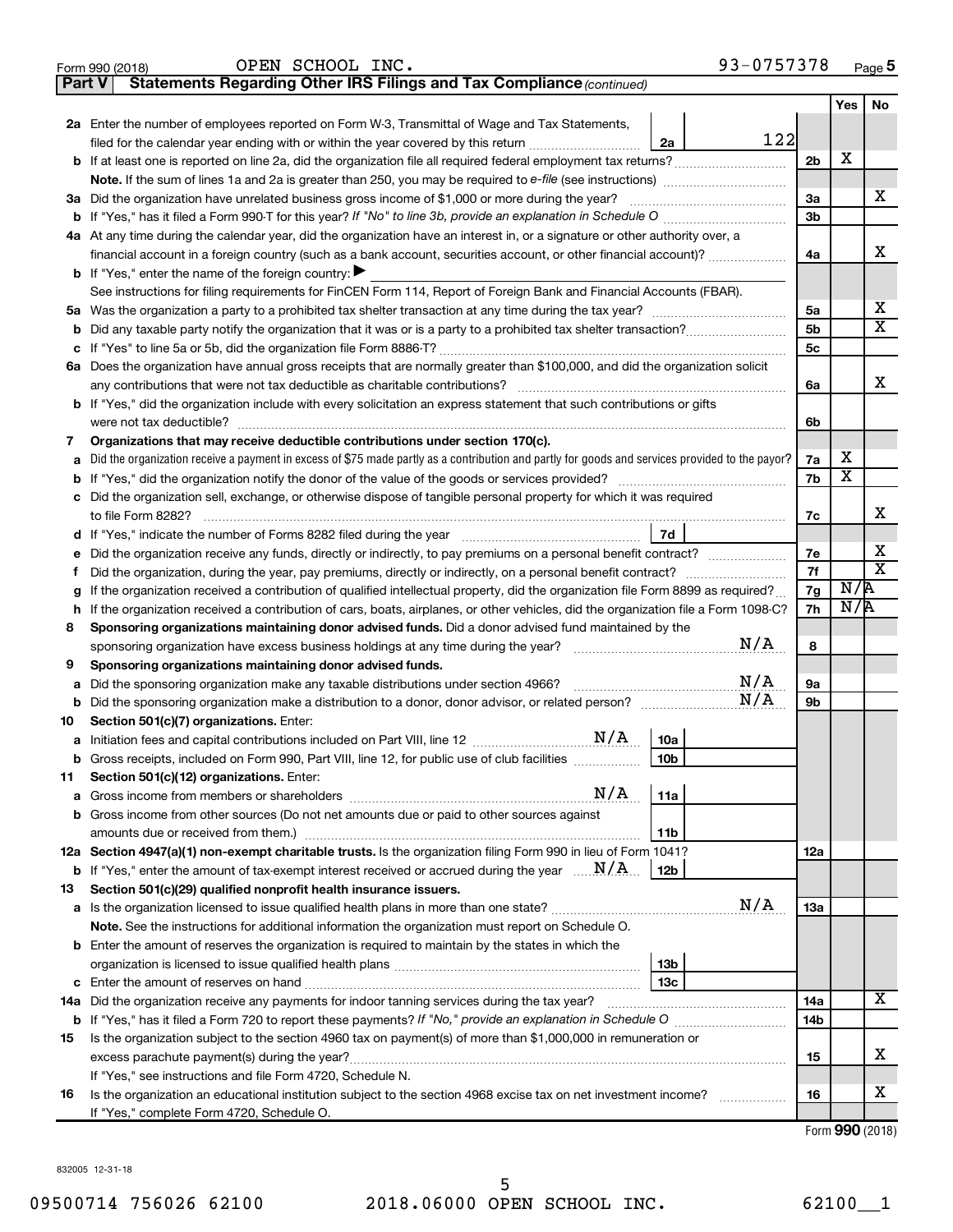Form 990 (2018) OPEN SCHOOL INC. 93-0757378 Page 5

**Part V Statements Regarding Other IRS Filings and Tax Compliance** *(continued)*

| | | | | Yes | No |
|---|---|---|---|---|---|
| **2a** | Enter the number of employees reported on Form W-3, Transmittal of Wage and Tax Statements, filed for the calendar year ending with or within the year covered by this return | 2a | 122 | | |
| **b** | If at least one is reported on line 2a, did the organization file all required federal employment tax returns? | | 2b | X | |
| | **Note.** If the sum of lines 1a and 2a is greater than 250, you may be required to *e-file* (see instructions) | | | | |
| **3a** | Did the organization have unrelated business gross income of $1,000 or more during the year? | | 3a | | X |
| **b** | If "Yes," has it filed a Form 990-T for this year? *If "No" to line 3b, provide an explanation in Schedule O* | | 3b | | |
| **4a** | At any time during the calendar year, did the organization have an interest in, or a signature or other authority over, a financial account in a foreign country (such as a bank account, securities account, or other financial account)? | | 4a | | X |
| **b** | If "Yes," enter the name of the foreign country: ▶ | | | | |
| | See instructions for filing requirements for FinCEN Form 114, Report of Foreign Bank and Financial Accounts (FBAR). | | | | |
| **5a** | Was the organization a party to a prohibited tax shelter transaction at any time during the tax year? | | 5a | | X |
| **b** | Did any taxable party notify the organization that it was or is a party to a prohibited tax shelter transaction? | | 5b | | X |
| **c** | If "Yes" to line 5a or 5b, did the organization file Form 8886-T? | | 5c | | |
| **6a** | Does the organization have annual gross receipts that are normally greater than $100,000, and did the organization solicit any contributions that were not tax deductible as charitable contributions? | | 6a | | X |
| **b** | If "Yes," did the organization include with every solicitation an express statement that such contributions or gifts were not tax deductible? | | 6b | | |
| **7** | **Organizations that may receive deductible contributions under section 170(c).** | | | | |
| **a** | Did the organization receive a payment in excess of $75 made partly as a contribution and partly for goods and services provided to the payor? | | 7a | X | |
| **b** | If "Yes," did the organization notify the donor of the value of the goods or services provided? | | 7b | X | |
| **c** | Did the organization sell, exchange, or otherwise dispose of tangible personal property for which it was required to file Form 8282? | | 7c | | X |
| **d** | If "Yes," indicate the number of Forms 8282 filed during the year | 7d | | | |
| **e** | Did the organization receive any funds, directly or indirectly, to pay premiums on a personal benefit contract? | | 7e | | X |
| **f** | Did the organization, during the year, pay premiums, directly or indirectly, on a personal benefit contract? | | 7f | | X |
| **g** | If the organization received a contribution of qualified intellectual property, did the organization file Form 8899 as required? | | 7g | N/A | |
| **h** | If the organization received a contribution of cars, boats, airplanes, or other vehicles, did the organization file a Form 1098-C? | | 7h | N/A | |
| **8** | **Sponsoring organizations maintaining donor advised funds.** Did a donor advised fund maintained by the sponsoring organization have excess business holdings at any time during the year? N/A | | 8 | | |
| **9** | **Sponsoring organizations maintaining donor advised funds.** | | | | |
| **a** | Did the sponsoring organization make any taxable distributions under section 4966? N/A | | 9a | | |
| **b** | Did the sponsoring organization make a distribution to a donor, donor advisor, or related person? N/A | | 9b | | |
| **10** | **Section 501(c)(7) organizations.** Enter: | | | | |
| **a** | Initiation fees and capital contributions included on Part VIII, line 12 N/A | 10a | | | |
| **b** | Gross receipts, included on Form 990, Part VIII, line 12, for public use of club facilities | 10b | | | |
| **11** | **Section 501(c)(12) organizations.** Enter: | | | | |
| **a** | Gross income from members or shareholders N/A | 11a | | | |
| **b** | Gross income from other sources (Do not net amounts due or paid to other sources against amounts due or received from them.) | 11b | | | |
| **12a** | **Section 4947(a)(1) non-exempt charitable trusts.** Is the organization filing Form 990 in lieu of Form 1041? | | 12a | | |
| **b** | If "Yes," enter the amount of tax-exempt interest received or accrued during the year N/A | 12b | | | |
| **13** | **Section 501(c)(29) qualified nonprofit health insurance issuers.** | | | | |
| **a** | Is the organization licensed to issue qualified health plans in more than one state? N/A | | 13a | | |
| | **Note.** See the instructions for additional information the organization must report on Schedule O. | | | | |
| **b** | Enter the amount of reserves the organization is required to maintain by the states in which the organization is licensed to issue qualified health plans | 13b | | | |
| **c** | Enter the amount of reserves on hand | 13c | | | |
| **14a** | Did the organization receive any payments for indoor tanning services during the tax year? | | 14a | | X |
| **b** | If "Yes," has it filed a Form 720 to report these payments? *If "No," provide an explanation in Schedule O* | | 14b | | |
| **15** | Is the organization subject to the section 4960 tax on payment(s) of more than $1,000,000 in remuneration or excess parachute payment(s) during the year? | | 15 | | X |
| | If "Yes," see instructions and file Form 4720, Schedule N. | | | | |
| **16** | Is the organization an educational institution subject to the section 4968 excise tax on net investment income? | | 16 | | X |
| | If "Yes," complete Form 4720, Schedule O. | | | | |

Form **990** (2018)

832005 12-31-18

09500714 756026 62100 2018.06000 OPEN SCHOOL INC. 62100__1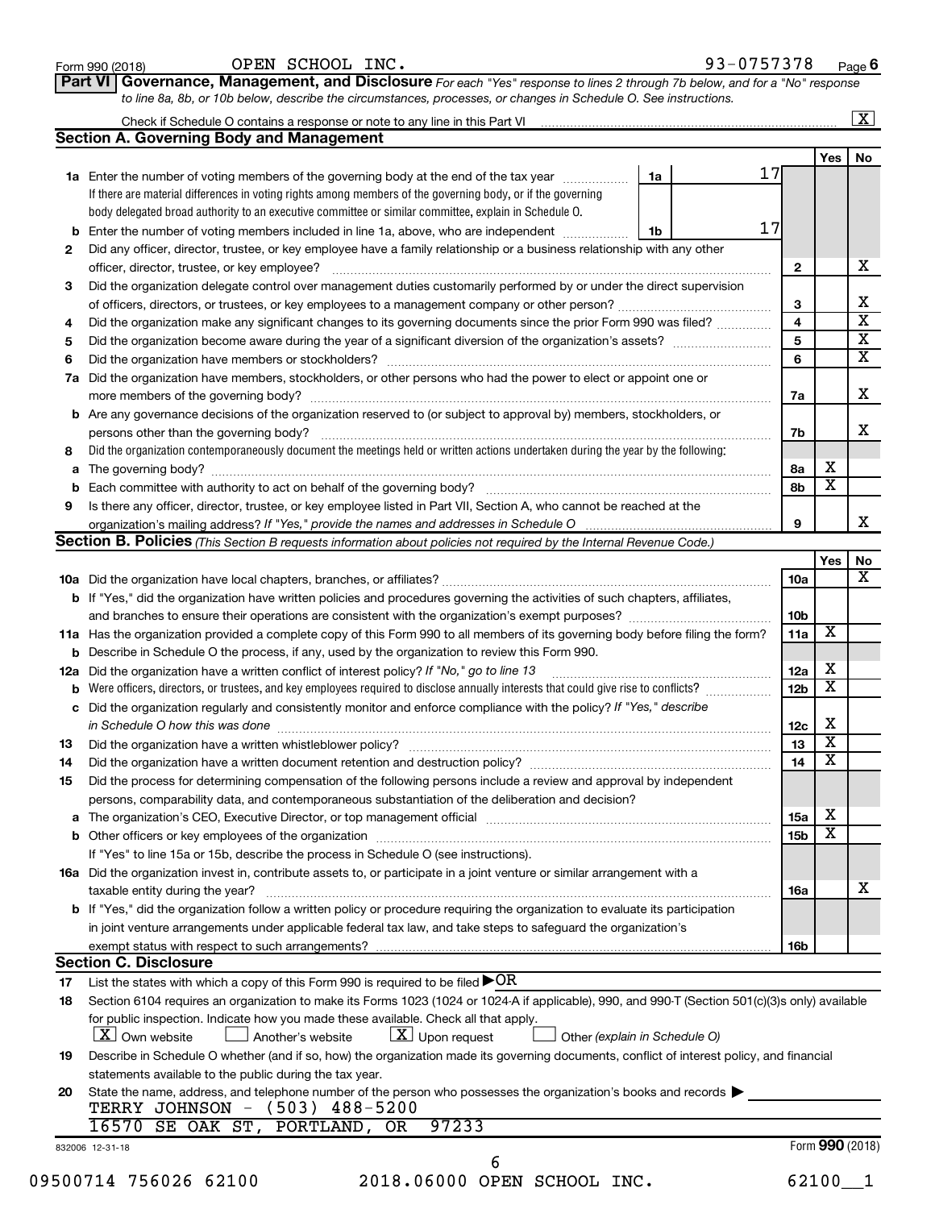Form 990 (2018) OPEN SCHOOL INC. 93-0757378 Page 6

**Part VI Governance, Management, and Disclosure** *For each "Yes" response to lines 2 through 7b below, and for a "No" response to line 8a, 8b, or 10b below, describe the circumstances, processes, or changes in Schedule O. See instructions.*

Check if Schedule O contains a response or note to any line in this Part VI ..... [X]

## Section A. Governing Body and Management

| | | | | Yes | No |
|---|---|---|---|---|---|
| **1a** | Enter the number of voting members of the governing body at the end of the tax year ..... **1a** | 17 | | | |
| | If there are material differences in voting rights among members of the governing body, or if the governing body delegated broad authority to an executive committee or similar committee, explain in Schedule O. | | | | |
| **b** | Enter the number of voting members included in line 1a, above, who are independent ..... **1b** | 17 | | | |
| **2** | Did any officer, director, trustee, or key employee have a family relationship or a business relationship with any other officer, director, trustee, or key employee? | | **2** | | X |
| **3** | Did the organization delegate control over management duties customarily performed by or under the direct supervision of officers, directors, or trustees, or key employees to a management company or other person? | | **3** | | X |
| **4** | Did the organization make any significant changes to its governing documents since the prior Form 990 was filed? | | **4** | | X |
| **5** | Did the organization become aware during the year of a significant diversion of the organization's assets? | | **5** | | X |
| **6** | Did the organization have members or stockholders? | | **6** | | X |
| **7a** | Did the organization have members, stockholders, or other persons who had the power to elect or appoint one or more members of the governing body? | | **7a** | | X |
| **b** | Are any governance decisions of the organization reserved to (or subject to approval by) members, stockholders, or persons other than the governing body? | | **7b** | | X |
| **8** | Did the organization contemporaneously document the meetings held or written actions undertaken during the year by the following: | | | | |
| **a** | The governing body? | | **8a** | X | |
| **b** | Each committee with authority to act on behalf of the governing body? | | **8b** | X | |
| **9** | Is there any officer, director, trustee, or key employee listed in Part VII, Section A, who cannot be reached at the organization's mailing address? *If "Yes," provide the names and addresses in Schedule O* | | **9** | | X |

## Section B. Policies *(This Section B requests information about policies not required by the Internal Revenue Code.)*

| | | | Yes | No |
|---|---|---|---|---|
| **10a** | Did the organization have local chapters, branches, or affiliates? | **10a** | | X |
| **b** | If "Yes," did the organization have written policies and procedures governing the activities of such chapters, affiliates, and branches to ensure their operations are consistent with the organization's exempt purposes? | **10b** | | |
| **11a** | Has the organization provided a complete copy of this Form 990 to all members of its governing body before filing the form? | **11a** | X | |
| **b** | Describe in Schedule O the process, if any, used by the organization to review this Form 990. | | | |
| **12a** | Did the organization have a written conflict of interest policy? *If "No," go to line 13* | **12a** | X | |
| **b** | Were officers, directors, or trustees, and key employees required to disclose annually interests that could give rise to conflicts? | **12b** | X | |
| **c** | Did the organization regularly and consistently monitor and enforce compliance with the policy? *If "Yes," describe in Schedule O how this was done* | **12c** | X | |
| **13** | Did the organization have a written whistleblower policy? | **13** | X | |
| **14** | Did the organization have a written document retention and destruction policy? | **14** | X | |
| **15** | Did the process for determining compensation of the following persons include a review and approval by independent persons, comparability data, and contemporaneous substantiation of the deliberation and decision? | | | |
| **a** | The organization's CEO, Executive Director, or top management official | **15a** | X | |
| **b** | Other officers or key employees of the organization | **15b** | X | |
| | If "Yes" to line 15a or 15b, describe the process in Schedule O (see instructions). | | | |
| **16a** | Did the organization invest in, contribute assets to, or participate in a joint venture or similar arrangement with a taxable entity during the year? | **16a** | | X |
| **b** | If "Yes," did the organization follow a written policy or procedure requiring the organization to evaluate its participation in joint venture arrangements under applicable federal tax law, and take steps to safeguard the organization's exempt status with respect to such arrangements? | **16b** | | |

## Section C. Disclosure

**17** List the states with which a copy of this Form 990 is required to be filed ▶ OR

**18** Section 6104 requires an organization to make its Forms 1023 (1024 or 1024-A if applicable), 990, and 990-T (Section 501(c)(3)s only) available for public inspection. Indicate how you made these available. Check all that apply.

[X] Own website [ ] Another's website [X] Upon request [ ] Other *(explain in Schedule O)*

**19** Describe in Schedule O whether (and if so, how) the organization made its governing documents, conflict of interest policy, and financial statements available to the public during the tax year.

**20** State the name, address, and telephone number of the person who possesses the organization's books and records ▶

TERRY JOHNSON - (503) 488-5200
16570 SE OAK ST, PORTLAND, OR 97233

832006 12-31-18 Form **990** (2018)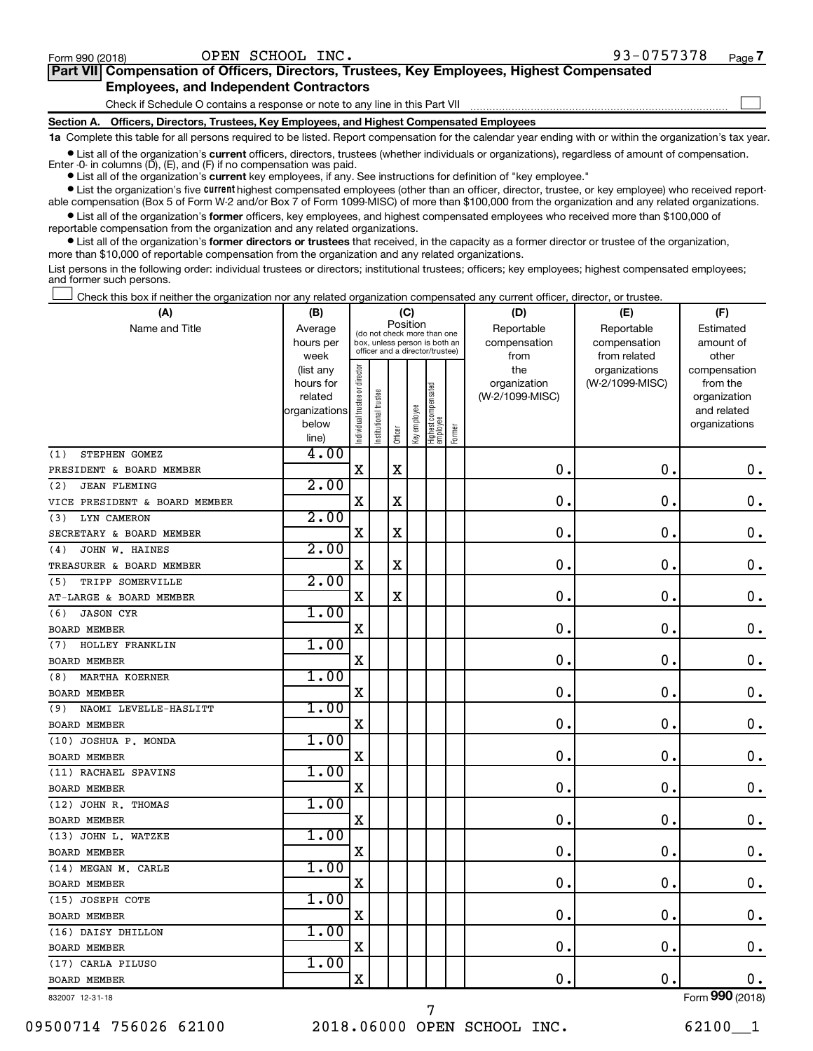Form 990 (2018) OPEN SCHOOL INC. 93-0757378 Page 7

## Part VII Compensation of Officers, Directors, Trustees, Key Employees, Highest Compensated Employees, and Independent Contractors

Check if Schedule O contains a response or note to any line in this Part VII ☐

### Section A. Officers, Directors, Trustees, Key Employees, and Highest Compensated Employees

**1a** Complete this table for all persons required to be listed. Report compensation for the calendar year ending with or within the organization's tax year.

- List all of the organization's **current** officers, directors, trustees (whether individuals or organizations), regardless of amount of compensation. Enter -0- in columns (D), (E), and (F) if no compensation was paid.
- List all of the organization's **current** key employees, if any. See instructions for definition of "key employee."
- List the organization's five **current** highest compensated employees (other than an officer, director, trustee, or key employee) who received reportable compensation (Box 5 of Form W-2 and/or Box 7 of Form 1099-MISC) of more than $100,000 from the organization and any related organizations.
- List all of the organization's **former** officers, key employees, and highest compensated employees who received more than $100,000 of reportable compensation from the organization and any related organizations.
- List all of the organization's **former directors or trustees** that received, in the capacity as a former director or trustee of the organization, more than $10,000 of reportable compensation from the organization and any related organizations.

List persons in the following order: individual trustees or directors; institutional trustees; officers; key employees; highest compensated employees; and former such persons.

☐ Check this box if neither the organization nor any related organization compensated any current officer, director, or trustee.

| (A) Name and Title | (B) Average hours per week (list any hours for related organizations below line) | (C) Position: Individual trustee or director | Institutional trustee | Officer | Key employee | Highest compensated employee | Former | (D) Reportable compensation from the organization (W-2/1099-MISC) | (E) Reportable compensation from related organizations (W-2/1099-MISC) | (F) Estimated amount of other compensation from the organization and related organizations |
|---|---|---|---|---|---|---|---|---|---|---|
| (1) STEPHEN GOMEZ<br>PRESIDENT & BOARD MEMBER | 4.00 | X | | X | | | | 0. | 0. | 0. |
| (2) JEAN FLEMING<br>VICE PRESIDENT & BOARD MEMBER | 2.00 | X | | X | | | | 0. | 0. | 0. |
| (3) LYN CAMERON<br>SECRETARY & BOARD MEMBER | 2.00 | X | | X | | | | 0. | 0. | 0. |
| (4) JOHN W. HAINES<br>TREASURER & BOARD MEMBER | 2.00 | X | | X | | | | 0. | 0. | 0. |
| (5) TRIPP SOMERVILLE<br>AT-LARGE & BOARD MEMBER | 2.00 | X | | X | | | | 0. | 0. | 0. |
| (6) JASON CYR<br>BOARD MEMBER | 1.00 | X | | | | | | 0. | 0. | 0. |
| (7) HOLLEY FRANKLIN<br>BOARD MEMBER | 1.00 | X | | | | | | 0. | 0. | 0. |
| (8) MARTHA KOERNER<br>BOARD MEMBER | 1.00 | X | | | | | | 0. | 0. | 0. |
| (9) NAOMI LEVELLE-HASLITT<br>BOARD MEMBER | 1.00 | X | | | | | | 0. | 0. | 0. |
| (10) JOSHUA P. MONDA<br>BOARD MEMBER | 1.00 | X | | | | | | 0. | 0. | 0. |
| (11) RACHAEL SPAVINS<br>BOARD MEMBER | 1.00 | X | | | | | | 0. | 0. | 0. |
| (12) JOHN R. THOMAS<br>BOARD MEMBER | 1.00 | X | | | | | | 0. | 0. | 0. |
| (13) JOHN L. WATZKE<br>BOARD MEMBER | 1.00 | X | | | | | | 0. | 0. | 0. |
| (14) MEGAN M. CARLE<br>BOARD MEMBER | 1.00 | X | | | | | | 0. | 0. | 0. |
| (15) JOSEPH COTE<br>BOARD MEMBER | 1.00 | X | | | | | | 0. | 0. | 0. |
| (16) DAISY DHILLON<br>BOARD MEMBER | 1.00 | X | | | | | | 0. | 0. | 0. |
| (17) CARLA PILUSO<br>BOARD MEMBER | 1.00 | X | | | | | | 0. | 0. | 0. |

832007 12-31-18 Form 990 (2018)

09500714 756026 62100 2018.06000 OPEN SCHOOL INC. 62100__1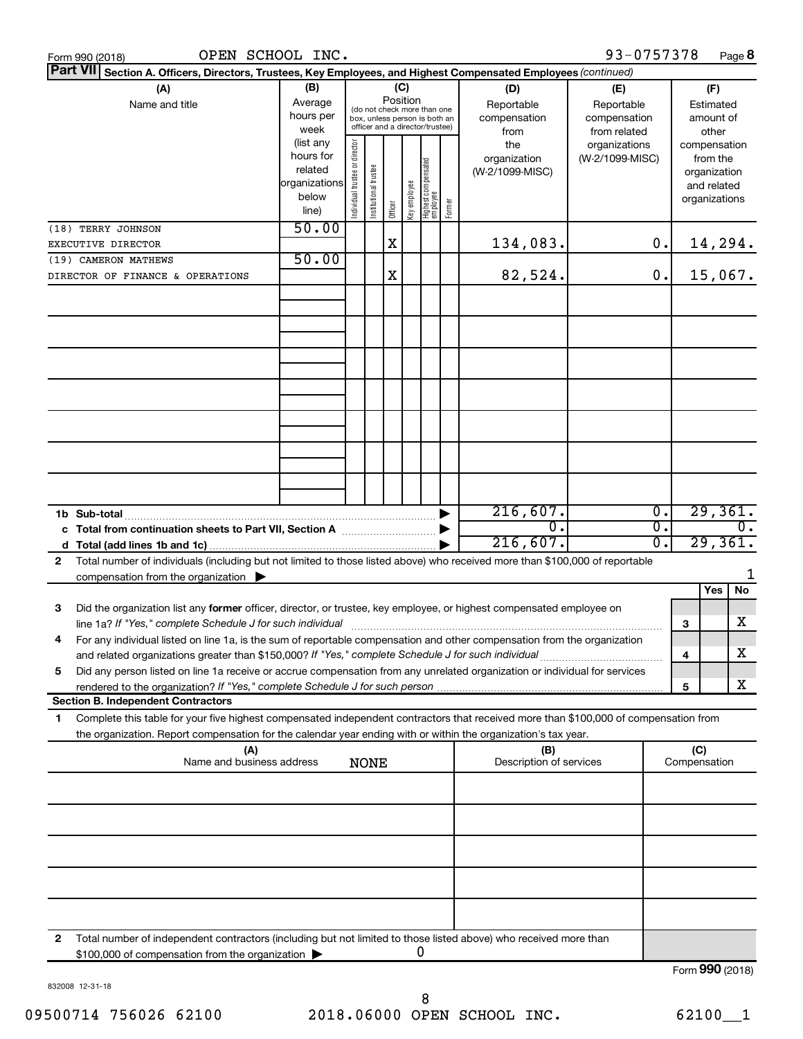Form 990 (2018) OPEN SCHOOL INC. 93-0757378 Page **8**

**Part VII** **Section A. Officers, Directors, Trustees, Key Employees, and Highest Compensated Employees** *(continued)*

| (A) Name and title | (B) Average hours per week (list any hours for related organizations below line) | (C) Position: Individual trustee or director | Institutional trustee | Officer | Key employee | Highest compensated employee | Former | (D) Reportable compensation from the organization (W-2/1099-MISC) | (E) Reportable compensation from related organizations (W-2/1099-MISC) | (F) Estimated amount of other compensation from the organization and related organizations |
|---|---|---|---|---|---|---|---|---|---|---|
| (18) TERRY JOHNSON<br>EXECUTIVE DIRECTOR | 50.00 | | | X | | | | 134,083. | 0. | 14,294. |
| (19) CAMERON MATHEWS<br>DIRECTOR OF FINANCE & OPERATIONS | 50.00 | | | X | | | | 82,524. | 0. | 15,067. |
| | | | | | | | | | | |
| | | | | | | | | | | |
| | | | | | | | | | | |
| | | | | | | | | | | |
| | | | | | | | | | | |
| | | | | | | | | | | |
| | | | | | | | | | | |
| **1b Sub-total** | | | | | | | | 216,607. | 0. | 29,361. |
| **c Total from continuation sheets to Part VII, Section A** | | | | | | | | 0. | 0. | 0. |
| **d Total (add lines 1b and 1c)** | | | | | | | | 216,607. | 0. | 29,361. |

**2** Total number of individuals (including but not limited to those listed above) who received more than $100,000 of reportable compensation from the organization ▶ 1

| | | Yes | No |
|---|---|---|---|
| **3** Did the organization list any **former** officer, director, or trustee, key employee, or highest compensated employee on line 1a? *If "Yes," complete Schedule J for such individual* | 3 | | X |
| **4** For any individual listed on line 1a, is the sum of reportable compensation and other compensation from the organization and related organizations greater than $150,000? *If "Yes," complete Schedule J for such individual* | 4 | | X |
| **5** Did any person listed on line 1a receive or accrue compensation from any unrelated organization or individual for services rendered to the organization? *If "Yes," complete Schedule J for such person* | 5 | | X |

**Section B. Independent Contractors**

**1** Complete this table for your five highest compensated independent contractors that received more than $100,000 of compensation from the organization. Report compensation for the calendar year ending with or within the organization's tax year.

| (A) Name and business address | (B) Description of services | (C) Compensation |
|---|---|---|
| NONE | | |
| | | |
| | | |
| | | |
| | | |

**2** Total number of independent contractors (including but not limited to those listed above) who received more than $100,000 of compensation from the organization ▶ 0

Form **990** (2018)

832008 12-31-18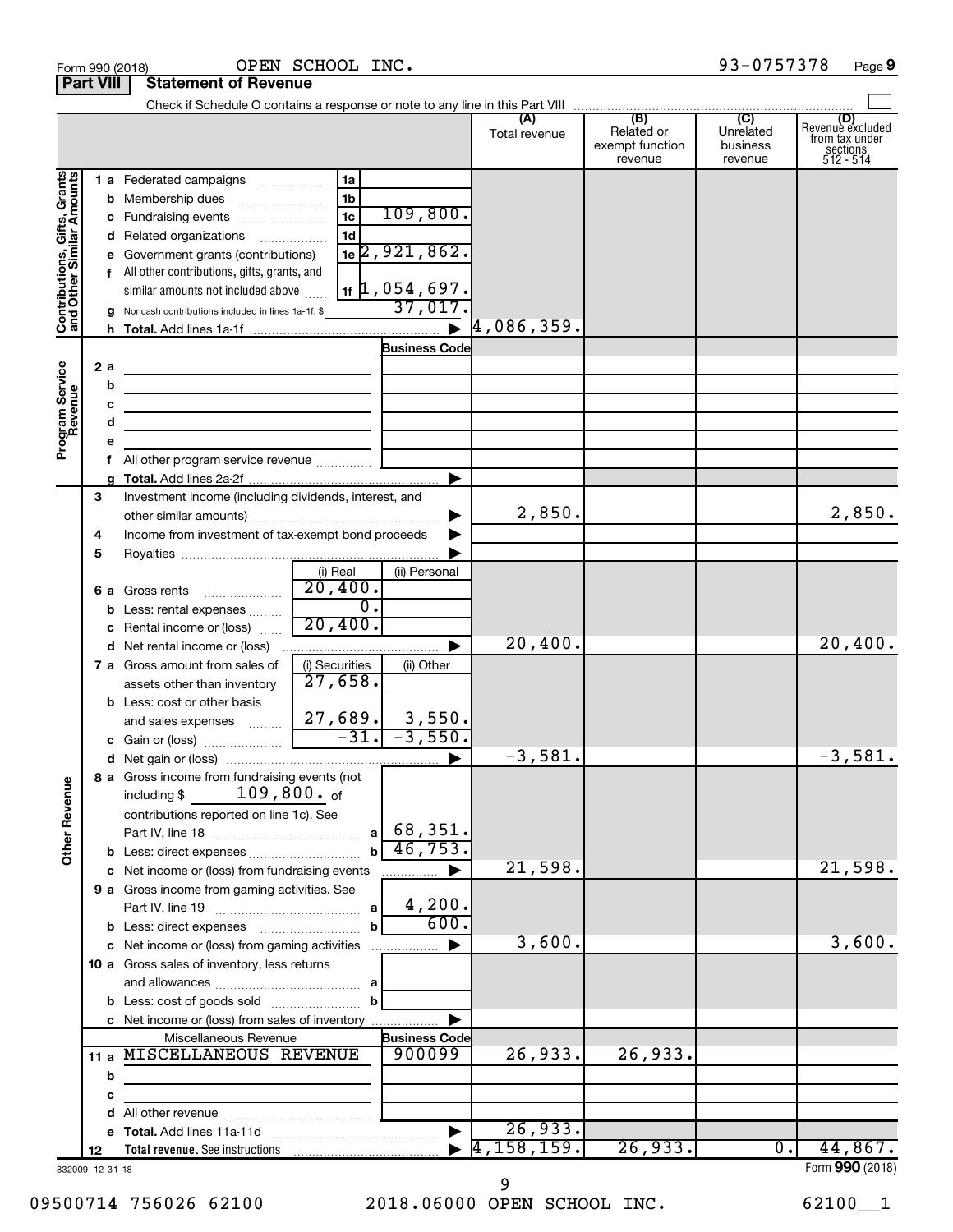Form 990 (2018) OPEN SCHOOL INC. 93-0757378 Page **9**

**Part VIII Statement of Revenue**

Check if Schedule O contains a response or note to any line in this Part VIII

| | | | (A) Total revenue | (B) Related or exempt function revenue | (C) Unrelated business revenue | (D) Revenue excluded from tax under sections 512 - 514 |
|---|---|---|---|---|---|---|
| **Contributions, Gifts, Grants and Other Similar Amounts** | 1 a Federated campaigns | 1a | | | | |
| | b Membership dues | 1b | | | | |
| | c Fundraising events | 1c 109,800. | | | | |
| | d Related organizations | 1d | | | | |
| | e Government grants (contributions) | 1e 2,921,862. | | | | |
| | f All other contributions, gifts, grants, and similar amounts not included above | 1f 1,054,697. | | | | |
| | g Noncash contributions included in lines 1a-1f: $ | 37,017. | | | | |
| | h **Total.** Add lines 1a-1f | ▶ | 4,086,359. | | | |
| **Program Service Revenue** | | Business Code | | | | |
| | 2 a | | | | | |
| | b | | | | | |
| | c | | | | | |
| | d | | | | | |
| | e | | | | | |
| | f All other program service revenue | | | | | |
| | g **Total.** Add lines 2a-2f | ▶ | | | | |
| **Other Revenue** | 3 Investment income (including dividends, interest, and other similar amounts) | ▶ | 2,850. | | | 2,850. |
| | 4 Income from investment of tax-exempt bond proceeds | ▶ | | | | |
| | 5 Royalties | ▶ | | | | |
| | | (i) Real / (ii) Personal | | | | |
| | 6 a Gross rents | 20,400. / | | | | |
| | b Less: rental expenses | 0. / | | | | |
| | c Rental income or (loss) | 20,400. / | | | | |
| | d Net rental income or (loss) | ▶ | 20,400. | | | 20,400. |
| | 7 a Gross amount from sales of assets other than inventory | (i) Securities 27,658. / (ii) Other | | | | |
| | b Less: cost or other basis and sales expenses | 27,689. / 3,550. | | | | |
| | c Gain or (loss) | -31. / -3,550. | | | | |
| | d Net gain or (loss) | ▶ | -3,581. | | | -3,581. |
| | 8 a Gross income from fundraising events (not including $ 109,800. of contributions reported on line 1c). See Part IV, line 18 | a 68,351. | | | | |
| | b Less: direct expenses | b 46,753. | | | | |
| | c Net income or (loss) from fundraising events | ▶ | 21,598. | | | 21,598. |
| | 9 a Gross income from gaming activities. See Part IV, line 19 | a 4,200. | | | | |
| | b Less: direct expenses | b 600. | | | | |
| | c Net income or (loss) from gaming activities | ▶ | 3,600. | | | 3,600. |
| | 10 a Gross sales of inventory, less returns and allowances | a | | | | |
| | b Less: cost of goods sold | b | | | | |
| | c Net income or (loss) from sales of inventory | ▶ | | | | |
| | Miscellaneous Revenue | Business Code | | | | |
| | 11 a MISCELLANEOUS REVENUE | 900099 | 26,933. | 26,933. | | |
| | b | | | | | |
| | c | | | | | |
| | d All other revenue | | | | | |
| | e **Total.** Add lines 11a-11d | ▶ | 26,933. | | | |
| | 12 **Total revenue.** See instructions | ▶ | 4,158,159. | 26,933. | 0. | 44,867. |

832009 12-31-18 Form **990** (2018)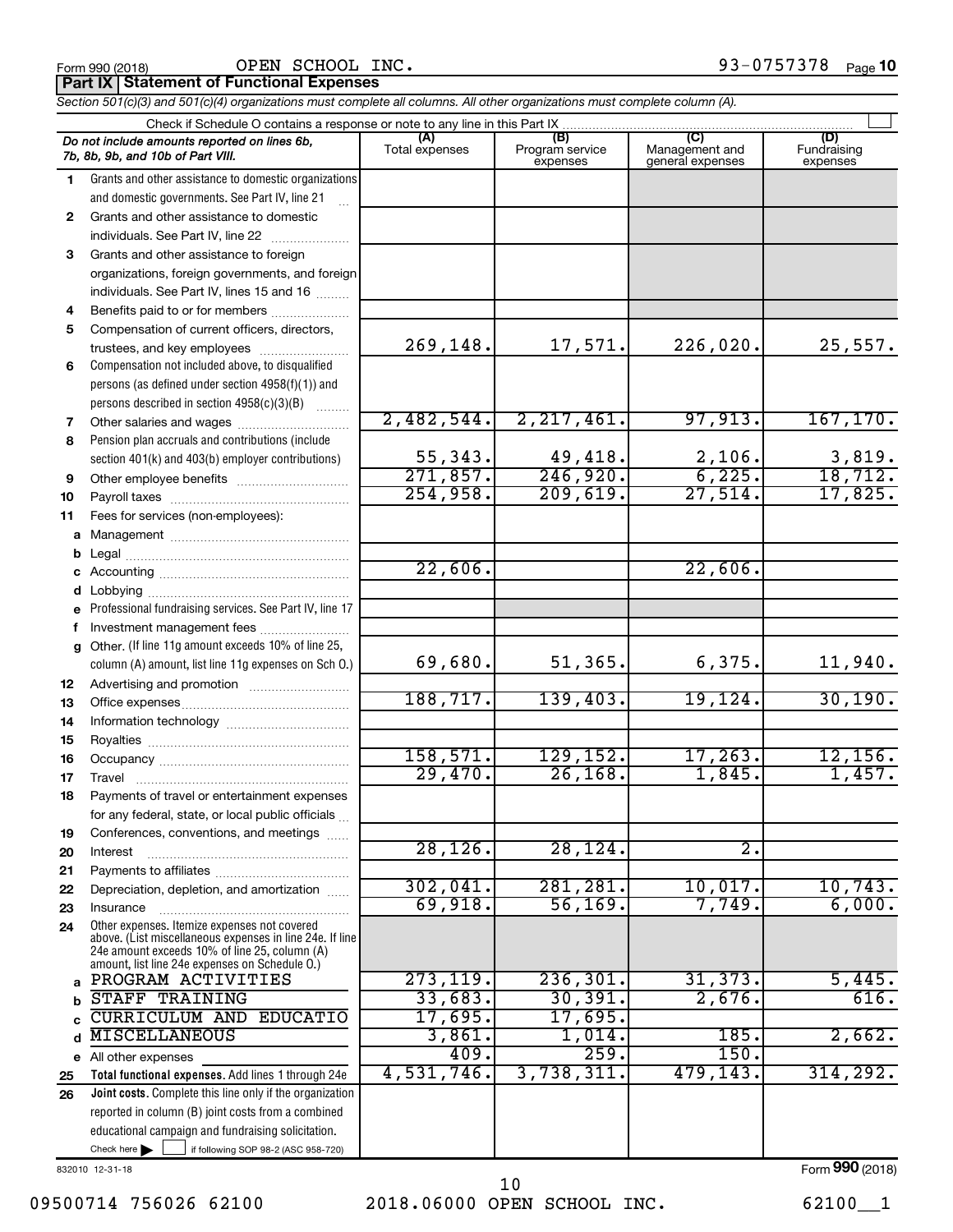Form 990 (2018) OPEN SCHOOL INC. 93-0757378 Page 10

**Part IX | Statement of Functional Expenses**

*Section 501(c)(3) and 501(c)(4) organizations must complete all columns. All other organizations must complete column (A).*

Check if Schedule O contains a response or note to any line in this Part IX ☐

| *Do not include amounts reported on lines 6b, 7b, 8b, 9b, and 10b of Part VIII.* | (A) Total expenses | (B) Program service expenses | (C) Management and general expenses | (D) Fundraising expenses |
|---|---|---|---|---|
| 1 Grants and other assistance to domestic organizations and domestic governments. See Part IV, line 21 | | | | |
| 2 Grants and other assistance to domestic individuals. See Part IV, line 22 | | | | |
| 3 Grants and other assistance to foreign organizations, foreign governments, and foreign individuals. See Part IV, lines 15 and 16 | | | | |
| 4 Benefits paid to or for members | | | | |
| 5 Compensation of current officers, directors, trustees, and key employees | 269,148. | 17,571. | 226,020. | 25,557. |
| 6 Compensation not included above, to disqualified persons (as defined under section 4958(f)(1)) and persons described in section 4958(c)(3)(B) | | | | |
| 7 Other salaries and wages | 2,482,544. | 2,217,461. | 97,913. | 167,170. |
| 8 Pension plan accruals and contributions (include section 401(k) and 403(b) employer contributions) | 55,343. | 49,418. | 2,106. | 3,819. |
| 9 Other employee benefits | 271,857. | 246,920. | 6,225. | 18,712. |
| 10 Payroll taxes | 254,958. | 209,619. | 27,514. | 17,825. |
| 11 Fees for services (non-employees): | | | | |
| a Management | | | | |
| b Legal | | | | |
| c Accounting | 22,606. | | 22,606. | |
| d Lobbying | | | | |
| e Professional fundraising services. See Part IV, line 17 | | | | |
| f Investment management fees | | | | |
| g Other. (If line 11g amount exceeds 10% of line 25, column (A) amount, list line 11g expenses on Sch O.) | 69,680. | 51,365. | 6,375. | 11,940. |
| 12 Advertising and promotion | | | | |
| 13 Office expenses | 188,717. | 139,403. | 19,124. | 30,190. |
| 14 Information technology | | | | |
| 15 Royalties | | | | |
| 16 Occupancy | 158,571. | 129,152. | 17,263. | 12,156. |
| 17 Travel | 29,470. | 26,168. | 1,845. | 1,457. |
| 18 Payments of travel or entertainment expenses for any federal, state, or local public officials | | | | |
| 19 Conferences, conventions, and meetings | | | | |
| 20 Interest | 28,126. | 28,124. | 2. | |
| 21 Payments to affiliates | | | | |
| 22 Depreciation, depletion, and amortization | 302,041. | 281,281. | 10,017. | 10,743. |
| 23 Insurance | 69,918. | 56,169. | 7,749. | 6,000. |
| 24 Other expenses. Itemize expenses not covered above. (List miscellaneous expenses in line 24e. If line 24e amount exceeds 10% of line 25, column (A) amount, list line 24e expenses on Schedule O.) | | | | |
| a PROGRAM ACTIVITIES | 273,119. | 236,301. | 31,373. | 5,445. |
| b STAFF TRAINING | 33,683. | 30,391. | 2,676. | 616. |
| c CURRICULUM AND EDUCATIO | 17,695. | 17,695. | | |
| d MISCELLANEOUS | 3,861. | 1,014. | 185. | 2,662. |
| e All other expenses | 409. | 259. | 150. | |
| 25 **Total functional expenses.** Add lines 1 through 24e | 4,531,746. | 3,738,311. | 479,143. | 314,292. |
| 26 **Joint costs.** Complete this line only if the organization reported in column (B) joint costs from a combined educational campaign and fundraising solicitation. Check here ☐ if following SOP 98-2 (ASC 958-720) | | | | |

832010 12-31-18 Form **990** (2018)

09500714 756026 62100 2018.06000 OPEN SCHOOL INC. 62100__1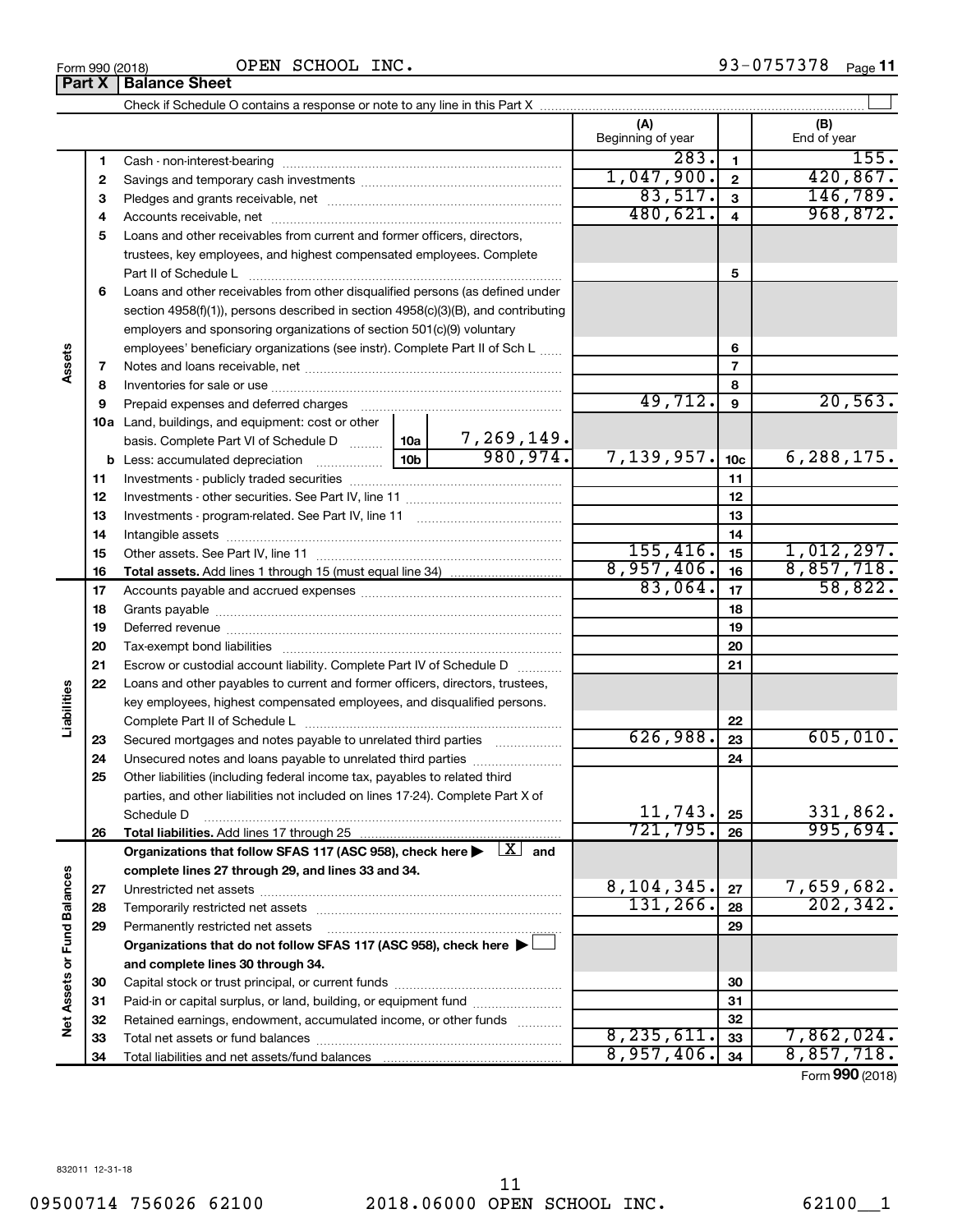Form 990 (2018) OPEN SCHOOL INC. 93-0757378 Page 11

## Part X Balance Sheet

Check if Schedule O contains a response or note to any line in this Part X

| | | | | (A) Beginning of year | | (B) End of year |
|---|---|---|---|---|---|---|
| Assets | 1 | Cash - non-interest-bearing | | 283. | 1 | 155. |
| | 2 | Savings and temporary cash investments | | 1,047,900. | 2 | 420,867. |
| | 3 | Pledges and grants receivable, net | | 83,517. | 3 | 146,789. |
| | 4 | Accounts receivable, net | | 480,621. | 4 | 968,872. |
| | 5 | Loans and other receivables from current and former officers, directors, trustees, key employees, and highest compensated employees. Complete Part II of Schedule L | | | 5 | |
| | 6 | Loans and other receivables from other disqualified persons (as defined under section 4958(f)(1)), persons described in section 4958(c)(3)(B), and contributing employers and sponsoring organizations of section 501(c)(9) voluntary employees' beneficiary organizations (see instr). Complete Part II of Sch L | | | 6 | |
| | 7 | Notes and loans receivable, net | | | 7 | |
| | 8 | Inventories for sale or use | | | 8 | |
| | 9 | Prepaid expenses and deferred charges | | 49,712. | 9 | 20,563. |
| | 10a | Land, buildings, and equipment: cost or other basis. Complete Part VI of Schedule D | 10a: 7,269,149. | | | |
| | b | Less: accumulated depreciation | 10b: 980,974. | 7,139,957. | 10c | 6,288,175. |
| | 11 | Investments - publicly traded securities | | | 11 | |
| | 12 | Investments - other securities. See Part IV, line 11 | | | 12 | |
| | 13 | Investments - program-related. See Part IV, line 11 | | | 13 | |
| | 14 | Intangible assets | | | 14 | |
| | 15 | Other assets. See Part IV, line 11 | | 155,416. | 15 | 1,012,297. |
| | 16 | **Total assets.** Add lines 1 through 15 (must equal line 34) | | 8,957,406. | 16 | 8,857,718. |
| Liabilities | 17 | Accounts payable and accrued expenses | | 83,064. | 17 | 58,822. |
| | 18 | Grants payable | | | 18 | |
| | 19 | Deferred revenue | | | 19 | |
| | 20 | Tax-exempt bond liabilities | | | 20 | |
| | 21 | Escrow or custodial account liability. Complete Part IV of Schedule D | | | 21 | |
| | 22 | Loans and other payables to current and former officers, directors, trustees, key employees, highest compensated employees, and disqualified persons. Complete Part II of Schedule L | | | 22 | |
| | 23 | Secured mortgages and notes payable to unrelated third parties | | 626,988. | 23 | 605,010. |
| | 24 | Unsecured notes and loans payable to unrelated third parties | | | 24 | |
| | 25 | Other liabilities (including federal income tax, payables to related third parties, and other liabilities not included on lines 17-24). Complete Part X of Schedule D | | 11,743. | 25 | 331,862. |
| | 26 | **Total liabilities.** Add lines 17 through 25 | | 721,795. | 26 | 995,694. |
| Net Assets or Fund Balances | | **Organizations that follow SFAS 117 (ASC 958), check here ▶ [X] and complete lines 27 through 29, and lines 33 and 34.** | | | | |
| | 27 | Unrestricted net assets | | 8,104,345. | 27 | 7,659,682. |
| | 28 | Temporarily restricted net assets | | 131,266. | 28 | 202,342. |
| | 29 | Permanently restricted net assets | | | 29 | |
| | | **Organizations that do not follow SFAS 117 (ASC 958), check here ▶ [ ] and complete lines 30 through 34.** | | | | |
| | 30 | Capital stock or trust principal, or current funds | | | 30 | |
| | 31 | Paid-in or capital surplus, or land, building, or equipment fund | | | 31 | |
| | 32 | Retained earnings, endowment, accumulated income, or other funds | | | 32 | |
| | 33 | Total net assets or fund balances | | 8,235,611. | 33 | 7,862,024. |
| | 34 | Total liabilities and net assets/fund balances | | 8,957,406. | 34 | 8,857,718. |

Form **990** (2018)

832011 12-31-18

09500714 756026 62100 2018.06000 OPEN SCHOOL INC. 62100__1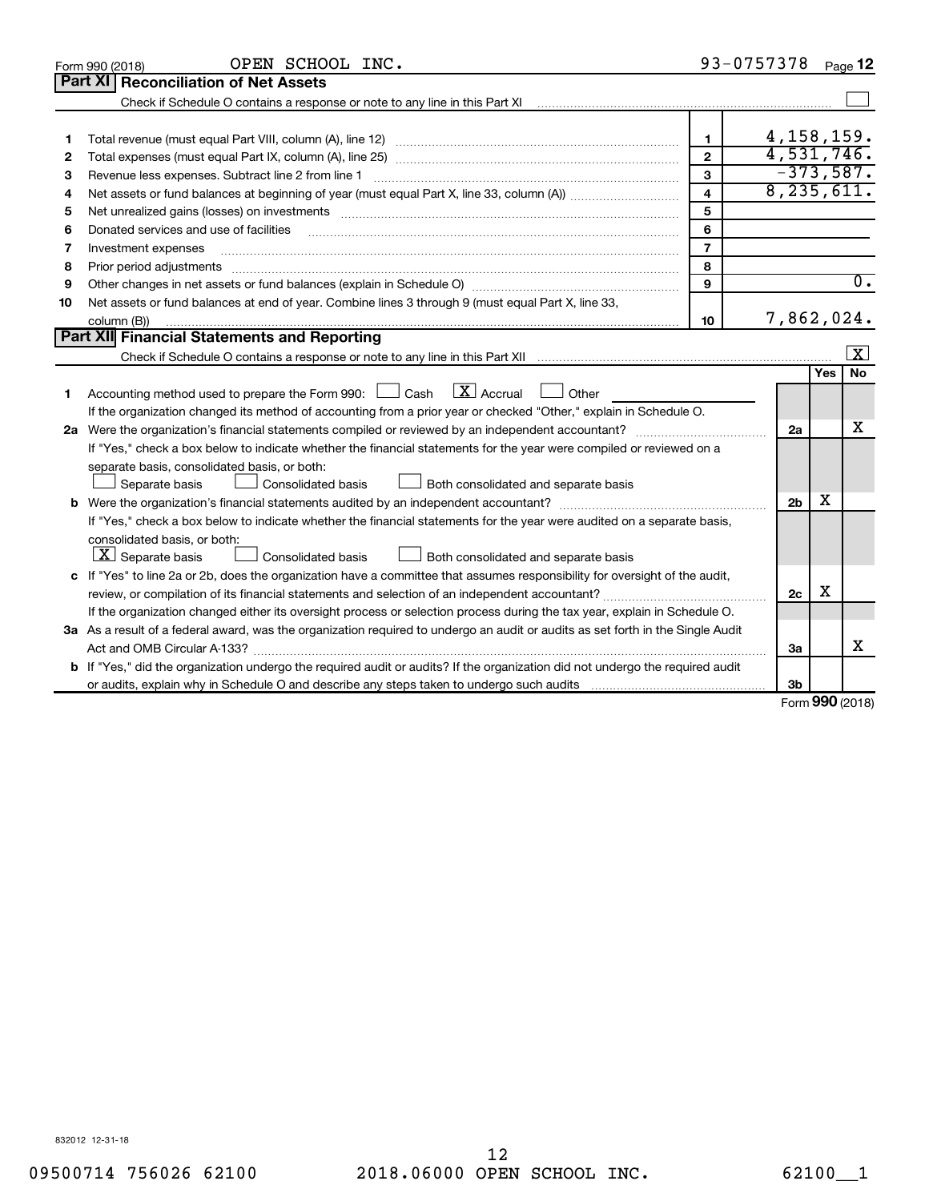Form 990 (2018) OPEN SCHOOL INC. 93-0757378 Page 12

## Part XI Reconciliation of Net Assets

Check if Schedule O contains a response or note to any line in this Part XI [ ]

| | | | |
|---|---|---|---|
| 1 | Total revenue (must equal Part VIII, column (A), line 12) | 1 | 4,158,159. |
| 2 | Total expenses (must equal Part IX, column (A), line 25) | 2 | 4,531,746. |
| 3 | Revenue less expenses. Subtract line 2 from line 1 | 3 | -373,587. |
| 4 | Net assets or fund balances at beginning of year (must equal Part X, line 33, column (A)) | 4 | 8,235,611. |
| 5 | Net unrealized gains (losses) on investments | 5 | |
| 6 | Donated services and use of facilities | 6 | |
| 7 | Investment expenses | 7 | |
| 8 | Prior period adjustments | 8 | |
| 9 | Other changes in net assets or fund balances (explain in Schedule O) | 9 | 0. |
| 10 | Net assets or fund balances at end of year. Combine lines 3 through 9 (must equal Part X, line 33, column (B)) | 10 | 7,862,024. |

## Part XII Financial Statements and Reporting

Check if Schedule O contains a response or note to any line in this Part XII [X]

| | | | Yes | No |
|---|---|---|---|---|
| 1 | Accounting method used to prepare the Form 990: [ ] Cash [X] Accrual [ ] Other<br>If the organization changed its method of accounting from a prior year or checked "Other," explain in Schedule O. | | | |
| 2a | Were the organization's financial statements compiled or reviewed by an independent accountant? | 2a | | X |
| | If "Yes," check a box below to indicate whether the financial statements for the year were compiled or reviewed on a separate basis, consolidated basis, or both:<br>[ ] Separate basis [ ] Consolidated basis [ ] Both consolidated and separate basis | | | |
| b | Were the organization's financial statements audited by an independent accountant? | 2b | X | |
| | If "Yes," check a box below to indicate whether the financial statements for the year were audited on a separate basis, consolidated basis, or both:<br>[X] Separate basis [ ] Consolidated basis [ ] Both consolidated and separate basis | | | |
| c | If "Yes" to line 2a or 2b, does the organization have a committee that assumes responsibility for oversight of the audit, review, or compilation of its financial statements and selection of an independent accountant? | 2c | X | |
| | If the organization changed either its oversight process or selection process during the tax year, explain in Schedule O. | | | |
| 3a | As a result of a federal award, was the organization required to undergo an audit or audits as set forth in the Single Audit Act and OMB Circular A-133? | 3a | | X |
| b | If "Yes," did the organization undergo the required audit or audits? If the organization did not undergo the required audit or audits, explain why in Schedule O and describe any steps taken to undergo such audits | 3b | | |

Form 990 (2018)

832012 12-31-18

09500714 756026 62100 2018.06000 OPEN SCHOOL INC. 62100__1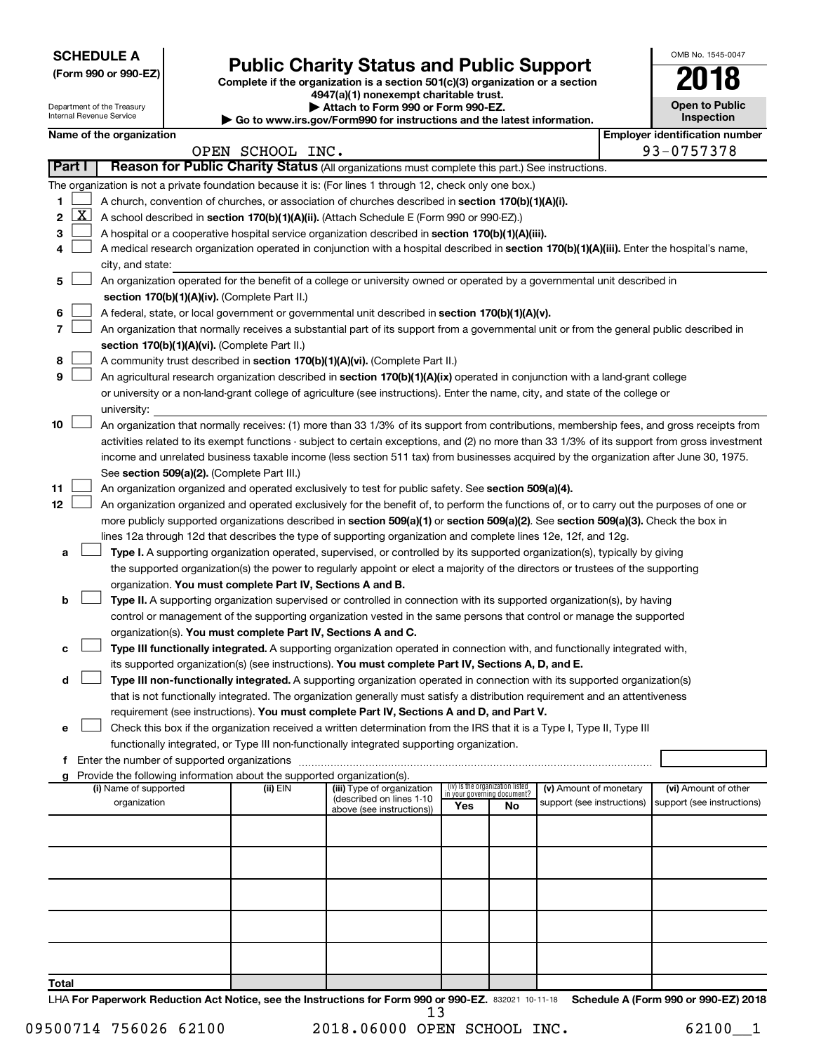**SCHEDULE A**
**(Form 990 or 990-EZ)**

Department of the Treasury
Internal Revenue Service

# Public Charity Status and Public Support

**Complete if the organization is a section 501(c)(3) organization or a section 4947(a)(1) nonexempt charitable trust.**
**▶ Attach to Form 990 or Form 990-EZ.**
**▶ Go to www.irs.gov/Form990 for instructions and the latest information.**

OMB No. 1545-0047
**2018**
**Open to Public Inspection**

**Name of the organization**
OPEN SCHOOL INC.

**Employer identification number**
93-0757378

## Part I Reason for Public Charity Status (All organizations must complete this part.) See instructions.

The organization is not a private foundation because it is: (For lines 1 through 12, check only one box.)

1 ☐ A church, convention of churches, or association of churches described in **section 170(b)(1)(A)(i).**

2 ☒ A school described in **section 170(b)(1)(A)(ii).** (Attach Schedule E (Form 990 or 990-EZ).)

3 ☐ A hospital or a cooperative hospital service organization described in **section 170(b)(1)(A)(iii).**

4 ☐ A medical research organization operated in conjunction with a hospital described in **section 170(b)(1)(A)(iii).** Enter the hospital's name, city, and state:

5 ☐ An organization operated for the benefit of a college or university owned or operated by a governmental unit described in **section 170(b)(1)(A)(iv).** (Complete Part II.)

6 ☐ A federal, state, or local government or governmental unit described in **section 170(b)(1)(A)(v).**

7 ☐ An organization that normally receives a substantial part of its support from a governmental unit or from the general public described in **section 170(b)(1)(A)(vi).** (Complete Part II.)

8 ☐ A community trust described in **section 170(b)(1)(A)(vi).** (Complete Part II.)

9 ☐ An agricultural research organization described in **section 170(b)(1)(A)(ix)** operated in conjunction with a land-grant college or university or a non-land-grant college of agriculture (see instructions). Enter the name, city, and state of the college or university:

10 ☐ An organization that normally receives: (1) more than 33 1/3% of its support from contributions, membership fees, and gross receipts from activities related to its exempt functions - subject to certain exceptions, and (2) no more than 33 1/3% of its support from gross investment income and unrelated business taxable income (less section 511 tax) from businesses acquired by the organization after June 30, 1975. See **section 509(a)(2).** (Complete Part III.)

11 ☐ An organization organized and operated exclusively to test for public safety. See **section 509(a)(4).**

12 ☐ An organization organized and operated exclusively for the benefit of, to perform the functions of, or to carry out the purposes of one or more publicly supported organizations described in **section 509(a)(1)** or **section 509(a)(2)**. See **section 509(a)(3).** Check the box in lines 12a through 12d that describes the type of supporting organization and complete lines 12e, 12f, and 12g.

a ☐ **Type I.** A supporting organization operated, supervised, or controlled by its supported organization(s), typically by giving the supported organization(s) the power to regularly appoint or elect a majority of the directors or trustees of the supporting organization. **You must complete Part IV, Sections A and B.**

b ☐ **Type II.** A supporting organization supervised or controlled in connection with its supported organization(s), by having control or management of the supporting organization vested in the same persons that control or manage the supported organization(s). **You must complete Part IV, Sections A and C.**

c ☐ **Type III functionally integrated.** A supporting organization operated in connection with, and functionally integrated with, its supported organization(s) (see instructions). **You must complete Part IV, Sections A, D, and E.**

d ☐ **Type III non-functionally integrated.** A supporting organization operated in connection with its supported organization(s) that is not functionally integrated. The organization generally must satisfy a distribution requirement and an attentiveness requirement (see instructions). **You must complete Part IV, Sections A and D, and Part V.**

e ☐ Check this box if the organization received a written determination from the IRS that it is a Type I, Type II, Type III functionally integrated, or Type III non-functionally integrated supporting organization.

f Enter the number of supported organizations

g Provide the following information about the supported organization(s).

| (i) Name of supported organization | (ii) EIN | (iii) Type of organization (described on lines 1-10 above (see instructions)) | (iv) Is the organization listed in your governing document? Yes | No | (v) Amount of monetary support (see instructions) | (vi) Amount of other support (see instructions) |
|---|---|---|---|---|---|---|
| | | | | | | |
| | | | | | | |
| | | | | | | |
| | | | | | | |
| | | | | | | |
| **Total** | | | | | | |

LHA **For Paperwork Reduction Act Notice, see the Instructions for Form 990 or 990-EZ.** 832021 10-11-18 **Schedule A (Form 990 or 990-EZ) 2018**

09500714 756026 62100 2018.06000 OPEN SCHOOL INC. 62100__1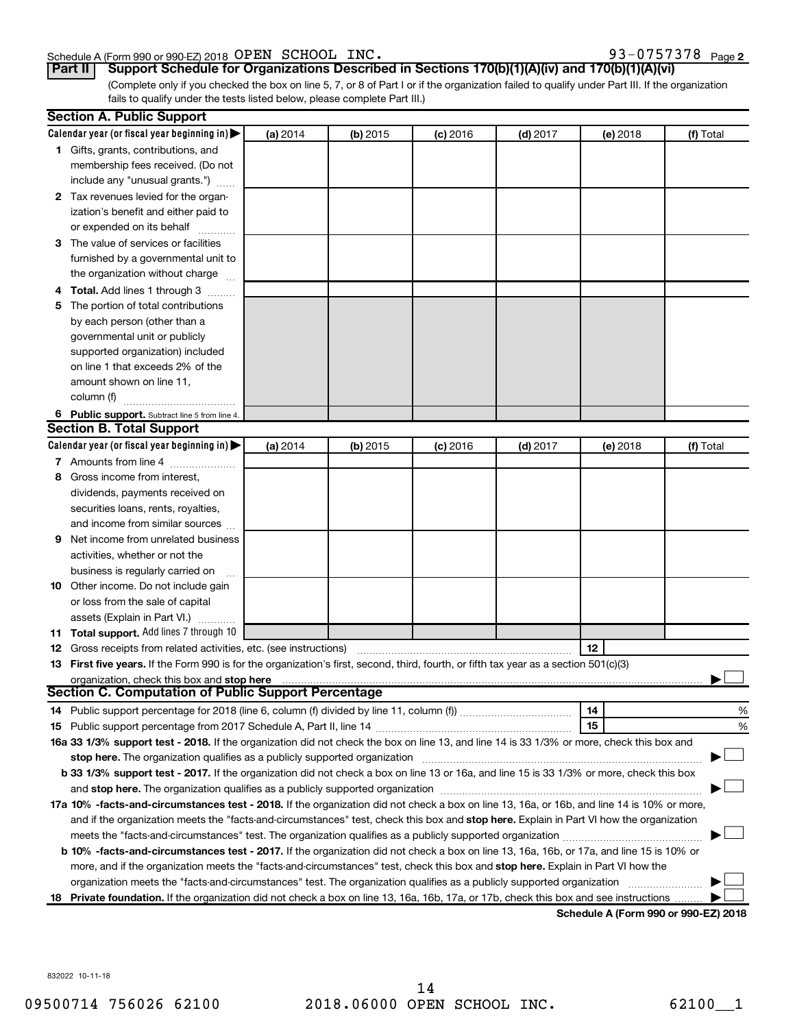Schedule A (Form 990 or 990-EZ) 2018 OPEN SCHOOL INC. 93-0757378 Page 2

**Part II** **Support Schedule for Organizations Described in Sections 170(b)(1)(A)(iv) and 170(b)(1)(A)(vi)**

(Complete only if you checked the box on line 5, 7, or 8 of Part I or if the organization failed to qualify under Part III. If the organization fails to qualify under the tests listed below, please complete Part III.)

## Section A. Public Support

| Calendar year (or fiscal year beginning in) ▶ | (a) 2014 | (b) 2015 | (c) 2016 | (d) 2017 | (e) 2018 | (f) Total |
|---|---|---|---|---|---|---|
| **1** Gifts, grants, contributions, and membership fees received. (Do not include any "unusual grants.") | | | | | | |
| **2** Tax revenues levied for the organization's benefit and either paid to or expended on its behalf | | | | | | |
| **3** The value of services or facilities furnished by a governmental unit to the organization without charge | | | | | | |
| **4** **Total.** Add lines 1 through 3 | | | | | | |
| **5** The portion of total contributions by each person (other than a governmental unit or publicly supported organization) included on line 1 that exceeds 2% of the amount shown on line 11, column (f) | | | | | | |
| **6** **Public support.** Subtract line 5 from line 4. | | | | | | |

## Section B. Total Support

| Calendar year (or fiscal year beginning in) ▶ | (a) 2014 | (b) 2015 | (c) 2016 | (d) 2017 | (e) 2018 | (f) Total |
|---|---|---|---|---|---|---|
| **7** Amounts from line 4 | | | | | | |
| **8** Gross income from interest, dividends, payments received on securities loans, rents, royalties, and income from similar sources | | | | | | |
| **9** Net income from unrelated business activities, whether or not the business is regularly carried on | | | | | | |
| **10** Other income. Do not include gain or loss from the sale of capital assets (Explain in Part VI.) | | | | | | |
| **11** **Total support.** Add lines 7 through 10 | | | | | | |

**12** Gross receipts from related activities, etc. (see instructions) **12**

**13** **First five years.** If the Form 990 is for the organization's first, second, third, fourth, or fifth tax year as a section 501(c)(3) organization, check this box and **stop here** ▶ ☐

## Section C. Computation of Public Support Percentage

**14** Public support percentage for 2018 (line 6, column (f) divided by line 11, column (f)) **14** %

**15** Public support percentage from 2017 Schedule A, Part II, line 14 **15** %

**16a 33 1/3% support test - 2018.** If the organization did not check the box on line 13, and line 14 is 33 1/3% or more, check this box and **stop here.** The organization qualifies as a publicly supported organization ▶ ☐

**b 33 1/3% support test - 2017.** If the organization did not check a box on line 13 or 16a, and line 15 is 33 1/3% or more, check this box and **stop here.** The organization qualifies as a publicly supported organization ▶ ☐

**17a 10% -facts-and-circumstances test - 2018.** If the organization did not check a box on line 13, 16a, or 16b, and line 14 is 10% or more, and if the organization meets the "facts-and-circumstances" test, check this box and **stop here.** Explain in Part VI how the organization meets the "facts-and-circumstances" test. The organization qualifies as a publicly supported organization ▶ ☐

**b 10% -facts-and-circumstances test - 2017.** If the organization did not check a box on line 13, 16a, 16b, or 17a, and line 15 is 10% or more, and if the organization meets the "facts-and-circumstances" test, check this box and **stop here.** Explain in Part VI how the organization meets the "facts-and-circumstances" test. The organization qualifies as a publicly supported organization ▶ ☐

**18** **Private foundation.** If the organization did not check a box on line 13, 16a, 16b, 17a, or 17b, check this box and see instructions ▶ ☐

**Schedule A (Form 990 or 990-EZ) 2018**

832022 10-11-18

09500714 756026 62100 2018.06000 OPEN SCHOOL INC. 62100__1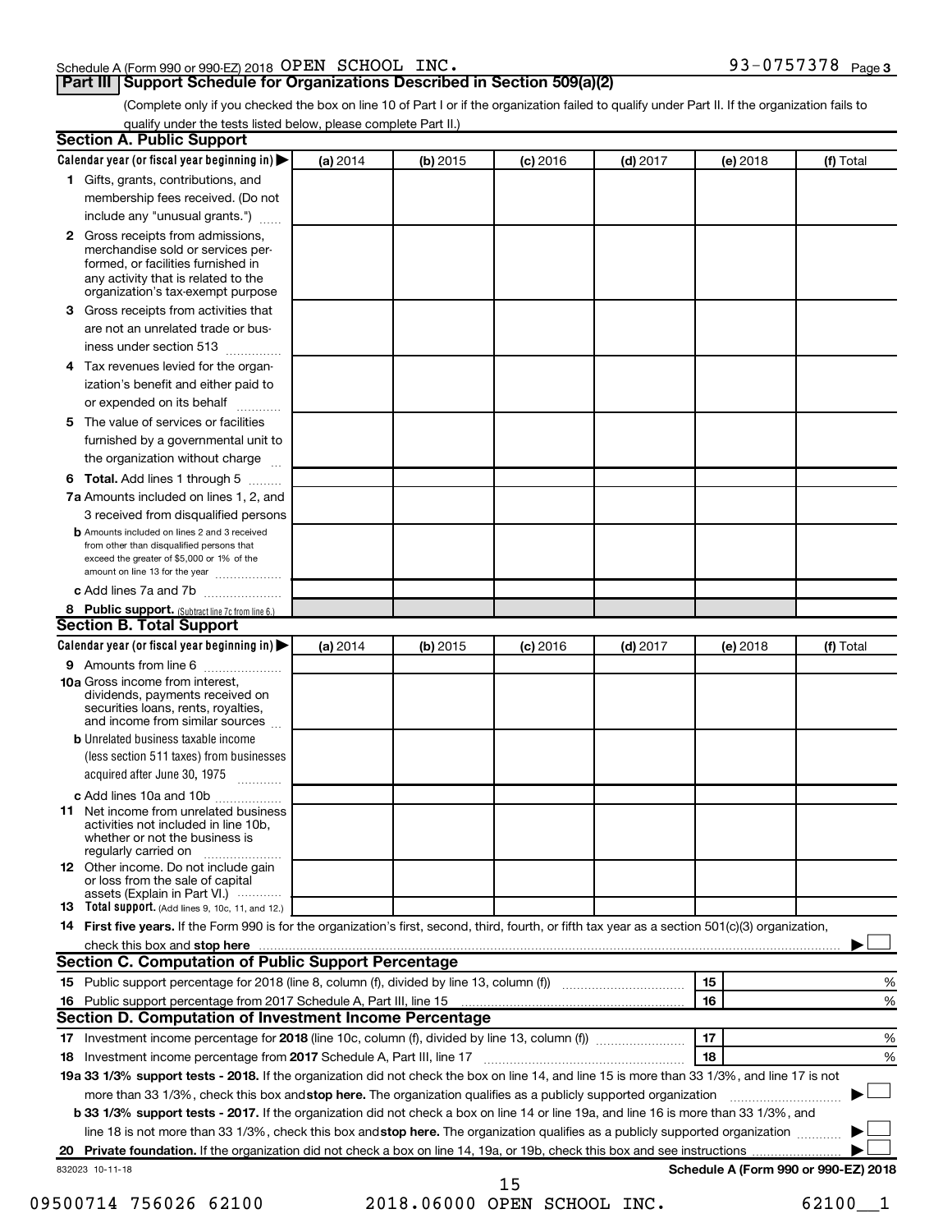Schedule A (Form 990 or 990-EZ) 2018 OPEN SCHOOL INC. 93-0757378 Page 3

## Part III Support Schedule for Organizations Described in Section 509(a)(2)

(Complete only if you checked the box on line 10 of Part I or if the organization failed to qualify under Part II. If the organization fails to qualify under the tests listed below, please complete Part II.)

### Section A. Public Support

| Calendar year (or fiscal year beginning in) ▶ | (a) 2014 | (b) 2015 | (c) 2016 | (d) 2017 | (e) 2018 | (f) Total |
|---|---|---|---|---|---|---|
| **1** Gifts, grants, contributions, and membership fees received. (Do not include any "unusual grants.") | | | | | | |
| **2** Gross receipts from admissions, merchandise sold or services performed, or facilities furnished in any activity that is related to the organization's tax-exempt purpose | | | | | | |
| **3** Gross receipts from activities that are not an unrelated trade or business under section 513 | | | | | | |
| **4** Tax revenues levied for the organization's benefit and either paid to or expended on its behalf | | | | | | |
| **5** The value of services or facilities furnished by a governmental unit to the organization without charge | | | | | | |
| **6 Total.** Add lines 1 through 5 | | | | | | |
| **7a** Amounts included on lines 1, 2, and 3 received from disqualified persons | | | | | | |
| **b** Amounts included on lines 2 and 3 received from other than disqualified persons that exceed the greater of $5,000 or 1% of the amount on line 13 for the year | | | | | | |
| **c** Add lines 7a and 7b | | | | | | |
| **8 Public support.** (Subtract line 7c from line 6.) | | | | | | |

### Section B. Total Support

| Calendar year (or fiscal year beginning in) ▶ | (a) 2014 | (b) 2015 | (c) 2016 | (d) 2017 | (e) 2018 | (f) Total |
|---|---|---|---|---|---|---|
| **9** Amounts from line 6 | | | | | | |
| **10a** Gross income from interest, dividends, payments received on securities loans, rents, royalties, and income from similar sources | | | | | | |
| **b** Unrelated business taxable income (less section 511 taxes) from businesses acquired after June 30, 1975 | | | | | | |
| **c** Add lines 10a and 10b | | | | | | |
| **11** Net income from unrelated business activities not included in line 10b, whether or not the business is regularly carried on | | | | | | |
| **12** Other income. Do not include gain or loss from the sale of capital assets (Explain in Part VI.) | | | | | | |
| **13 Total support.** (Add lines 9, 10c, 11, and 12.) | | | | | | |

**14 First five years.** If the Form 990 is for the organization's first, second, third, fourth, or fifth tax year as a section 501(c)(3) organization, check this box and **stop here** ▶ ☐

### Section C. Computation of Public Support Percentage

| | | | |
|---|---|---|---|
| **15** | Public support percentage for 2018 (line 8, column (f), divided by line 13, column (f)) | 15 | % |
| **16** | Public support percentage from 2017 Schedule A, Part III, line 15 | 16 | % |

### Section D. Computation of Investment Income Percentage

| | | | |
|---|---|---|---|
| **17** | Investment income percentage for **2018** (line 10c, column (f), divided by line 13, column (f)) | 17 | % |
| **18** | Investment income percentage from **2017** Schedule A, Part III, line 17 | 18 | % |

**19a 33 1/3% support tests - 2018.** If the organization did not check the box on line 14, and line 15 is more than 33 1/3%, and line 17 is not more than 33 1/3%, check this box and **stop here.** The organization qualifies as a publicly supported organization ▶ ☐

**b 33 1/3% support tests - 2017.** If the organization did not check a box on line 14 or line 19a, and line 16 is more than 33 1/3%, and line 18 is not more than 33 1/3%, check this box and **stop here.** The organization qualifies as a publicly supported organization ▶ ☐

**20 Private foundation.** If the organization did not check a box on line 14, 19a, or 19b, check this box and see instructions ▶ ☐

832023 10-11-18

**Schedule A (Form 990 or 990-EZ) 2018**

09500714 756026 62100 2018.06000 OPEN SCHOOL INC. 62100__1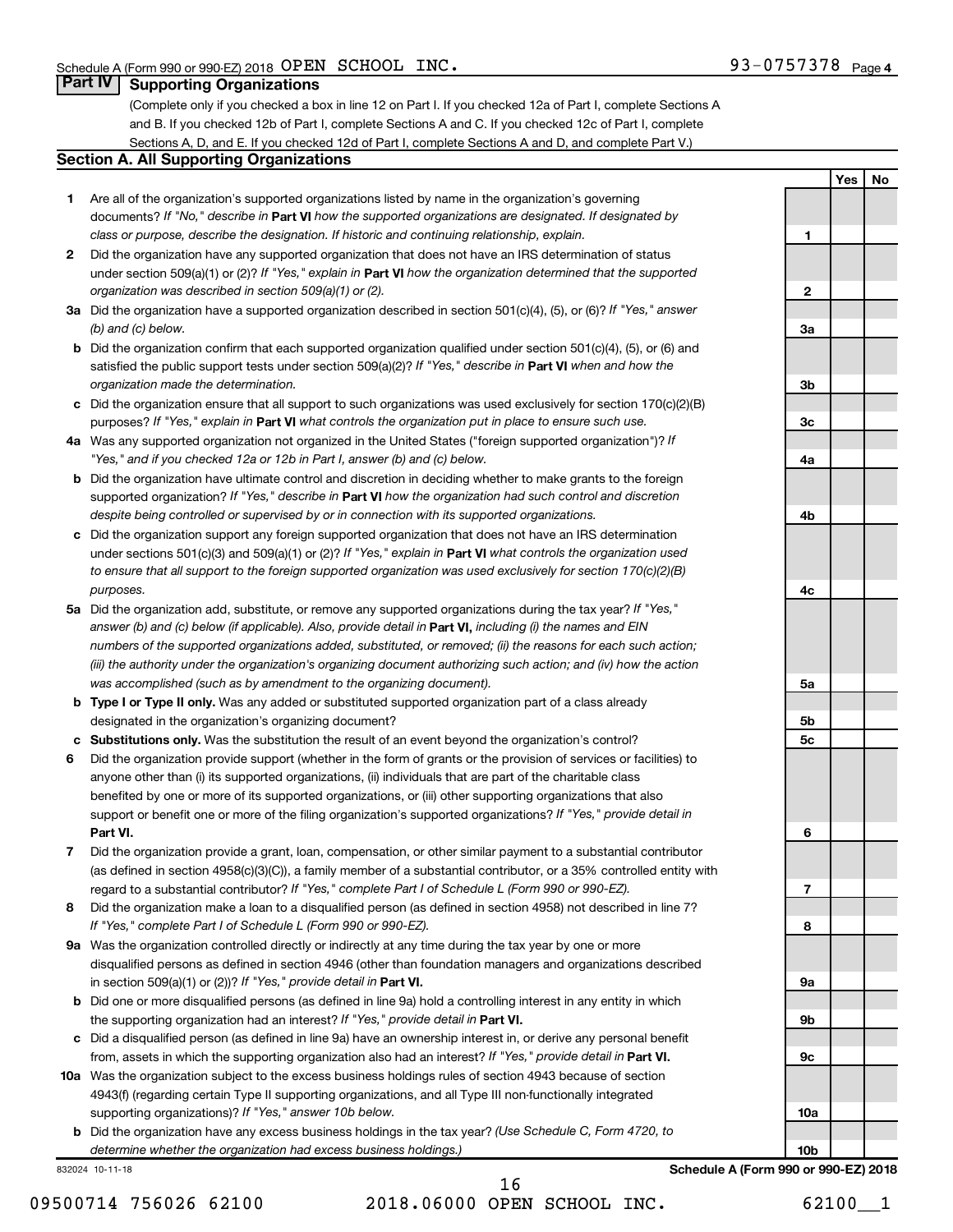Schedule A (Form 990 or 990-EZ) 2018 OPEN SCHOOL INC. 93-0757378 Page 4

## Part IV Supporting Organizations

(Complete only if you checked a box in line 12 on Part I. If you checked 12a of Part I, complete Sections A and B. If you checked 12b of Part I, complete Sections A and C. If you checked 12c of Part I, complete Sections A, D, and E. If you checked 12d of Part I, complete Sections A and D, and complete Part V.)

### Section A. All Supporting Organizations

| | | Line | Yes | No |
|---|---|---|---|---|
| **1** | Are all of the organization's supported organizations listed by name in the organization's governing documents? *If "No," describe in* **Part VI** *how the supported organizations are designated. If designated by class or purpose, describe the designation. If historic and continuing relationship, explain.* | 1 | | |
| **2** | Did the organization have any supported organization that does not have an IRS determination of status under section 509(a)(1) or (2)? *If "Yes," explain in* **Part VI** *how the organization determined that the supported organization was described in section 509(a)(1) or (2).* | 2 | | |
| **3a** | Did the organization have a supported organization described in section 501(c)(4), (5), or (6)? *If "Yes," answer (b) and (c) below.* | 3a | | |
| **b** | Did the organization confirm that each supported organization qualified under section 501(c)(4), (5), or (6) and satisfied the public support tests under section 509(a)(2)? *If "Yes," describe in* **Part VI** *when and how the organization made the determination.* | 3b | | |
| **c** | Did the organization ensure that all support to such organizations was used exclusively for section 170(c)(2)(B) purposes? *If "Yes," explain in* **Part VI** *what controls the organization put in place to ensure such use.* | 3c | | |
| **4a** | Was any supported organization not organized in the United States ("foreign supported organization")? *If "Yes," and if you checked 12a or 12b in Part I, answer (b) and (c) below.* | 4a | | |
| **b** | Did the organization have ultimate control and discretion in deciding whether to make grants to the foreign supported organization? *If "Yes," describe in* **Part VI** *how the organization had such control and discretion despite being controlled or supervised by or in connection with its supported organizations.* | 4b | | |
| **c** | Did the organization support any foreign supported organization that does not have an IRS determination under sections 501(c)(3) and 509(a)(1) or (2)? *If "Yes," explain in* **Part VI** *what controls the organization used to ensure that all support to the foreign supported organization was used exclusively for section 170(c)(2)(B) purposes.* | 4c | | |
| **5a** | Did the organization add, substitute, or remove any supported organizations during the tax year? *If "Yes," answer (b) and (c) below (if applicable). Also, provide detail in* **Part VI,** *including (i) the names and EIN numbers of the supported organizations added, substituted, or removed; (ii) the reasons for each such action; (iii) the authority under the organization's organizing document authorizing such action; and (iv) how the action was accomplished (such as by amendment to the organizing document).* | 5a | | |
| **b** | **Type I or Type II only.** Was any added or substituted supported organization part of a class already designated in the organization's organizing document? | 5b | | |
| **c** | **Substitutions only.** Was the substitution the result of an event beyond the organization's control? | 5c | | |
| **6** | Did the organization provide support (whether in the form of grants or the provision of services or facilities) to anyone other than (i) its supported organizations, (ii) individuals that are part of the charitable class benefited by one or more of its supported organizations, or (iii) other supporting organizations that also support or benefit one or more of the filing organization's supported organizations? *If "Yes," provide detail in* **Part VI.** | 6 | | |
| **7** | Did the organization provide a grant, loan, compensation, or other similar payment to a substantial contributor (as defined in section 4958(c)(3)(C)), a family member of a substantial contributor, or a 35% controlled entity with regard to a substantial contributor? *If "Yes," complete Part I of Schedule L (Form 990 or 990-EZ).* | 7 | | |
| **8** | Did the organization make a loan to a disqualified person (as defined in section 4958) not described in line 7? *If "Yes," complete Part I of Schedule L (Form 990 or 990-EZ).* | 8 | | |
| **9a** | Was the organization controlled directly or indirectly at any time during the tax year by one or more disqualified persons as defined in section 4946 (other than foundation managers and organizations described in section 509(a)(1) or (2))? *If "Yes," provide detail in* **Part VI.** | 9a | | |
| **b** | Did one or more disqualified persons (as defined in line 9a) hold a controlling interest in any entity in which the supporting organization had an interest? *If "Yes," provide detail in* **Part VI.** | 9b | | |
| **c** | Did a disqualified person (as defined in line 9a) have an ownership interest in, or derive any personal benefit from, assets in which the supporting organization also had an interest? *If "Yes," provide detail in* **Part VI.** | 9c | | |
| **10a** | Was the organization subject to the excess business holdings rules of section 4943 because of section 4943(f) (regarding certain Type II supporting organizations, and all Type III non-functionally integrated supporting organizations)? *If "Yes," answer 10b below.* | 10a | | |
| **b** | Did the organization have any excess business holdings in the tax year? *(Use Schedule C, Form 4720, to determine whether the organization had excess business holdings.)* | 10b | | |

832024 10-11-18

**Schedule A (Form 990 or 990-EZ) 2018**

09500714 756026 62100 2018.06000 OPEN SCHOOL INC. 62100__1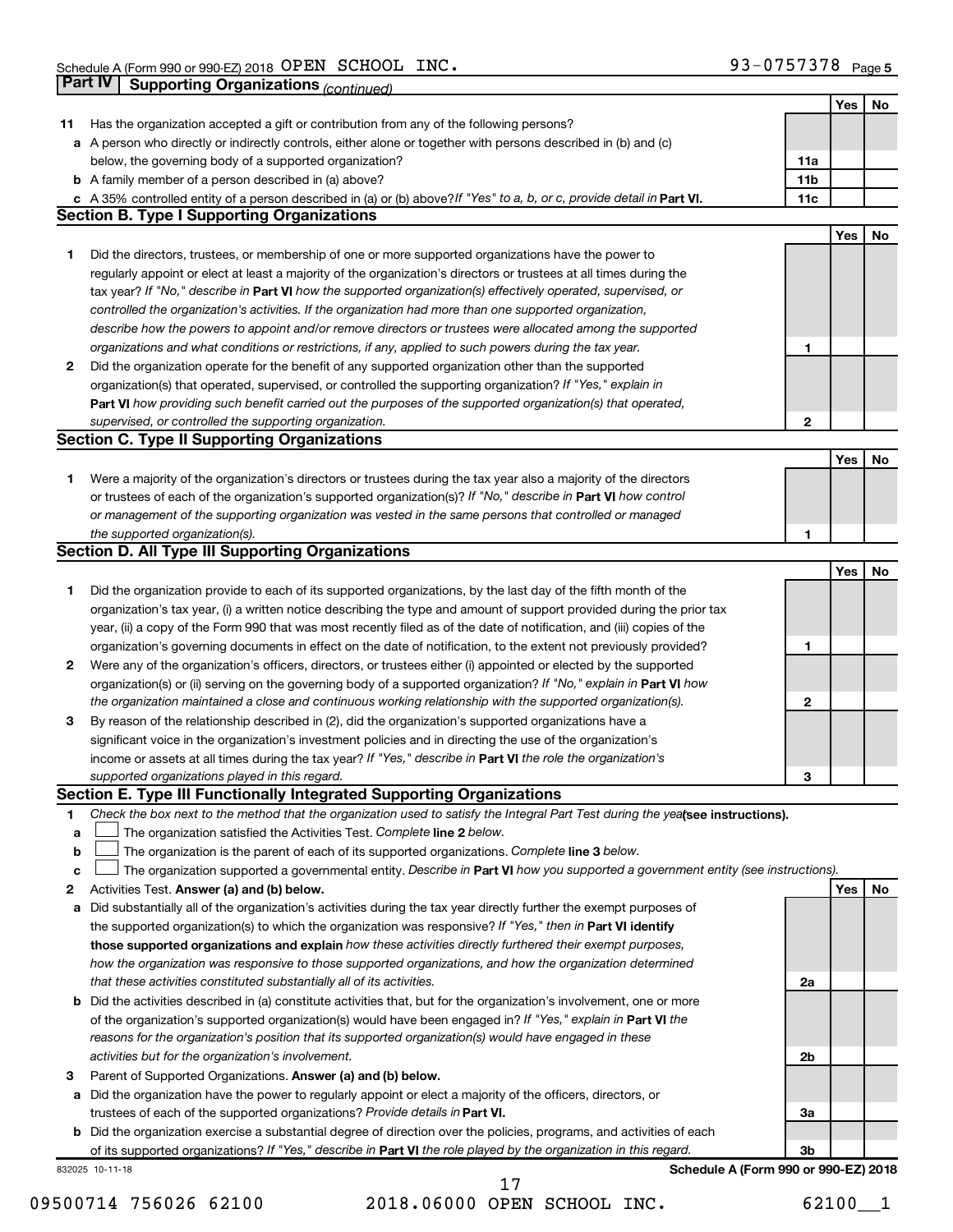## Part IV Supporting Organizations *(continued)*

| | | | Yes | No |
|---|---|---|---|---|
| **11** | Has the organization accepted a gift or contribution from any of the following persons? | | | |
| **a** | A person who directly or indirectly controls, either alone or together with persons described in (b) and (c) below, the governing body of a supported organization? | **11a** | | |
| **b** | A family member of a person described in (a) above? | **11b** | | |
| **c** | A 35% controlled entity of a person described in (a) or (b) above? *If "Yes" to a, b, or c, provide detail in* **Part VI.** | **11c** | | |

## Section B. Type I Supporting Organizations

| | | | Yes | No |
|---|---|---|---|---|
| **1** | Did the directors, trustees, or membership of one or more supported organizations have the power to regularly appoint or elect at least a majority of the organization's directors or trustees at all times during the tax year? *If "No," describe in* **Part VI** *how the supported organization(s) effectively operated, supervised, or controlled the organization's activities. If the organization had more than one supported organization, describe how the powers to appoint and/or remove directors or trustees were allocated among the supported organizations and what conditions or restrictions, if any, applied to such powers during the tax year.* | **1** | | |
| **2** | Did the organization operate for the benefit of any supported organization other than the supported organization(s) that operated, supervised, or controlled the supporting organization? *If "Yes," explain in* **Part VI** *how providing such benefit carried out the purposes of the supported organization(s) that operated, supervised, or controlled the supporting organization.* | **2** | | |

## Section C. Type II Supporting Organizations

| | | | Yes | No |
|---|---|---|---|---|
| **1** | Were a majority of the organization's directors or trustees during the tax year also a majority of the directors or trustees of each of the organization's supported organization(s)? *If "No," describe in* **Part VI** *how control or management of the supporting organization was vested in the same persons that controlled or managed the supported organization(s).* | **1** | | |

## Section D. All Type III Supporting Organizations

| | | | Yes | No |
|---|---|---|---|---|
| **1** | Did the organization provide to each of its supported organizations, by the last day of the fifth month of the organization's tax year, (i) a written notice describing the type and amount of support provided during the prior tax year, (ii) a copy of the Form 990 that was most recently filed as of the date of notification, and (iii) copies of the organization's governing documents in effect on the date of notification, to the extent not previously provided? | **1** | | |
| **2** | Were any of the organization's officers, directors, or trustees either (i) appointed or elected by the supported organization(s) or (ii) serving on the governing body of a supported organization? *If "No," explain in* **Part VI** *how the organization maintained a close and continuous working relationship with the supported organization(s).* | **2** | | |
| **3** | By reason of the relationship described in (2), did the organization's supported organizations have a significant voice in the organization's investment policies and in directing the use of the organization's income or assets at all times during the tax year? *If "Yes," describe in* **Part VI** *the role the organization's supported organizations played in this regard.* | **3** | | |

## Section E. Type III Functionally Integrated Supporting Organizations

**1** *Check the box next to the method that the organization used to satisfy the Integral Part Test during the year* **(see instructions).**

- **a** ☐ The organization satisfied the Activities Test. *Complete* **line 2** *below.*
- **b** ☐ The organization is the parent of each of its supported organizations. *Complete* **line 3** *below.*
- **c** ☐ The organization supported a governmental entity. *Describe in* **Part VI** *how you supported a government entity (see instructions).*

| | | | Yes | No |
|---|---|---|---|---|
| **2** | Activities Test. **Answer (a) and (b) below.** | | | |
| **a** | Did substantially all of the organization's activities during the tax year directly further the exempt purposes of the supported organization(s) to which the organization was responsive? *If "Yes," then in* **Part VI identify those supported organizations and explain** *how these activities directly furthered their exempt purposes, how the organization was responsive to those supported organizations, and how the organization determined that these activities constituted substantially all of its activities.* | **2a** | | |
| **b** | Did the activities described in (a) constitute activities that, but for the organization's involvement, one or more of the organization's supported organization(s) would have been engaged in? *If "Yes," explain in* **Part VI** *the reasons for the organization's position that its supported organization(s) would have engaged in these activities but for the organization's involvement.* | **2b** | | |
| **3** | Parent of Supported Organizations. **Answer (a) and (b) below.** | | | |
| **a** | Did the organization have the power to regularly appoint or elect a majority of the officers, directors, or trustees of each of the supported organizations? *Provide details in* **Part VI.** | **3a** | | |
| **b** | Did the organization exercise a substantial degree of direction over the policies, programs, and activities of each of its supported organizations? *If "Yes," describe in* **Part VI** *the role played by the organization in this regard.* | **3b** | | |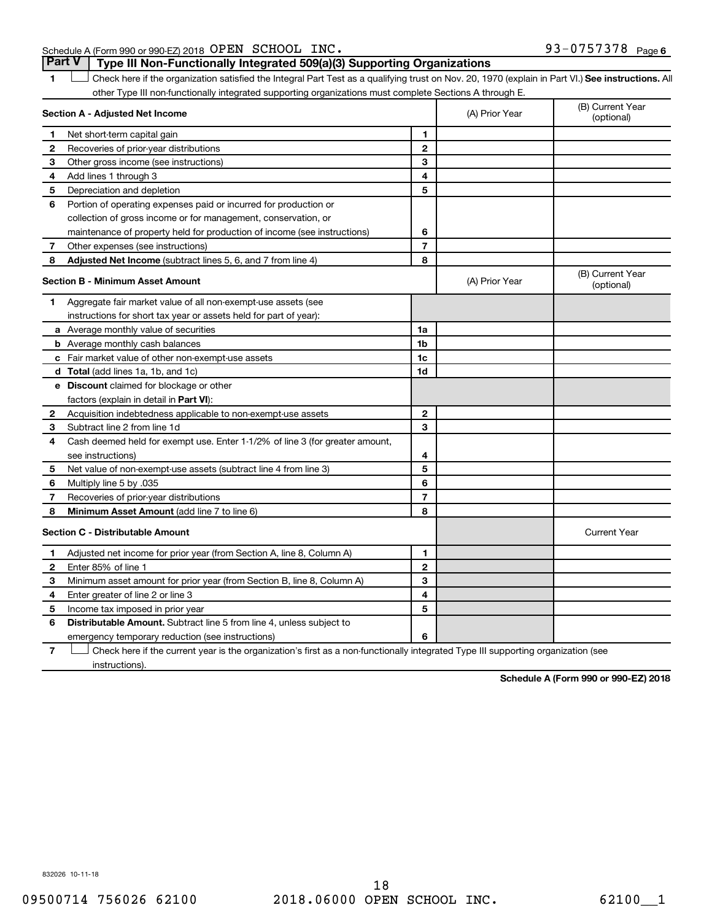Schedule A (Form 990 or 990-EZ) 2018 OPEN SCHOOL INC. 93-0757378 Page 6

## Part V Type III Non-Functionally Integrated 509(a)(3) Supporting Organizations

1 ☐ Check here if the organization satisfied the Integral Part Test as a qualifying trust on Nov. 20, 1970 (explain in Part VI.) **See instructions.** All other Type III non-functionally integrated supporting organizations must complete Sections A through E.

| **Section A - Adjusted Net Income** | | | (A) Prior Year | (B) Current Year (optional) |
|---|---|---|---|---|
| 1 | Net short-term capital gain | 1 | | |
| 2 | Recoveries of prior-year distributions | 2 | | |
| 3 | Other gross income (see instructions) | 3 | | |
| 4 | Add lines 1 through 3 | 4 | | |
| 5 | Depreciation and depletion | 5 | | |
| 6 | Portion of operating expenses paid or incurred for production or collection of gross income or for management, conservation, or maintenance of property held for production of income (see instructions) | 6 | | |
| 7 | Other expenses (see instructions) | 7 | | |
| 8 | **Adjusted Net Income** (subtract lines 5, 6, and 7 from line 4) | 8 | | |

| **Section B - Minimum Asset Amount** | | | (A) Prior Year | (B) Current Year (optional) |
|---|---|---|---|---|
| 1 | Aggregate fair market value of all non-exempt-use assets (see instructions for short tax year or assets held for part of year): | | | |
| a | Average monthly value of securities | 1a | | |
| b | Average monthly cash balances | 1b | | |
| c | Fair market value of other non-exempt-use assets | 1c | | |
| d | **Total** (add lines 1a, 1b, and 1c) | 1d | | |
| e | **Discount** claimed for blockage or other factors (explain in detail in **Part VI**): | | | |
| 2 | Acquisition indebtedness applicable to non-exempt-use assets | 2 | | |
| 3 | Subtract line 2 from line 1d | 3 | | |
| 4 | Cash deemed held for exempt use. Enter 1-1/2% of line 3 (for greater amount, see instructions) | 4 | | |
| 5 | Net value of non-exempt-use assets (subtract line 4 from line 3) | 5 | | |
| 6 | Multiply line 5 by .035 | 6 | | |
| 7 | Recoveries of prior-year distributions | 7 | | |
| 8 | **Minimum Asset Amount** (add line 7 to line 6) | 8 | | |

| **Section C - Distributable Amount** | | | | Current Year |
|---|---|---|---|---|
| 1 | Adjusted net income for prior year (from Section A, line 8, Column A) | 1 | | |
| 2 | Enter 85% of line 1 | 2 | | |
| 3 | Minimum asset amount for prior year (from Section B, line 8, Column A) | 3 | | |
| 4 | Enter greater of line 2 or line 3 | 4 | | |
| 5 | Income tax imposed in prior year | 5 | | |
| 6 | **Distributable Amount.** Subtract line 5 from line 4, unless subject to emergency temporary reduction (see instructions) | 6 | | |

7 ☐ Check here if the current year is the organization's first as a non-functionally integrated Type III supporting organization (see instructions).

**Schedule A (Form 990 or 990-EZ) 2018**

832026 10-11-18

09500714 756026 62100 2018.06000 OPEN SCHOOL INC. 62100__1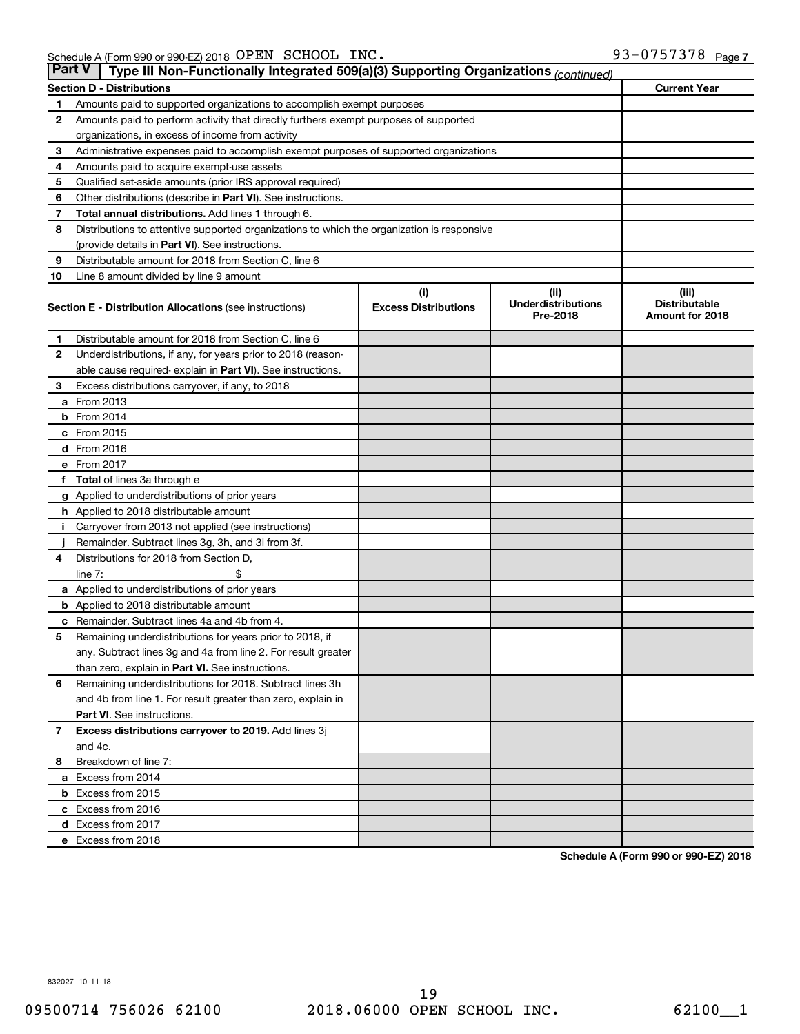Schedule A (Form 990 or 990-EZ) 2018 OPEN SCHOOL INC. 93-0757378 Page 7

## Part V — Type III Non-Functionally Integrated 509(a)(3) Supporting Organizations *(continued)*

| Section D - Distributions | | Current Year |
|---|---|---|
| 1 | Amounts paid to supported organizations to accomplish exempt purposes | |
| 2 | Amounts paid to perform activity that directly furthers exempt purposes of supported organizations, in excess of income from activity | |
| 3 | Administrative expenses paid to accomplish exempt purposes of supported organizations | |
| 4 | Amounts paid to acquire exempt-use assets | |
| 5 | Qualified set-aside amounts (prior IRS approval required) | |
| 6 | Other distributions (describe in **Part VI**). See instructions. | |
| 7 | **Total annual distributions.** Add lines 1 through 6. | |
| 8 | Distributions to attentive supported organizations to which the organization is responsive (provide details in **Part VI**). See instructions. | |
| 9 | Distributable amount for 2018 from Section C, line 6 | |
| 10 | Line 8 amount divided by line 9 amount | |

| Section E - Distribution Allocations (see instructions) | (i) Excess Distributions | (ii) Underdistributions Pre-2018 | (iii) Distributable Amount for 2018 |
|---|---|---|---|
| 1 Distributable amount for 2018 from Section C, line 6 | | | |
| 2 Underdistributions, if any, for years prior to 2018 (reasonable cause required- explain in **Part VI**). See instructions. | | | |
| 3 Excess distributions carryover, if any, to 2018 | | | |
| a From 2013 | | | |
| b From 2014 | | | |
| c From 2015 | | | |
| d From 2016 | | | |
| e From 2017 | | | |
| f **Total** of lines 3a through e | | | |
| g Applied to underdistributions of prior years | | | |
| h Applied to 2018 distributable amount | | | |
| i Carryover from 2013 not applied (see instructions) | | | |
| j Remainder. Subtract lines 3g, 3h, and 3i from 3f. | | | |
| 4 Distributions for 2018 from Section D, line 7: $ | | | |
| a Applied to underdistributions of prior years | | | |
| b Applied to 2018 distributable amount | | | |
| c Remainder. Subtract lines 4a and 4b from 4. | | | |
| 5 Remaining underdistributions for years prior to 2018, if any. Subtract lines 3g and 4a from line 2. For result greater than zero, explain in **Part VI.** See instructions. | | | |
| 6 Remaining underdistributions for 2018. Subtract lines 3h and 4b from line 1. For result greater than zero, explain in **Part VI**. See instructions. | | | |
| 7 **Excess distributions carryover to 2019.** Add lines 3j and 4c. | | | |
| 8 Breakdown of line 7: | | | |
| a Excess from 2014 | | | |
| b Excess from 2015 | | | |
| c Excess from 2016 | | | |
| d Excess from 2017 | | | |
| e Excess from 2018 | | | |

**Schedule A (Form 990 or 990-EZ) 2018**

832027 10-11-18

09500714 756026 62100 2018.06000 OPEN SCHOOL INC. 62100__1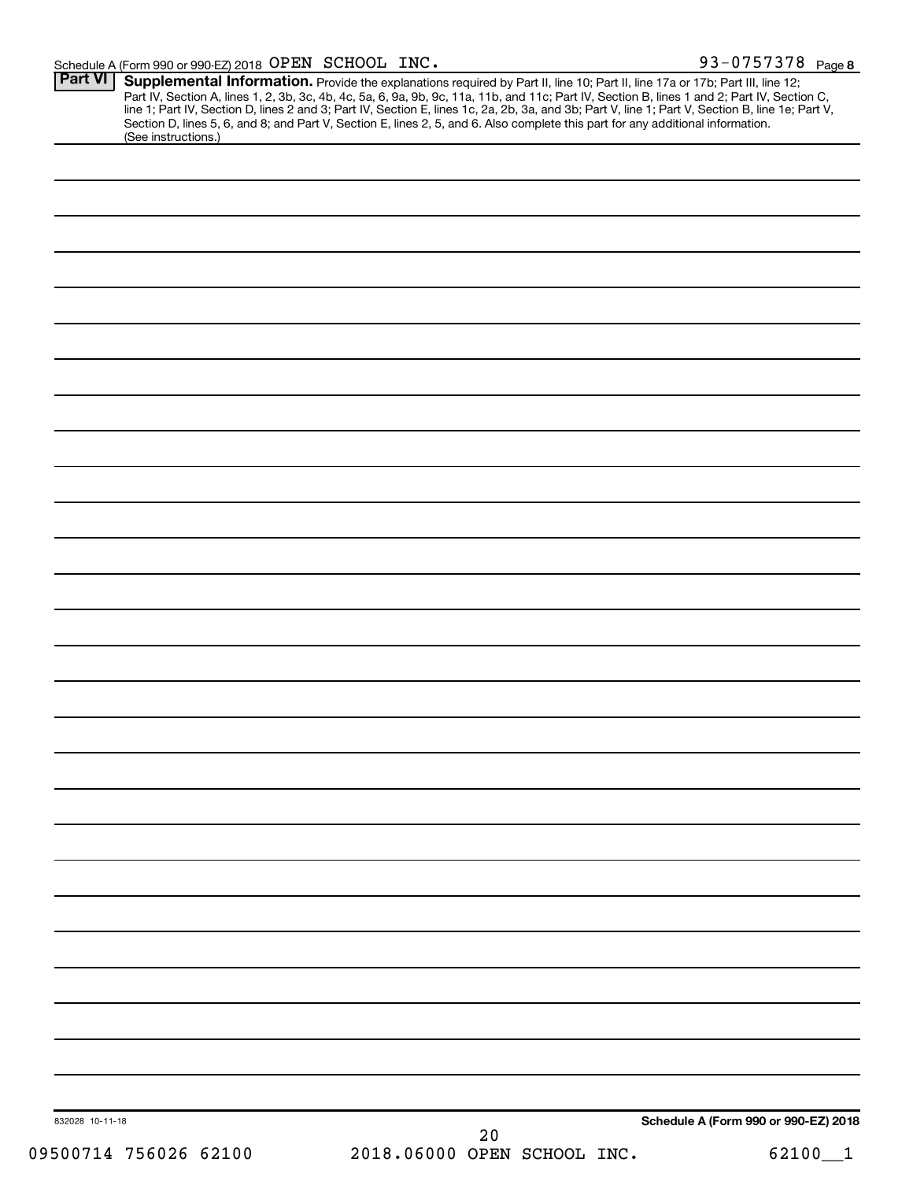Schedule A (Form 990 or 990-EZ) 2018 OPEN SCHOOL INC. 93-0757378 Page **8**

**Part VI** **Supplemental Information.** Provide the explanations required by Part II, line 10; Part II, line 17a or 17b; Part III, line 12; Part IV, Section A, lines 1, 2, 3b, 3c, 4b, 4c, 5a, 6, 9a, 9b, 9c, 11a, 11b, and 11c; Part IV, Section B, lines 1 and 2; Part IV, Section C, line 1; Part IV, Section D, lines 2 and 3; Part IV, Section E, lines 1c, 2a, 2b, 3a, and 3b; Part V, line 1; Part V, Section B, line 1e; Part V, Section D, lines 5, 6, and 8; and Part V, Section E, lines 2, 5, and 6. Also complete this part for any additional information. (See instructions.)

832028 10-11-18

**Schedule A (Form 990 or 990-EZ) 2018**

09500714 756026 62100 2018.06000 OPEN SCHOOL INC. 62100__1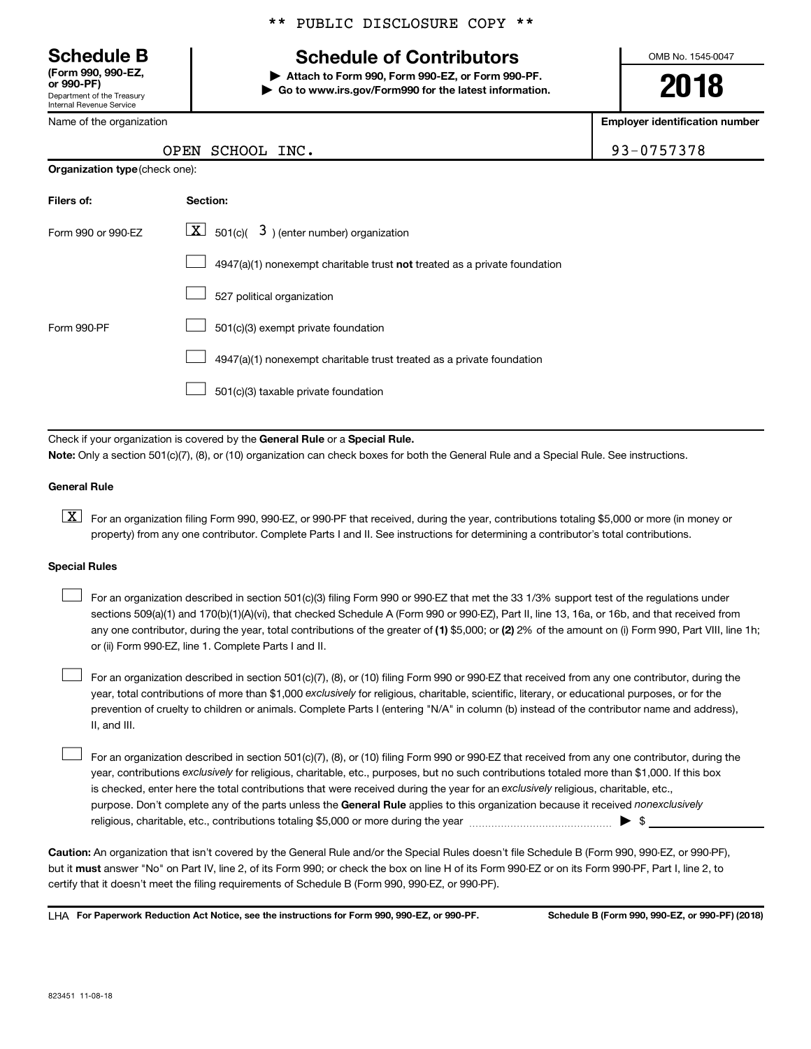** PUBLIC DISCLOSURE COPY **

**Schedule B**
**(Form 990, 990-EZ, or 990-PF)**
Department of the Treasury
Internal Revenue Service

# Schedule of Contributors

▶ **Attach to Form 990, Form 990-EZ, or Form 990-PF.**
▶ **Go to www.irs.gov/Form990 for the latest information.**

OMB No. 1545-0047

**2018**

| Name of the organization | Employer identification number |
|---|---|
| OPEN SCHOOL INC. | 93-0757378 |

**Organization type** (check one):

| Filers of: | Section: |
|---|---|
| Form 990 or 990-EZ | [X] 501(c)( 3 ) (enter number) organization |
| | [ ] 4947(a)(1) nonexempt charitable trust **not** treated as a private foundation |
| | [ ] 527 political organization |
| Form 990-PF | [ ] 501(c)(3) exempt private foundation |
| | [ ] 4947(a)(1) nonexempt charitable trust treated as a private foundation |
| | [ ] 501(c)(3) taxable private foundation |

Check if your organization is covered by the **General Rule** or a **Special Rule.**

**Note:** Only a section 501(c)(7), (8), or (10) organization can check boxes for both the General Rule and a Special Rule. See instructions.

**General Rule**

[X] For an organization filing Form 990, 990-EZ, or 990-PF that received, during the year, contributions totaling $5,000 or more (in money or property) from any one contributor. Complete Parts I and II. See instructions for determining a contributor's total contributions.

**Special Rules**

[ ] For an organization described in section 501(c)(3) filing Form 990 or 990-EZ that met the 33 1/3% support test of the regulations under sections 509(a)(1) and 170(b)(1)(A)(vi), that checked Schedule A (Form 990 or 990-EZ), Part II, line 13, 16a, or 16b, and that received from any one contributor, during the year, total contributions of the greater of **(1)** $5,000; or **(2)** 2% of the amount on (i) Form 990, Part VIII, line 1h; or (ii) Form 990-EZ, line 1. Complete Parts I and II.

[ ] For an organization described in section 501(c)(7), (8), or (10) filing Form 990 or 990-EZ that received from any one contributor, during the year, total contributions of more than $1,000 *exclusively* for religious, charitable, scientific, literary, or educational purposes, or for the prevention of cruelty to children or animals. Complete Parts I (entering "N/A" in column (b) instead of the contributor name and address), II, and III.

[ ] For an organization described in section 501(c)(7), (8), or (10) filing Form 990 or 990-EZ that received from any one contributor, during the year, contributions *exclusively* for religious, charitable, etc., purposes, but no such contributions totaled more than $1,000. If this box is checked, enter here the total contributions that were received during the year for an *exclusively* religious, charitable, etc., purpose. Don't complete any of the parts unless the **General Rule** applies to this organization because it received *nonexclusively* religious, charitable, etc., contributions totaling $5,000 or more during the year ▶ $ ____________

**Caution:** An organization that isn't covered by the General Rule and/or the Special Rules doesn't file Schedule B (Form 990, 990-EZ, or 990-PF), but it **must** answer "No" on Part IV, line 2, of its Form 990; or check the box on line H of its Form 990-EZ or on its Form 990-PF, Part I, line 2, to certify that it doesn't meet the filing requirements of Schedule B (Form 990, 990-EZ, or 990-PF).

LHA **For Paperwork Reduction Act Notice, see the instructions for Form 990, 990-EZ, or 990-PF.** **Schedule B (Form 990, 990-EZ, or 990-PF) (2018)**

823451 11-08-18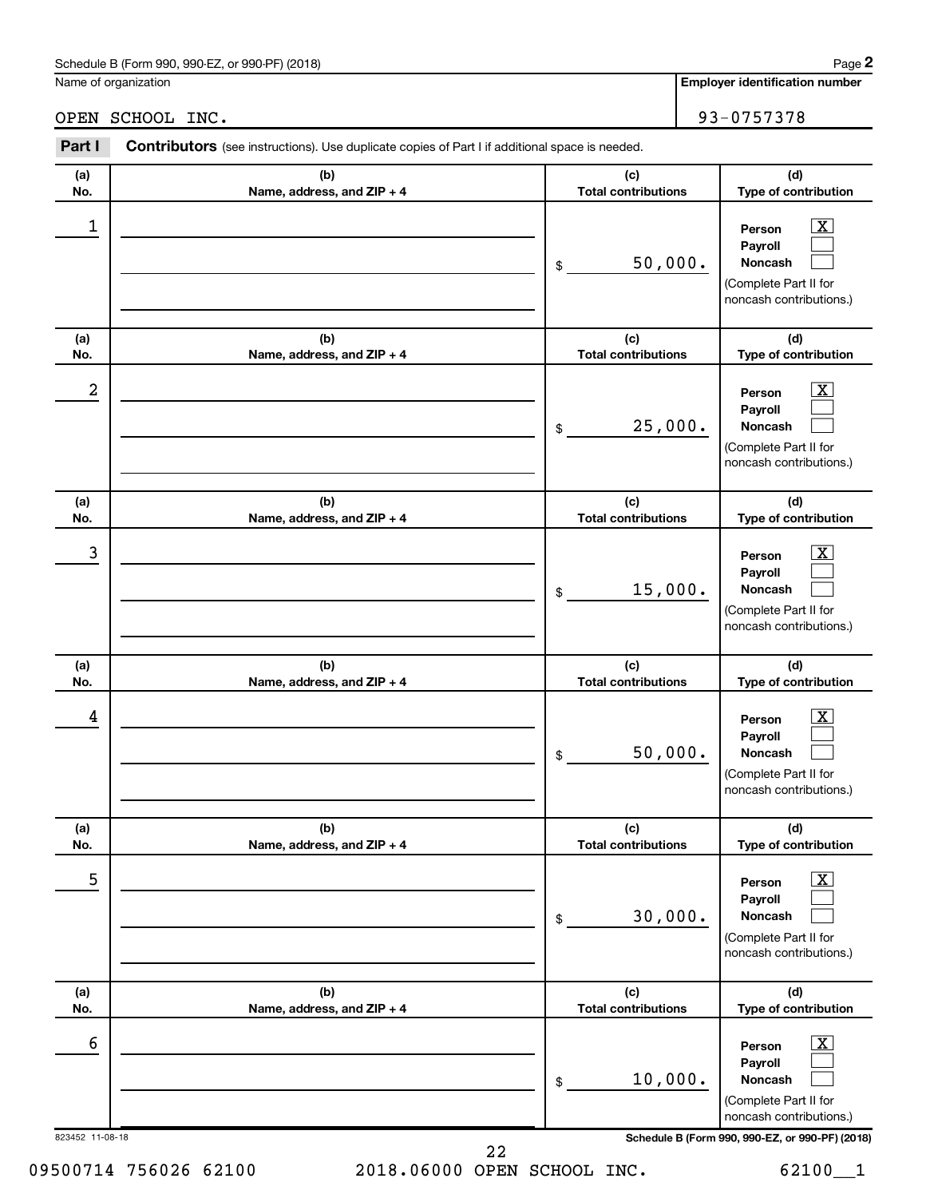Schedule B (Form 990, 990-EZ, or 990-PF) (2018)

Name of organization: OPEN SCHOOL INC.

Employer identification number: 93-0757378

## Part I Contributors (see instructions). Use duplicate copies of Part I if additional space is needed.

| (a) No. | (b) Name, address, and ZIP + 4 | (c) Total contributions | (d) Type of contribution |
|---|---|---|---|
| 1 | | $ 50,000. | Person [X] Payroll [ ] Noncash [ ] (Complete Part II for noncash contributions.) |
| 2 | | $ 25,000. | Person [X] Payroll [ ] Noncash [ ] (Complete Part II for noncash contributions.) |
| 3 | | $ 15,000. | Person [X] Payroll [ ] Noncash [ ] (Complete Part II for noncash contributions.) |
| 4 | | $ 50,000. | Person [X] Payroll [ ] Noncash [ ] (Complete Part II for noncash contributions.) |
| 5 | | $ 30,000. | Person [X] Payroll [ ] Noncash [ ] (Complete Part II for noncash contributions.) |
| 6 | | $ 10,000. | Person [X] Payroll [ ] Noncash [ ] (Complete Part II for noncash contributions.) |

823452 11-08-18 Schedule B (Form 990, 990-EZ, or 990-PF) (2018)

09500714 756026 62100 2018.06000 OPEN SCHOOL INC. 62100__1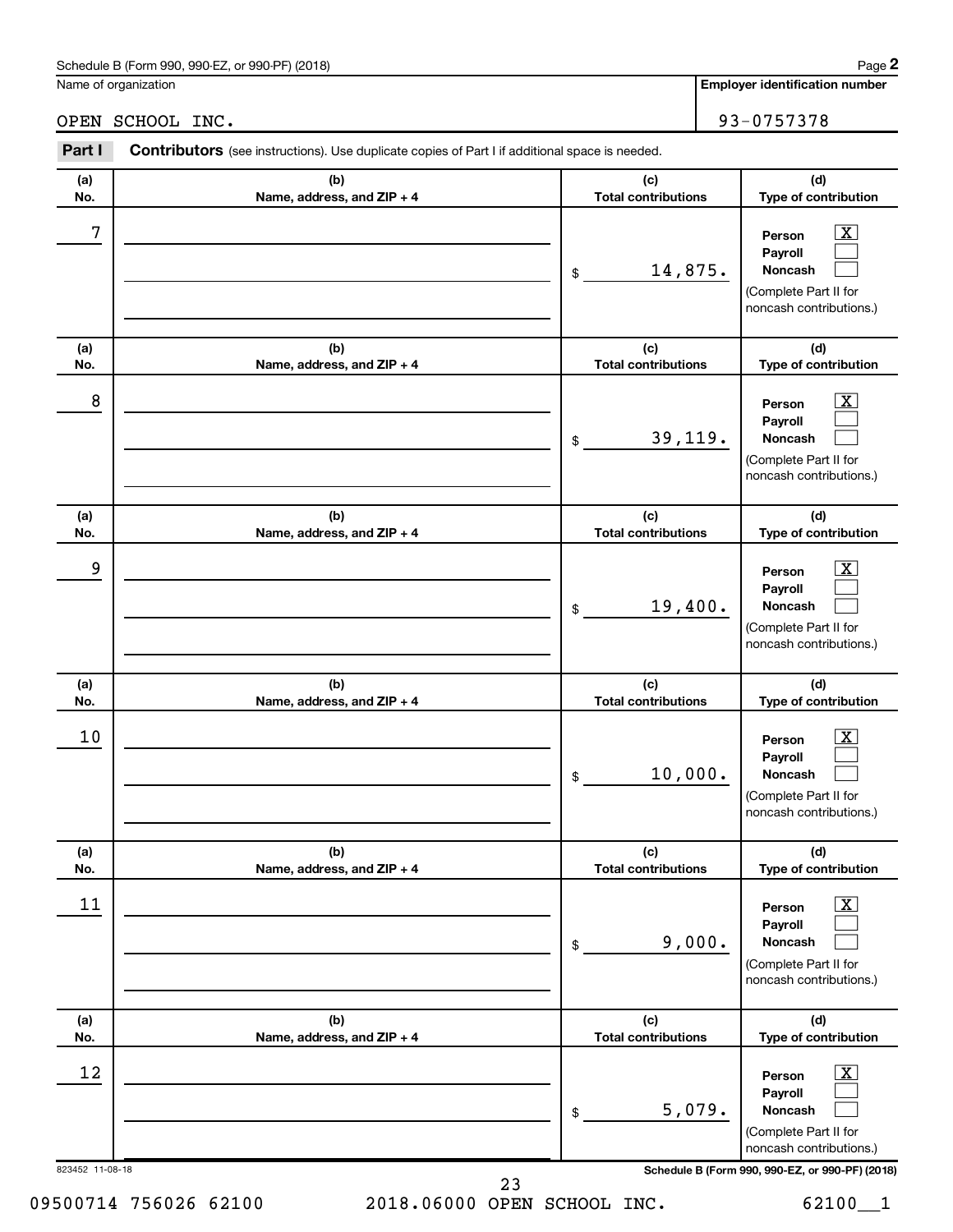Schedule B (Form 990, 990-EZ, or 990-PF) (2018)

Name of organization: OPEN SCHOOL INC.

Employer identification number: 93-0757378

## Part I — Contributors (see instructions). Use duplicate copies of Part I if additional space is needed.

| (a) No. | (b) Name, address, and ZIP + 4 | (c) Total contributions | (d) Type of contribution |
|---|---|---|---|
| 7 | | $ 14,875. | Person [X] Payroll [ ] Noncash [ ] (Complete Part II for noncash contributions.) |
| 8 | | $ 39,119. | Person [X] Payroll [ ] Noncash [ ] (Complete Part II for noncash contributions.) |
| 9 | | $ 19,400. | Person [X] Payroll [ ] Noncash [ ] (Complete Part II for noncash contributions.) |
| 10 | | $ 10,000. | Person [X] Payroll [ ] Noncash [ ] (Complete Part II for noncash contributions.) |
| 11 | | $ 9,000. | Person [X] Payroll [ ] Noncash [ ] (Complete Part II for noncash contributions.) |
| 12 | | $ 5,079. | Person [X] Payroll [ ] Noncash [ ] (Complete Part II for noncash contributions.) |

823452 11-08-18

Schedule B (Form 990, 990-EZ, or 990-PF) (2018)

09500714 756026 62100 2018.06000 OPEN SCHOOL INC. 62100__1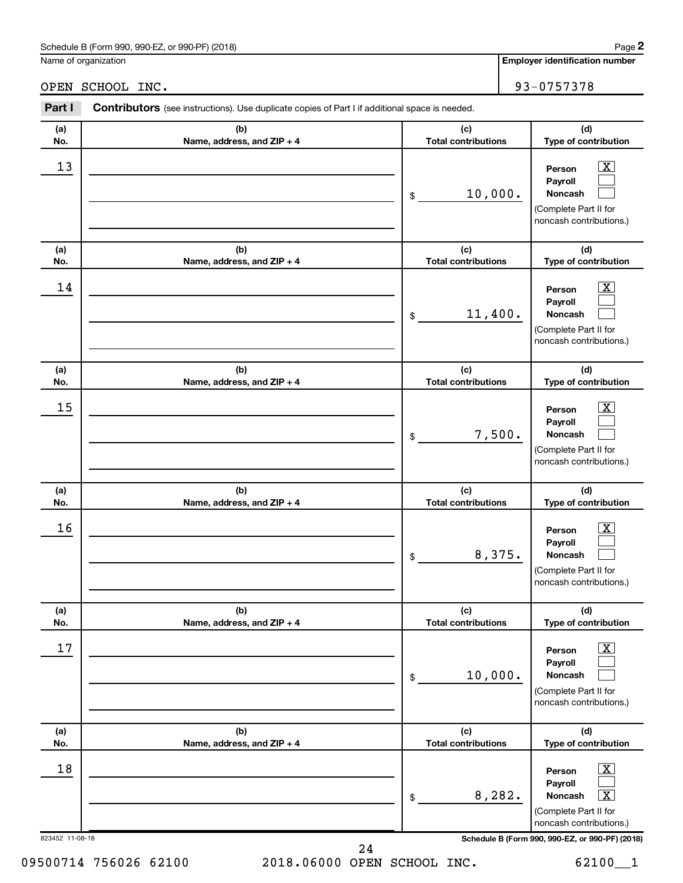Schedule B (Form 990, 990-EZ, or 990-PF) (2018)

Name of organization: OPEN SCHOOL INC.

Employer identification number: 93-0757378

## Part I Contributors

(see instructions). Use duplicate copies of Part I if additional space is needed.

| (a) No. | (b) Name, address, and ZIP + 4 | (c) Total contributions | (d) Type of contribution |
|---|---|---|---|
| 13 | | $ 10,000. | Person [X] Payroll [ ] Noncash [ ] (Complete Part II for noncash contributions.) |
| 14 | | $ 11,400. | Person [X] Payroll [ ] Noncash [ ] (Complete Part II for noncash contributions.) |
| 15 | | $ 7,500. | Person [X] Payroll [ ] Noncash [ ] (Complete Part II for noncash contributions.) |
| 16 | | $ 8,375. | Person [X] Payroll [ ] Noncash [ ] (Complete Part II for noncash contributions.) |
| 17 | | $ 10,000. | Person [X] Payroll [ ] Noncash [ ] (Complete Part II for noncash contributions.) |
| 18 | | $ 8,282. | Person [X] Payroll [ ] Noncash [X] (Complete Part II for noncash contributions.) |

823452 11-08-18

Schedule B (Form 990, 990-EZ, or 990-PF) (2018)

09500714 756026 62100 2018.06000 OPEN SCHOOL INC. 62100__1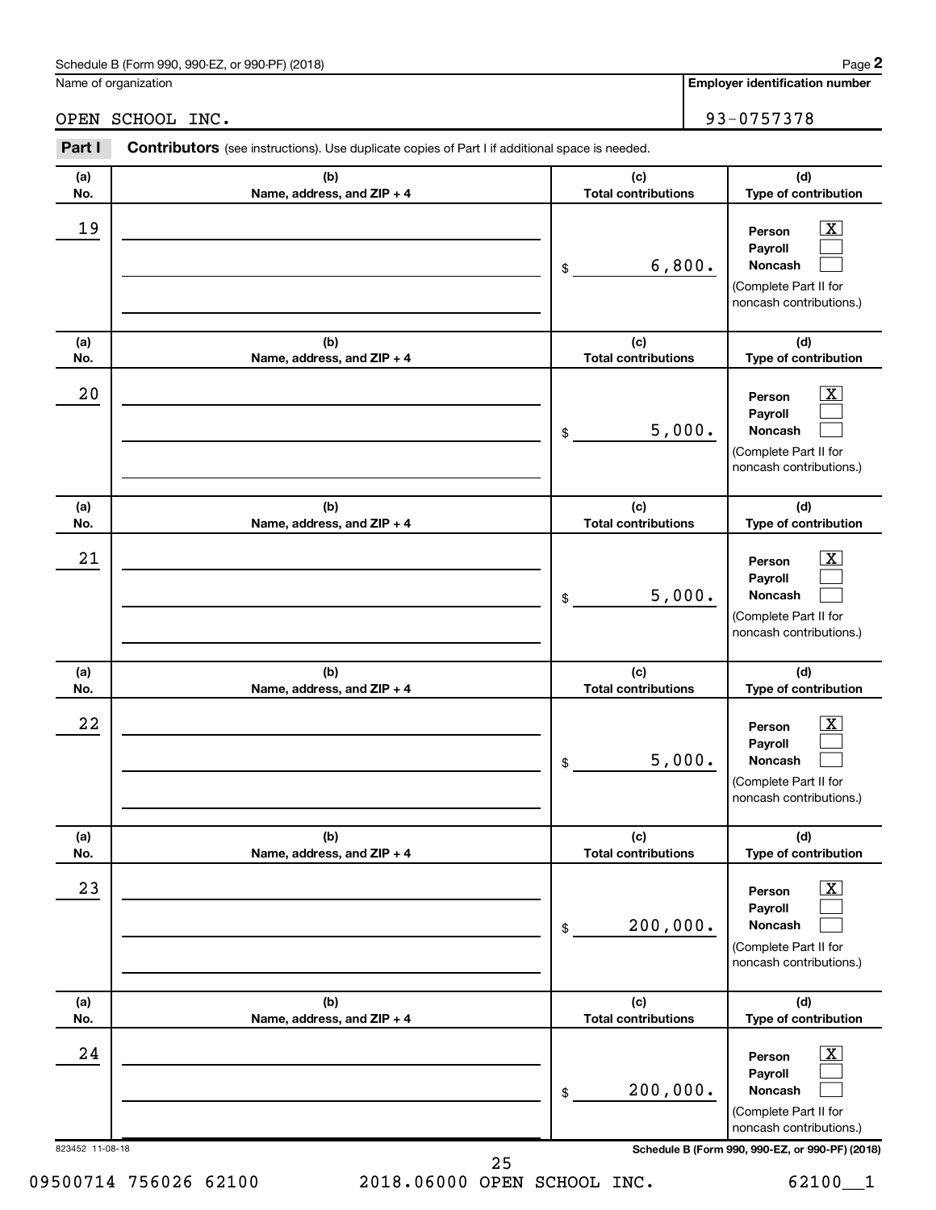Schedule B (Form 990, 990-EZ, or 990-PF) (2018)

Name of organization: OPEN SCHOOL INC.

Employer identification number: 93-0757378

## Part I Contributors (see instructions). Use duplicate copies of Part I if additional space is needed.

| (a) No. | (b) Name, address, and ZIP + 4 | (c) Total contributions | (d) Type of contribution |
|---|---|---|---|
| 19 | | $ 6,800. | Person [X] Payroll [ ] Noncash [ ] (Complete Part II for noncash contributions.) |
| 20 | | $ 5,000. | Person [X] Payroll [ ] Noncash [ ] (Complete Part II for noncash contributions.) |
| 21 | | $ 5,000. | Person [X] Payroll [ ] Noncash [ ] (Complete Part II for noncash contributions.) |
| 22 | | $ 5,000. | Person [X] Payroll [ ] Noncash [ ] (Complete Part II for noncash contributions.) |
| 23 | | $ 200,000. | Person [X] Payroll [ ] Noncash [ ] (Complete Part II for noncash contributions.) |
| 24 | | $ 200,000. | Person [X] Payroll [ ] Noncash [ ] (Complete Part II for noncash contributions.) |

823452 11-08-18

09500714 756026 62100 2018.06000 OPEN SCHOOL INC. 62100__1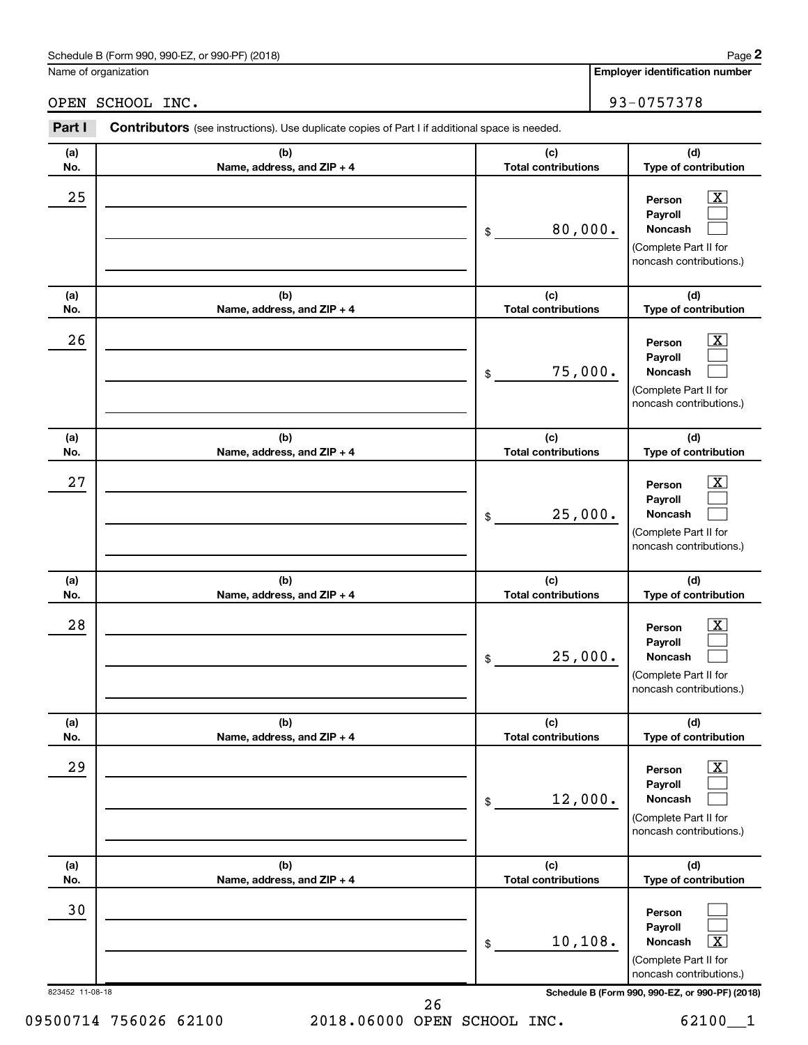Schedule B (Form 990, 990-EZ, or 990-PF) (2018)

Name of organization: OPEN SCHOOL INC.

Employer identification number: 93-0757378

## Part I Contributors (see instructions). Use duplicate copies of Part I if additional space is needed.

| (a) No. | (b) Name, address, and ZIP + 4 | (c) Total contributions | (d) Type of contribution |
|---|---|---|---|
| 25 | | $ 80,000. | Person [X] Payroll [ ] Noncash [ ] (Complete Part II for noncash contributions.) |
| 26 | | $ 75,000. | Person [X] Payroll [ ] Noncash [ ] (Complete Part II for noncash contributions.) |
| 27 | | $ 25,000. | Person [X] Payroll [ ] Noncash [ ] (Complete Part II for noncash contributions.) |
| 28 | | $ 25,000. | Person [X] Payroll [ ] Noncash [ ] (Complete Part II for noncash contributions.) |
| 29 | | $ 12,000. | Person [X] Payroll [ ] Noncash [ ] (Complete Part II for noncash contributions.) |
| 30 | | $ 10,108. | Person [ ] Payroll [ ] Noncash [X] (Complete Part II for noncash contributions.) |

823452 11-08-18

09500714 756026 62100 2018.06000 OPEN SCHOOL INC. 62100__1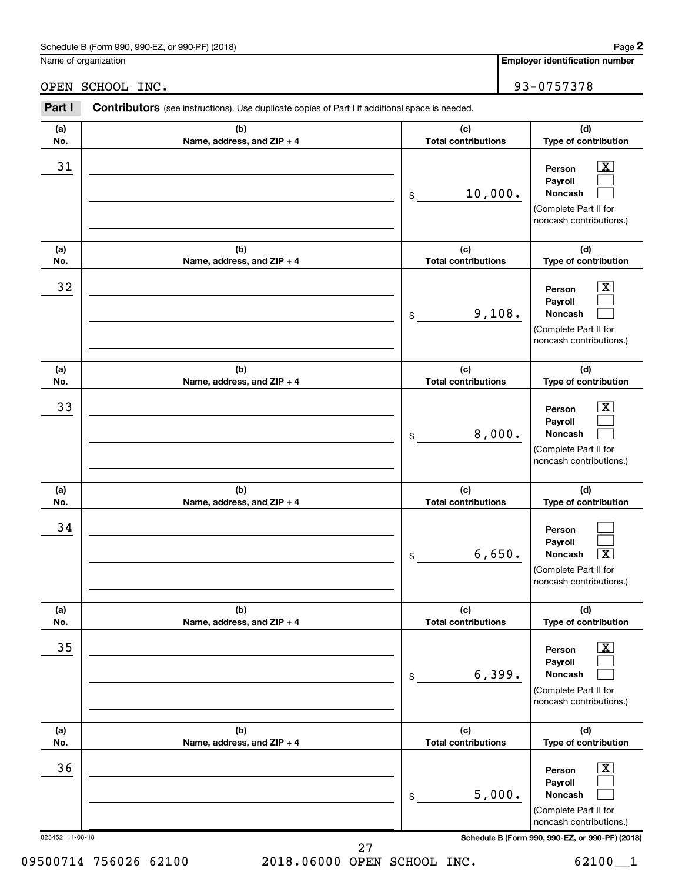Schedule B (Form 990, 990-EZ, or 990-PF) (2018)

Name of organization: OPEN SCHOOL INC.

Employer identification number: 93-0757378

**Part I** **Contributors** (see instructions). Use duplicate copies of Part I if additional space is needed.

| (a) No. | (b) Name, address, and ZIP + 4 | (c) Total contributions | (d) Type of contribution |
|---|---|---|---|
| 31 | | $ 10,000. | Person [X] Payroll [ ] Noncash [ ] (Complete Part II for noncash contributions.) |
| 32 | | $ 9,108. | Person [X] Payroll [ ] Noncash [ ] (Complete Part II for noncash contributions.) |
| 33 | | $ 8,000. | Person [X] Payroll [ ] Noncash [ ] (Complete Part II for noncash contributions.) |
| 34 | | $ 6,650. | Person [ ] Payroll [ ] Noncash [X] (Complete Part II for noncash contributions.) |
| 35 | | $ 6,399. | Person [X] Payroll [ ] Noncash [ ] (Complete Part II for noncash contributions.) |
| 36 | | $ 5,000. | Person [X] Payroll [ ] Noncash [ ] (Complete Part II for noncash contributions.) |

823452 11-08-18

Schedule B (Form 990, 990-EZ, or 990-PF) (2018)

09500714 756026 62100 2018.06000 OPEN SCHOOL INC. 62100__1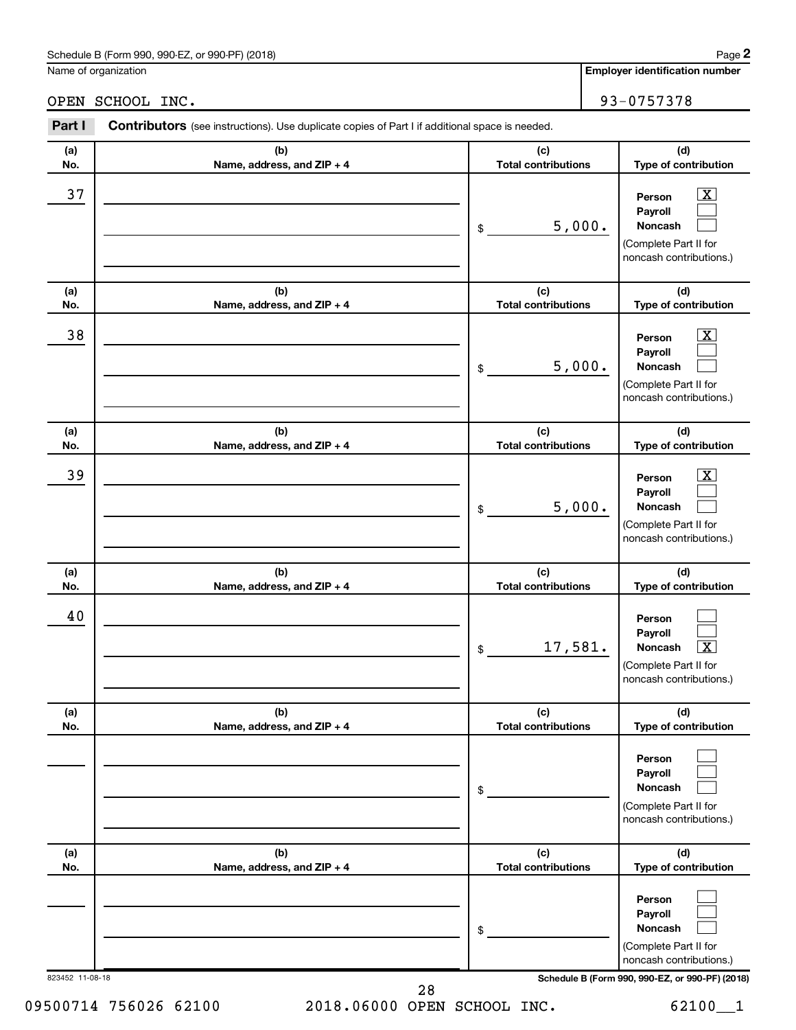Schedule B (Form 990, 990-EZ, or 990-PF) (2018)

Name of organization: OPEN SCHOOL INC.

Employer identification number: 93-0757378

**Part I** **Contributors** (see instructions). Use duplicate copies of Part I if additional space is needed.

| (a) No. | (b) Name, address, and ZIP + 4 | (c) Total contributions | (d) Type of contribution |
|---|---|---|---|
| 37 | | $ 5,000. | Person [X] Payroll [ ] Noncash [ ] (Complete Part II for noncash contributions.) |
| 38 | | $ 5,000. | Person [X] Payroll [ ] Noncash [ ] (Complete Part II for noncash contributions.) |
| 39 | | $ 5,000. | Person [X] Payroll [ ] Noncash [ ] (Complete Part II for noncash contributions.) |
| 40 | | $ 17,581. | Person [ ] Payroll [ ] Noncash [X] (Complete Part II for noncash contributions.) |
| | | $ | Person [ ] Payroll [ ] Noncash [ ] (Complete Part II for noncash contributions.) |
| | | $ | Person [ ] Payroll [ ] Noncash [ ] (Complete Part II for noncash contributions.) |

823452 11-08-18

Schedule B (Form 990, 990-EZ, or 990-PF) (2018)

09500714 756026 62100 2018.06000 OPEN SCHOOL INC. 62100__1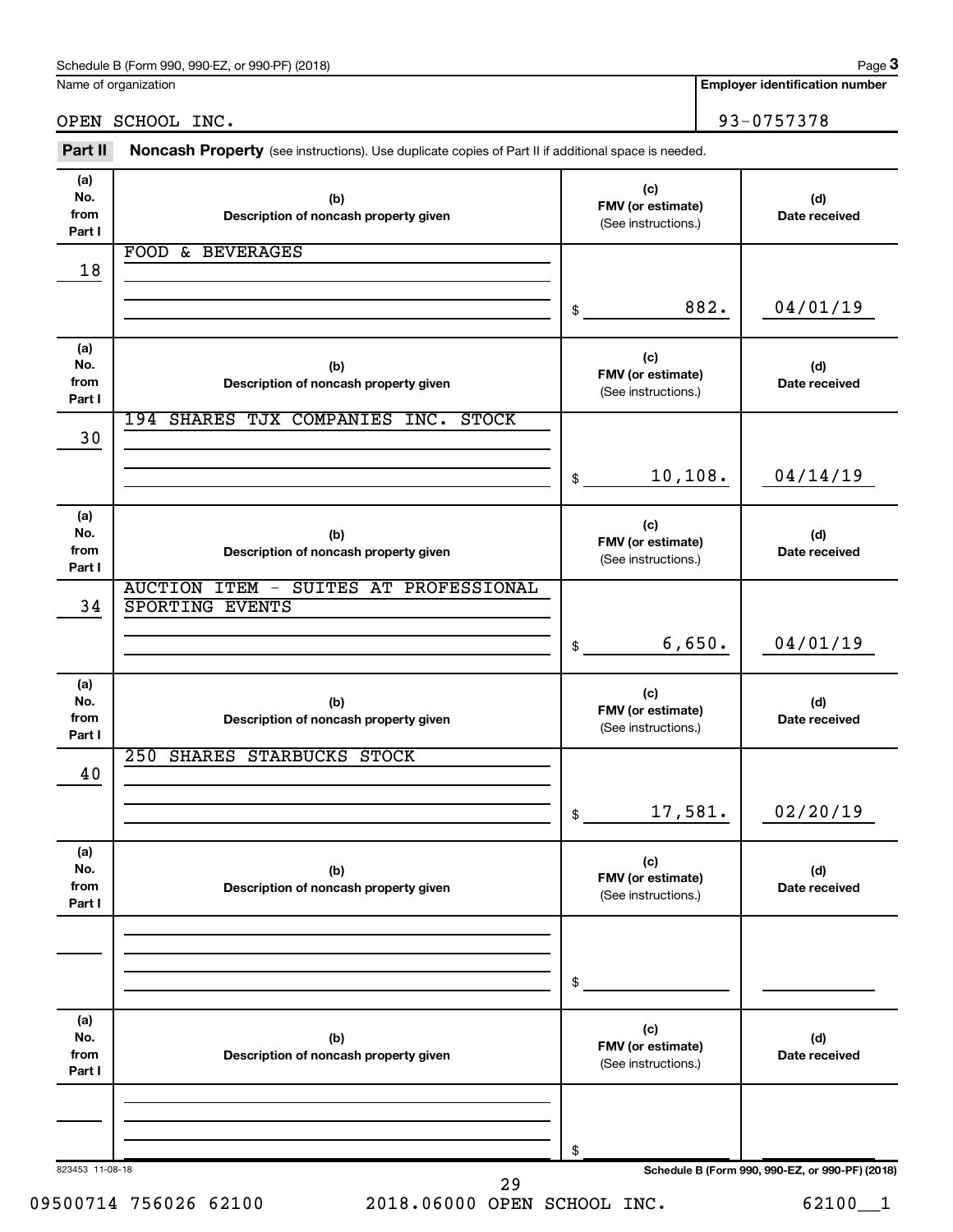Schedule B (Form 990, 990-EZ, or 990-PF) (2018) Page **3**

Name of organization: OPEN SCHOOL INC.

**Employer identification number**: 93-0757378

**Part II** **Noncash Property** (see instructions). Use duplicate copies of Part II if additional space is needed.

| (a) No. from Part I | (b) Description of noncash property given | (c) FMV (or estimate) (See instructions.) | (d) Date received |
|---|---|---|---|
| 18 | FOOD & BEVERAGES | $ 882. | 04/01/19 |
| 30 | 194 SHARES TJX COMPANIES INC. STOCK | $ 10,108. | 04/14/19 |
| 34 | AUCTION ITEM - SUITES AT PROFESSIONAL SPORTING EVENTS | $ 6,650. | 04/01/19 |
| 40 | 250 SHARES STARBUCKS STOCK | $ 17,581. | 02/20/19 |
| | | $ | |
| | | $ | |

823453 11-08-18

**Schedule B (Form 990, 990-EZ, or 990-PF) (2018)**

09500714 756026 62100 2018.06000 OPEN SCHOOL INC. 62100__1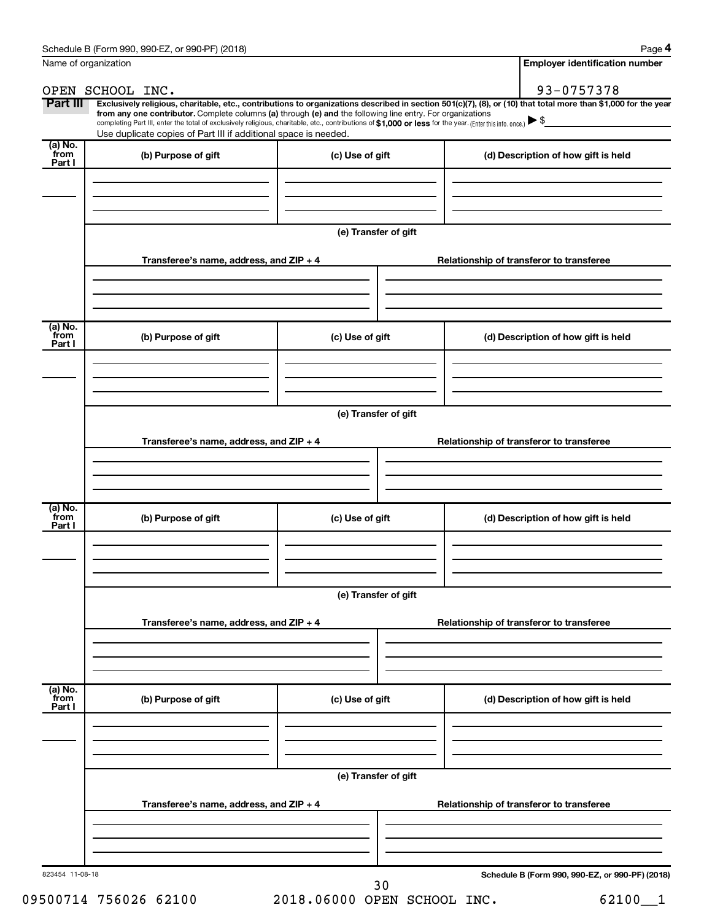Name of organization

OPEN SCHOOL INC.

**Employer identification number**

93-0757378

**Part III** **Exclusively religious, charitable, etc., contributions to organizations described in section 501(c)(7), (8), or (10) that total more than $1,000 for the year from any one contributor.** Complete columns **(a)** through **(e)** and the following line entry. For organizations completing Part III, enter the total of exclusively religious, charitable, etc., contributions of **$1,000 or less** for the year. (Enter this info. once.) ▶ $

Use duplicate copies of Part III if additional space is needed.

| (a) No. from Part I | (b) Purpose of gift | (c) Use of gift | (d) Description of how gift is held |
|---|---|---|---|
| | | | |

**(e) Transfer of gift**

| Transferee's name, address, and ZIP + 4 | Relationship of transferor to transferee |
|---|---|
| | |

| (a) No. from Part I | (b) Purpose of gift | (c) Use of gift | (d) Description of how gift is held |
|---|---|---|---|
| | | | |

**(e) Transfer of gift**

| Transferee's name, address, and ZIP + 4 | Relationship of transferor to transferee |
|---|---|
| | |

| (a) No. from Part I | (b) Purpose of gift | (c) Use of gift | (d) Description of how gift is held |
|---|---|---|---|
| | | | |

**(e) Transfer of gift**

| Transferee's name, address, and ZIP + 4 | Relationship of transferor to transferee |
|---|---|
| | |

| (a) No. from Part I | (b) Purpose of gift | (c) Use of gift | (d) Description of how gift is held |
|---|---|---|---|
| | | | |

**(e) Transfer of gift**

| Transferee's name, address, and ZIP + 4 | Relationship of transferor to transferee |
|---|---|
| | |

823454 11-08-18

**Schedule B (Form 990, 990-EZ, or 990-PF) (2018)**

09500714 756026 62100 2018.06000 OPEN SCHOOL INC. 62100__1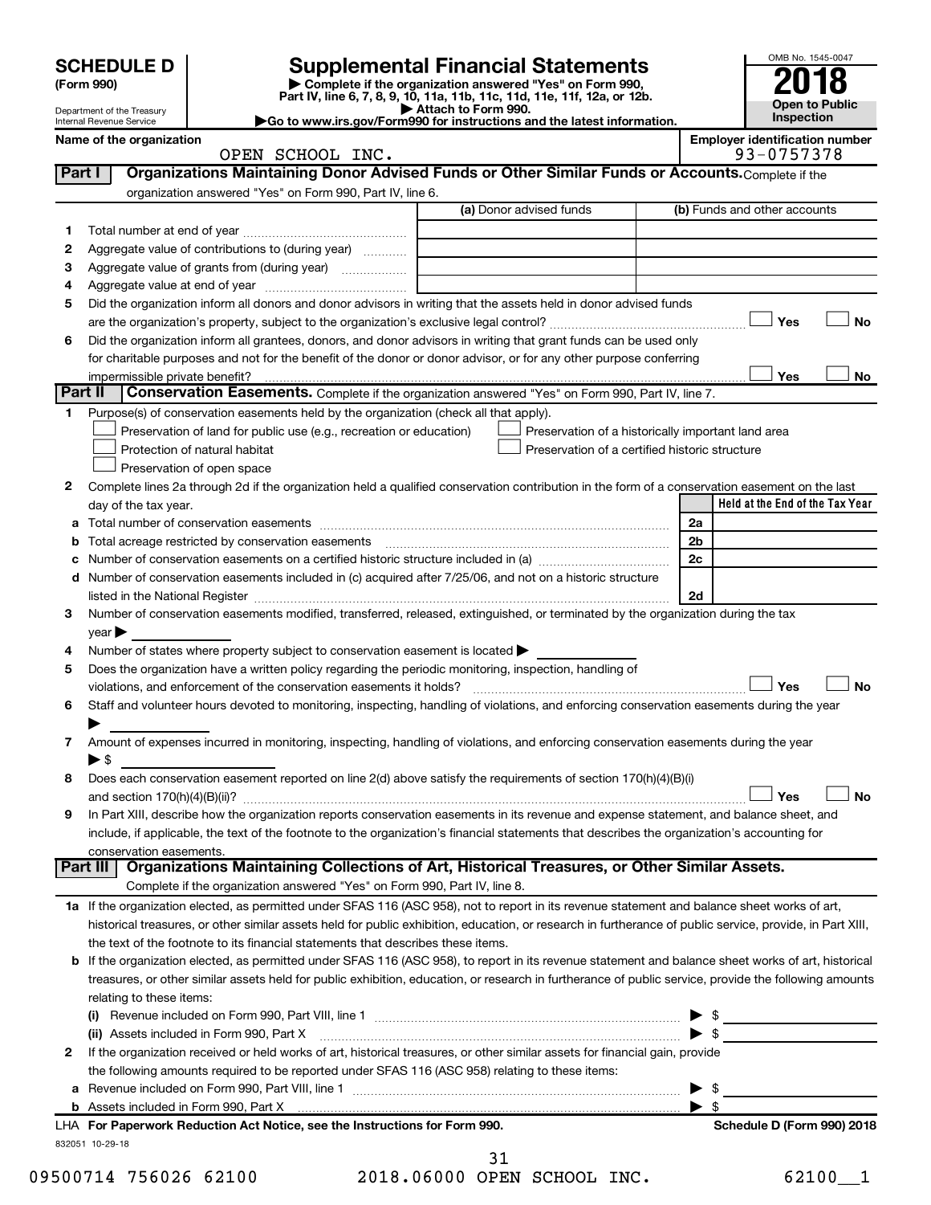# SCHEDULE D (Form 990)

Department of the Treasury
Internal Revenue Service

## Supplemental Financial Statements

▶ Complete if the organization answered "Yes" on Form 990, Part IV, line 6, 7, 8, 9, 10, 11a, 11b, 11c, 11d, 11e, 11f, 12a, or 12b.
▶ Attach to Form 990.
▶Go to www.irs.gov/Form990 for instructions and the latest information.

OMB No. 1545-0047
**2018**
**Open to Public Inspection**

**Name of the organization:** OPEN SCHOOL INC.
**Employer identification number:** 93-0757378

### Part I — Organizations Maintaining Donor Advised Funds or Other Similar Funds or Accounts.
Complete if the organization answered "Yes" on Form 990, Part IV, line 6.

| | | (a) Donor advised funds | (b) Funds and other accounts |
|---|---|---|---|
| 1 | Total number at end of year | | |
| 2 | Aggregate value of contributions to (during year) | | |
| 3 | Aggregate value of grants from (during year) | | |
| 4 | Aggregate value at end of year | | |

5 Did the organization inform all donors and donor advisors in writing that the assets held in donor advised funds are the organization's property, subject to the organization's exclusive legal control? ☐ Yes ☐ No

6 Did the organization inform all grantees, donors, and donor advisors in writing that grant funds can be used only for charitable purposes and not for the benefit of the donor or donor advisor, or for any other purpose conferring impermissible private benefit? ☐ Yes ☐ No

### Part II — Conservation Easements.
Complete if the organization answered "Yes" on Form 990, Part IV, line 7.

1 Purpose(s) of conservation easements held by the organization (check all that apply).

- ☐ Preservation of land for public use (e.g., recreation or education)
- ☐ Protection of natural habitat
- ☐ Preservation of open space
- ☐ Preservation of a historically important land area
- ☐ Preservation of a certified historic structure

2 Complete lines 2a through 2d if the organization held a qualified conservation contribution in the form of a conservation easement on the last day of the tax year.

| | | | Held at the End of the Tax Year |
|---|---|---|---|
| a | Total number of conservation easements | 2a | |
| b | Total acreage restricted by conservation easements | 2b | |
| c | Number of conservation easements on a certified historic structure included in (a) | 2c | |
| d | Number of conservation easements included in (c) acquired after 7/25/06, and not on a historic structure listed in the National Register | 2d | |

3 Number of conservation easements modified, transferred, released, extinguished, or terminated by the organization during the tax year ▶

4 Number of states where property subject to conservation easement is located ▶

5 Does the organization have a written policy regarding the periodic monitoring, inspection, handling of violations, and enforcement of the conservation easements it holds? ☐ Yes ☐ No

6 Staff and volunteer hours devoted to monitoring, inspecting, handling of violations, and enforcing conservation easements during the year ▶

7 Amount of expenses incurred in monitoring, inspecting, handling of violations, and enforcing conservation easements during the year ▶ $

8 Does each conservation easement reported on line 2(d) above satisfy the requirements of section 170(h)(4)(B)(i) and section 170(h)(4)(B)(ii)? ☐ Yes ☐ No

9 In Part XIII, describe how the organization reports conservation easements in its revenue and expense statement, and balance sheet, and include, if applicable, the text of the footnote to the organization's financial statements that describes the organization's accounting for conservation easements.

### Part III — Organizations Maintaining Collections of Art, Historical Treasures, or Other Similar Assets.
Complete if the organization answered "Yes" on Form 990, Part IV, line 8.

1a If the organization elected, as permitted under SFAS 116 (ASC 958), not to report in its revenue statement and balance sheet works of art, historical treasures, or other similar assets held for public exhibition, education, or research in furtherance of public service, provide, in Part XIII, the text of the footnote to its financial statements that describes these items.

b If the organization elected, as permitted under SFAS 116 (ASC 958), to report in its revenue statement and balance sheet works of art, historical treasures, or other similar assets held for public exhibition, education, or research in furtherance of public service, provide the following amounts relating to these items:

(i) Revenue included on Form 990, Part VIII, line 1 ▶ $

(ii) Assets included in Form 990, Part X ▶ $

2 If the organization received or held works of art, historical treasures, or other similar assets for financial gain, provide the following amounts required to be reported under SFAS 116 (ASC 958) relating to these items:

a Revenue included on Form 990, Part VIII, line 1 ▶ $

b Assets included in Form 990, Part X ▶ $

LHA For Paperwork Reduction Act Notice, see the Instructions for Form 990. — Schedule D (Form 990) 2018

832051 10-29-18

09500714 756026 62100 2018.06000 OPEN SCHOOL INC. 62100__1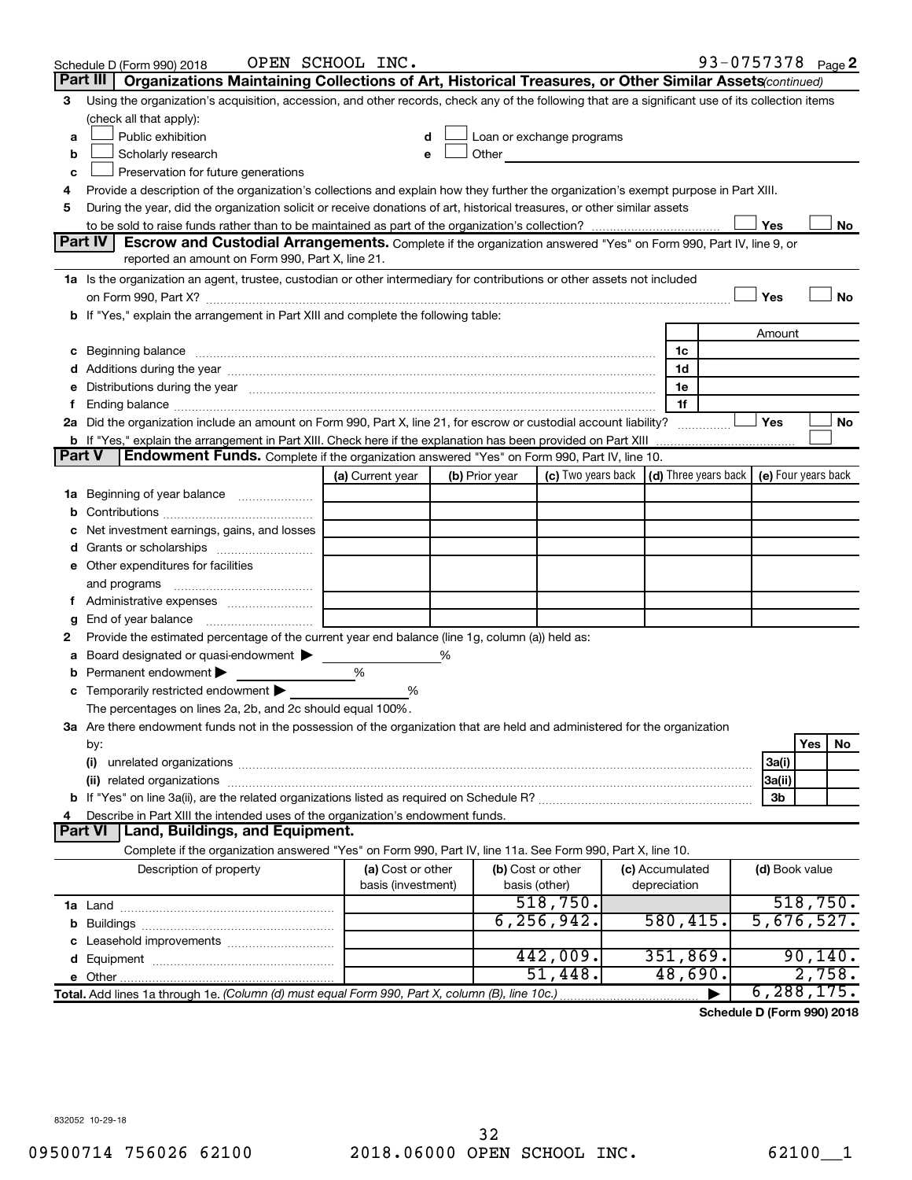Schedule D (Form 990) 2018 OPEN SCHOOL INC. 93-0757378 Page 2

**Part III Organizations Maintaining Collections of Art, Historical Treasures, or Other Similar Assets** *(continued)*

3 Using the organization's acquisition, accession, and other records, check any of the following that are a significant use of its collection items (check all that apply):

a ☐ Public exhibition
b ☐ Scholarly research
c ☐ Preservation for future generations
d ☐ Loan or exchange programs
e ☐ Other

4 Provide a description of the organization's collections and explain how they further the organization's exempt purpose in Part XIII.

5 During the year, did the organization solicit or receive donations of art, historical treasures, or other similar assets to be sold to raise funds rather than to be maintained as part of the organization's collection? ☐ Yes ☐ No

**Part IV Escrow and Custodial Arrangements.** Complete if the organization answered "Yes" on Form 990, Part IV, line 9, or reported an amount on Form 990, Part X, line 21.

1a Is the organization an agent, trustee, custodian or other intermediary for contributions or other assets not included on Form 990, Part X? ☐ Yes ☐ No

b If "Yes," explain the arrangement in Part XIII and complete the following table:

| | | Amount |
|---|---|---|
| c Beginning balance | 1c | |
| d Additions during the year | 1d | |
| e Distributions during the year | 1e | |
| f Ending balance | 1f | |

2a Did the organization include an amount on Form 990, Part X, line 21, for escrow or custodial account liability? ☐ Yes ☐ No

b If "Yes," explain the arrangement in Part XIII. Check here if the explanation has been provided on Part XIII ☐

**Part V Endowment Funds.** Complete if the organization answered "Yes" on Form 990, Part IV, line 10.

| | (a) Current year | (b) Prior year | (c) Two years back | (d) Three years back | (e) Four years back |
|---|---|---|---|---|---|
| 1a Beginning of year balance | | | | | |
| b Contributions | | | | | |
| c Net investment earnings, gains, and losses | | | | | |
| d Grants or scholarships | | | | | |
| e Other expenditures for facilities and programs | | | | | |
| f Administrative expenses | | | | | |
| g End of year balance | | | | | |

2 Provide the estimated percentage of the current year end balance (line 1g, column (a)) held as:

a Board designated or quasi-endowment ▶ %
b Permanent endowment ▶ %
c Temporarily restricted endowment ▶ %

The percentages on lines 2a, 2b, and 2c should equal 100%.

3a Are there endowment funds not in the possession of the organization that are held and administered for the organization by:

| | | Yes | No |
|---|---|---|---|
| (i) unrelated organizations | 3a(i) | | |
| (ii) related organizations | 3a(ii) | | |
| b If "Yes" on line 3a(ii), are the related organizations listed as required on Schedule R? | 3b | | |

4 Describe in Part XIII the intended uses of the organization's endowment funds.

**Part VI Land, Buildings, and Equipment.**

Complete if the organization answered "Yes" on Form 990, Part IV, line 11a. See Form 990, Part X, line 10.

| Description of property | (a) Cost or other basis (investment) | (b) Cost or other basis (other) | (c) Accumulated depreciation | (d) Book value |
|---|---|---|---|---|
| 1a Land | | 518,750. | | 518,750. |
| b Buildings | | 6,256,942. | 580,415. | 5,676,527. |
| c Leasehold improvements | | | | |
| d Equipment | | 442,009. | 351,869. | 90,140. |
| e Other | | 51,448. | 48,690. | 2,758. |
| **Total.** Add lines 1a through 1e. *(Column (d) must equal Form 990, Part X, column (B), line 10c.)* | | | ▶ | 6,288,175. |

**Schedule D (Form 990) 2018**

832052 10-29-18

09500714 756026 62100 2018.06000 OPEN SCHOOL INC. 62100__1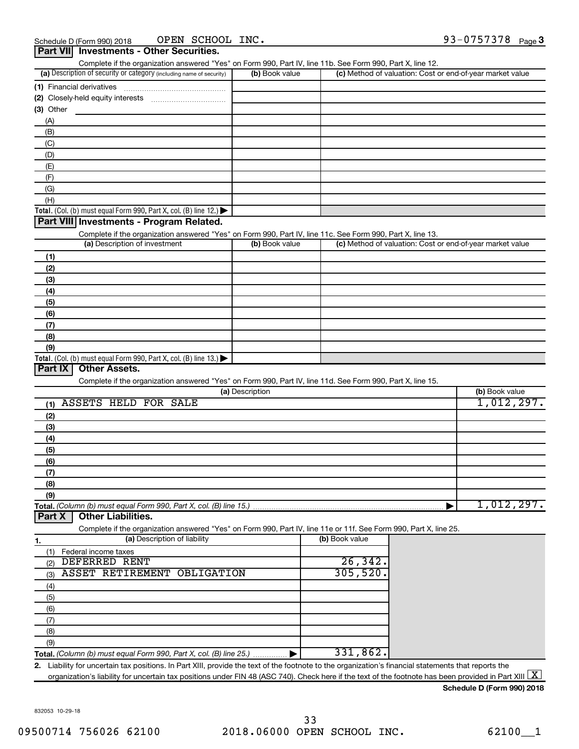Schedule D (Form 990) 2018 OPEN SCHOOL INC. 93-0757378 Page 3

## Part VII Investments - Other Securities.

Complete if the organization answered "Yes" on Form 990, Part IV, line 11b. See Form 990, Part X, line 12.

| (a) Description of security or category (including name of security) | (b) Book value | (c) Method of valuation: Cost or end-of-year market value |
|---|---|---|
| (1) Financial derivatives | | |
| (2) Closely-held equity interests | | |
| (3) Other | | |
| (A) | | |
| (B) | | |
| (C) | | |
| (D) | | |
| (E) | | |
| (F) | | |
| (G) | | |
| (H) | | |
| **Total.** (Col. (b) must equal Form 990, Part X, col. (B) line 12.) | | |

## Part VIII Investments - Program Related.

Complete if the organization answered "Yes" on Form 990, Part IV, line 11c. See Form 990, Part X, line 13.

| (a) Description of investment | (b) Book value | (c) Method of valuation: Cost or end-of-year market value |
|---|---|---|
| (1) | | |
| (2) | | |
| (3) | | |
| (4) | | |
| (5) | | |
| (6) | | |
| (7) | | |
| (8) | | |
| (9) | | |
| **Total.** (Col. (b) must equal Form 990, Part X, col. (B) line 13.) | | |

## Part IX Other Assets.

Complete if the organization answered "Yes" on Form 990, Part IV, line 11d. See Form 990, Part X, line 15.

| (a) Description | (b) Book value |
|---|---|
| (1) ASSETS HELD FOR SALE | 1,012,297. |
| (2) | |
| (3) | |
| (4) | |
| (5) | |
| (6) | |
| (7) | |
| (8) | |
| (9) | |
| **Total.** *(Column (b) must equal Form 990, Part X, col. (B) line 15.)* | 1,012,297. |

## Part X Other Liabilities.

Complete if the organization answered "Yes" on Form 990, Part IV, line 11e or 11f. See Form 990, Part X, line 25.

| 1. (a) Description of liability | (b) Book value |
|---|---|
| (1) Federal income taxes | |
| (2) DEFERRED RENT | 26,342. |
| (3) ASSET RETIREMENT OBLIGATION | 305,520. |
| (4) | |
| (5) | |
| (6) | |
| (7) | |
| (8) | |
| (9) | |
| **Total.** *(Column (b) must equal Form 990, Part X, col. (B) line 25.)* | 331,862. |

2. Liability for uncertain tax positions. In Part XIII, provide the text of the footnote to the organization's financial statements that reports the organization's liability for uncertain tax positions under FIN 48 (ASC 740). Check here if the text of the footnote has been provided in Part XIII [X]

**Schedule D (Form 990) 2018**

832053 10-29-18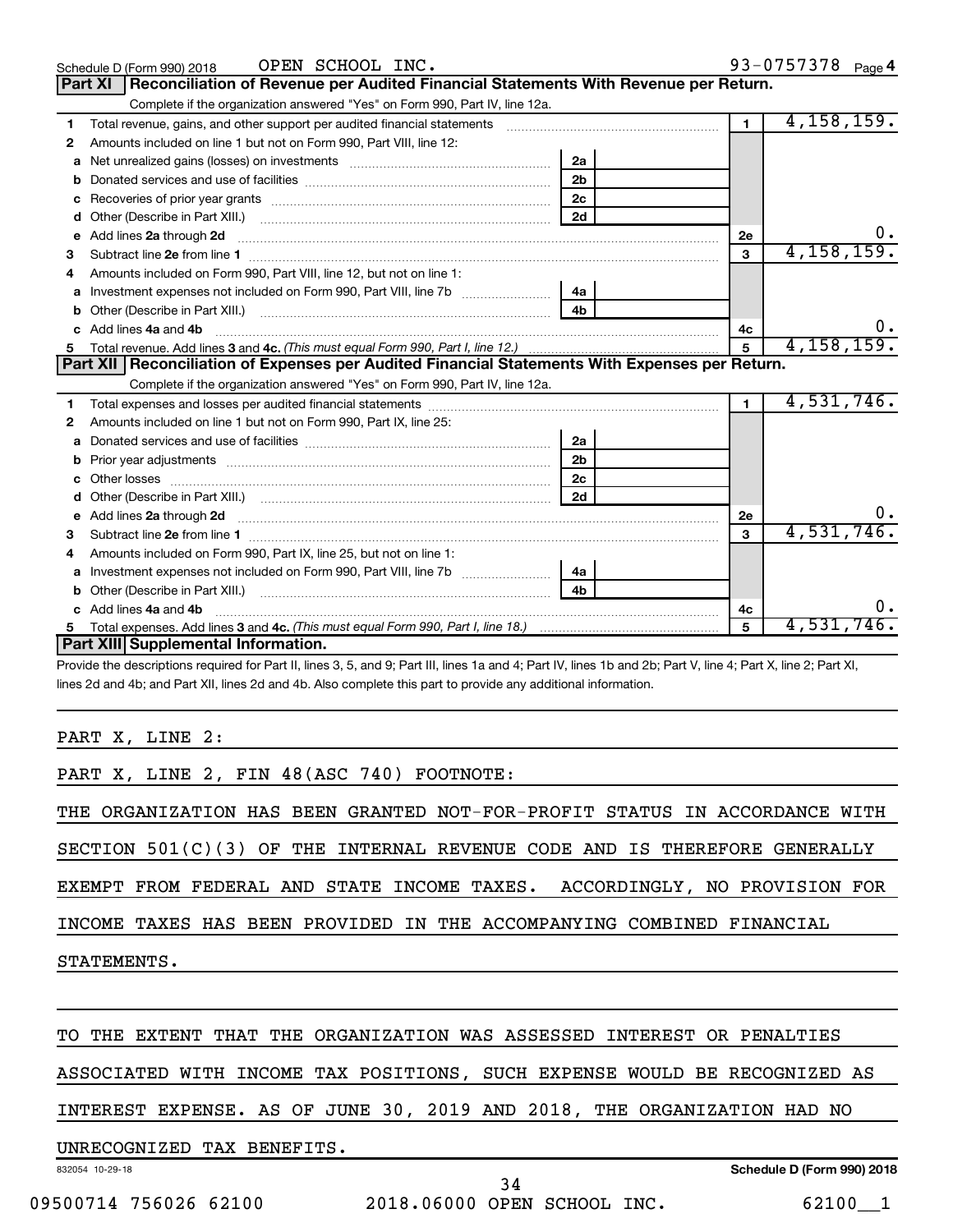Schedule D (Form 990) 2018 OPEN SCHOOL INC. 93-0757378 Page 4

## Part XI Reconciliation of Revenue per Audited Financial Statements With Revenue per Return.

Complete if the organization answered "Yes" on Form 990, Part IV, line 12a.

| | | | | | |
|---|---|---|---|---|---|
| 1 | Total revenue, gains, and other support per audited financial statements | | | 1 | 4,158,159. |
| 2 | Amounts included on line 1 but not on Form 990, Part VIII, line 12: | | | | |
| a | Net unrealized gains (losses) on investments | 2a | | | |
| b | Donated services and use of facilities | 2b | | | |
| c | Recoveries of prior year grants | 2c | | | |
| d | Other (Describe in Part XIII.) | 2d | | | |
| e | Add lines 2a through 2d | | | 2e | 0. |
| 3 | Subtract line 2e from line 1 | | | 3 | 4,158,159. |
| 4 | Amounts included on Form 990, Part VIII, line 12, but not on line 1: | | | | |
| a | Investment expenses not included on Form 990, Part VIII, line 7b | 4a | | | |
| b | Other (Describe in Part XIII.) | 4b | | | |
| c | Add lines 4a and 4b | | | 4c | 0. |
| 5 | Total revenue. Add lines 3 and 4c. *(This must equal Form 990, Part I, line 12.)* | | | 5 | 4,158,159. |

## Part XII Reconciliation of Expenses per Audited Financial Statements With Expenses per Return.

Complete if the organization answered "Yes" on Form 990, Part IV, line 12a.

| | | | | | |
|---|---|---|---|---|---|
| 1 | Total expenses and losses per audited financial statements | | | 1 | 4,531,746. |
| 2 | Amounts included on line 1 but not on Form 990, Part IX, line 25: | | | | |
| a | Donated services and use of facilities | 2a | | | |
| b | Prior year adjustments | 2b | | | |
| c | Other losses | 2c | | | |
| d | Other (Describe in Part XIII.) | 2d | | | |
| e | Add lines 2a through 2d | | | 2e | 0. |
| 3 | Subtract line 2e from line 1 | | | 3 | 4,531,746. |
| 4 | Amounts included on Form 990, Part IX, line 25, but not on line 1: | | | | |
| a | Investment expenses not included on Form 990, Part VIII, line 7b | 4a | | | |
| b | Other (Describe in Part XIII.) | 4b | | | |
| c | Add lines 4a and 4b | | | 4c | 0. |
| 5 | Total expenses. Add lines 3 and 4c. *(This must equal Form 990, Part I, line 18.)* | | | 5 | 4,531,746. |

## Part XIII Supplemental Information.

Provide the descriptions required for Part II, lines 3, 5, and 9; Part III, lines 1a and 4; Part IV, lines 1b and 2b; Part V, line 4; Part X, line 2; Part XI, lines 2d and 4b; and Part XII, lines 2d and 4b. Also complete this part to provide any additional information.

PART X, LINE 2:

PART X, LINE 2, FIN 48(ASC 740) FOOTNOTE:

THE ORGANIZATION HAS BEEN GRANTED NOT-FOR-PROFIT STATUS IN ACCORDANCE WITH SECTION 501(C)(3) OF THE INTERNAL REVENUE CODE AND IS THEREFORE GENERALLY EXEMPT FROM FEDERAL AND STATE INCOME TAXES. ACCORDINGLY, NO PROVISION FOR INCOME TAXES HAS BEEN PROVIDED IN THE ACCOMPANYING COMBINED FINANCIAL STATEMENTS.

TO THE EXTENT THAT THE ORGANIZATION WAS ASSESSED INTEREST OR PENALTIES ASSOCIATED WITH INCOME TAX POSITIONS, SUCH EXPENSE WOULD BE RECOGNIZED AS INTEREST EXPENSE. AS OF JUNE 30, 2019 AND 2018, THE ORGANIZATION HAD NO UNRECOGNIZED TAX BENEFITS.

832054 10-29-18 Schedule D (Form 990) 2018

09500714 756026 62100 2018.06000 OPEN SCHOOL INC. 62100__1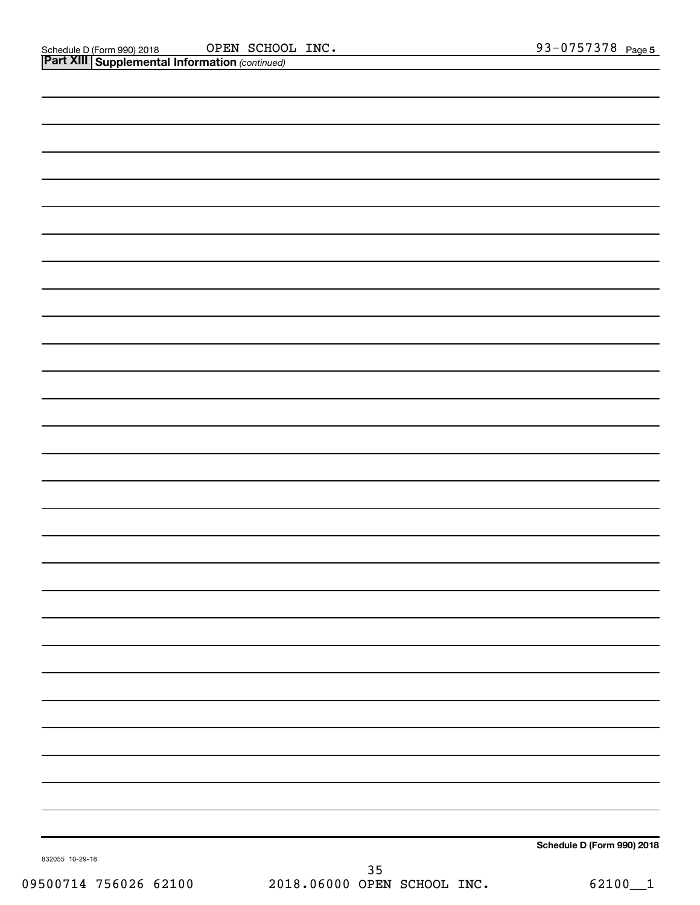Schedule D (Form 990) 2018 OPEN SCHOOL INC. 93-0757378 Page 5

**Part XIII** **Supplemental Information** *(continued)*

**Schedule D (Form 990) 2018**

832055 10-29-18

09500714 756026 62100 2018.06000 OPEN SCHOOL INC. 62100__1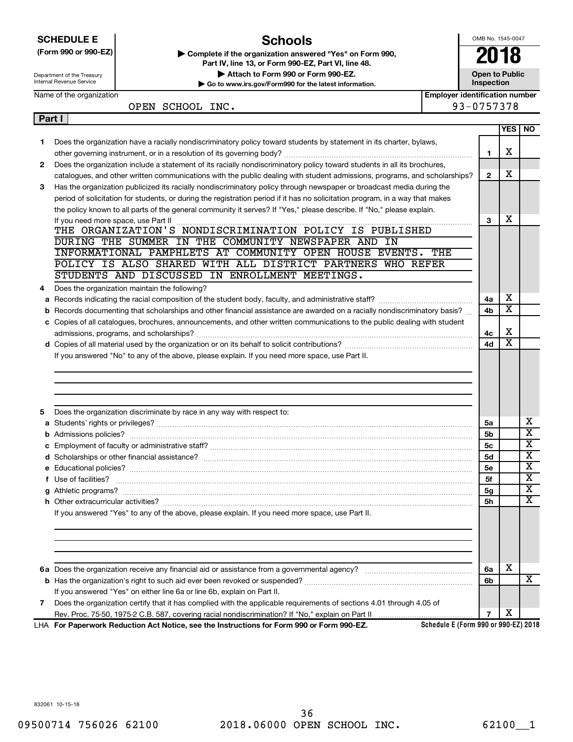**SCHEDULE E** (Form 990 or 990-EZ)

Department of the Treasury Internal Revenue Service

# Schools

▶ Complete if the organization answered "Yes" on Form 990, Part IV, line 13, or Form 990-EZ, Part VI, line 48.
▶ Attach to Form 990 or Form 990-EZ.
▶ Go to www.irs.gov/Form990 for the latest information.

OMB No. 1545-0047

**2018**

**Open to Public Inspection**

Name of the organization: OPEN SCHOOL INC.

Employer identification number: 93-0757378

**Part I**

| | | | YES | NO |
|---|---|---|---|---|
| 1 | Does the organization have a racially nondiscriminatory policy toward students by statement in its charter, bylaws, other governing instrument, or in a resolution of its governing body? | 1 | X | |
| 2 | Does the organization include a statement of its racially nondiscriminatory policy toward students in all its brochures, catalogues, and other written communications with the public dealing with student admissions, programs, and scholarships? | 2 | X | |
| 3 | Has the organization publicized its racially nondiscriminatory policy through newspaper or broadcast media during the period of solicitation for students, or during the registration period if it has no solicitation program, in a way that makes the policy known to all parts of the general community it serves? If "Yes," please describe. If "No," please explain. If you need more space, use Part II | 3 | X | |

THE ORGANIZATION'S NONDISCRIMINATION POLICY IS PUBLISHED DURING THE SUMMER IN THE COMMUNITY NEWSPAPER AND IN INFORMATIONAL PAMPHLETS AT COMMUNITY OPEN HOUSE EVENTS. THE POLICY IS ALSO SHARED WITH ALL DISTRICT PARTNERS WHO REFER STUDENTS AND DISCUSSED IN ENROLLMENT MEETINGS.

| | | | YES | NO |
|---|---|---|---|---|
| 4 | Does the organization maintain the following? | | | |
| a | Records indicating the racial composition of the student body, faculty, and administrative staff? | 4a | X | |
| b | Records documenting that scholarships and other financial assistance are awarded on a racially nondiscriminatory basis? | 4b | X | |
| c | Copies of all catalogues, brochures, announcements, and other written communications to the public dealing with student admissions, programs, and scholarships? | 4c | X | |
| d | Copies of all material used by the organization or on its behalf to solicit contributions? | 4d | X | |

If you answered "No" to any of the above, please explain. If you need more space, use Part II.

| | | | YES | NO |
|---|---|---|---|---|
| 5 | Does the organization discriminate by race in any way with respect to: | | | |
| a | Students' rights or privileges? | 5a | | X |
| b | Admissions policies? | 5b | | X |
| c | Employment of faculty or administrative staff? | 5c | | X |
| d | Scholarships or other financial assistance? | 5d | | X |
| e | Educational policies? | 5e | | X |
| f | Use of facilities? | 5f | | X |
| g | Athletic programs? | 5g | | X |
| h | Other extracurricular activities? | 5h | | X |

If you answered "Yes" to any of the above, please explain. If you need more space, use Part II.

| | | | YES | NO |
|---|---|---|---|---|
| 6a | Does the organization receive any financial aid or assistance from a governmental agency? | 6a | X | |
| b | Has the organization's right to such aid ever been revoked or suspended? | 6b | | X |
| | If you answered "Yes" on either line 6a or line 6b, explain on Part II. | | | |
| 7 | Does the organization certify that it has complied with the applicable requirements of sections 4.01 through 4.05 of Rev. Proc. 75-50, 1975-2 C.B. 587, covering racial nondiscrimination? If "No," explain on Part II | 7 | X | |

LHA **For Paperwork Reduction Act Notice, see the Instructions for Form 990 or Form 990-EZ.** **Schedule E (Form 990 or 990-EZ) 2018**

832061 10-15-18

09500714 756026 62100 2018.06000 OPEN SCHOOL INC. 62100__1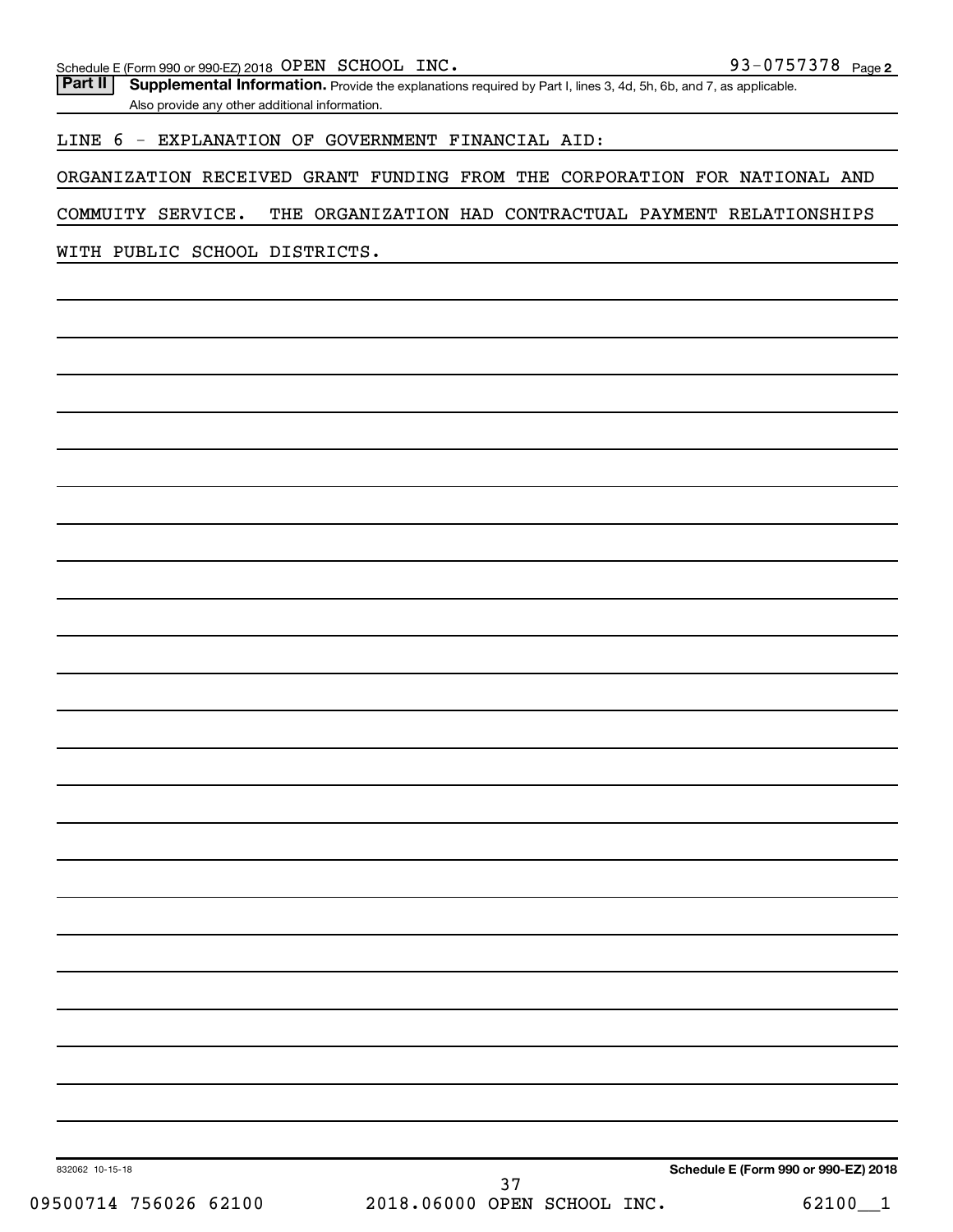Schedule E (Form 990 or 990-EZ) 2018 OPEN SCHOOL INC. 93-0757378 Page 2

**Part II** **Supplemental Information.** Provide the explanations required by Part I, lines 3, 4d, 5h, 6b, and 7, as applicable. Also provide any other additional information.

LINE 6 - EXPLANATION OF GOVERNMENT FINANCIAL AID:

ORGANIZATION RECEIVED GRANT FUNDING FROM THE CORPORATION FOR NATIONAL AND COMMUITY SERVICE. THE ORGANIZATION HAD CONTRACTUAL PAYMENT RELATIONSHIPS WITH PUBLIC SCHOOL DISTRICTS.

832062 10-15-18 **Schedule E (Form 990 or 990-EZ) 2018**

09500714 756026 62100 2018.06000 OPEN SCHOOL INC. 62100__1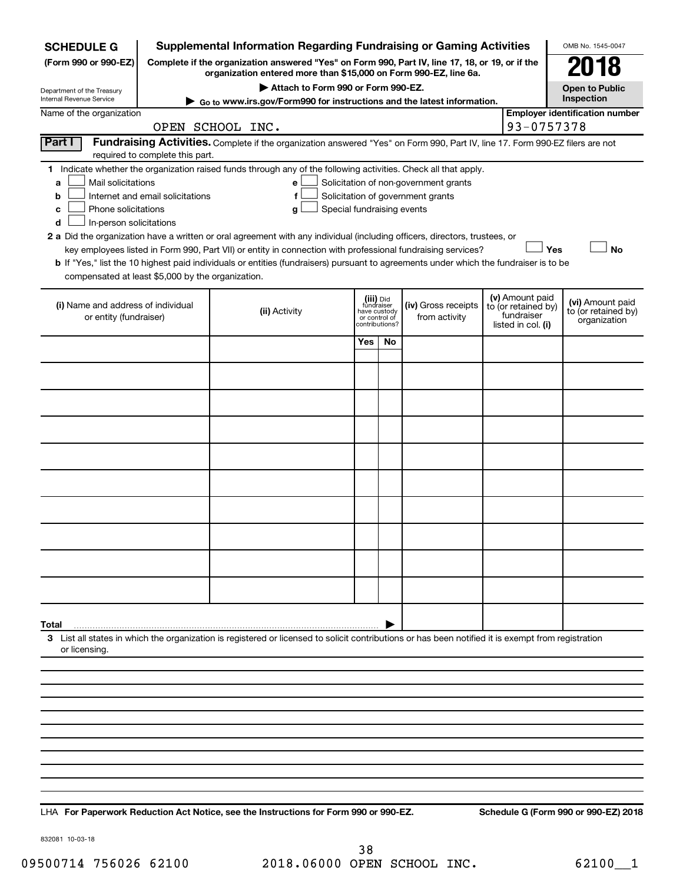**SCHEDULE G**
**(Form 990 or 990-EZ)**

Department of the Treasury
Internal Revenue Service

# Supplemental Information Regarding Fundraising or Gaming Activities

**Complete if the organization answered "Yes" on Form 990, Part IV, line 17, 18, or 19, or if the organization entered more than $15,000 on Form 990-EZ, line 6a.**

▶ **Attach to Form 990 or Form 990-EZ.**

▶ **Go to www.irs.gov/Form990 for instructions and the latest information.**

OMB No. 1545-0047

**2018**

**Open to Public Inspection**

Name of the organization: OPEN SCHOOL INC.

**Employer identification number:** 93-0757378

**Part I** **Fundraising Activities.** Complete if the organization answered "Yes" on Form 990, Part IV, line 17. Form 990-EZ filers are not required to complete this part.

**1** Indicate whether the organization raised funds through any of the following activities. Check all that apply.

- **a** ☐ Mail solicitations
- **b** ☐ Internet and email solicitations
- **c** ☐ Phone solicitations
- **d** ☐ In-person solicitations
- **e** ☐ Solicitation of non-government grants
- **f** ☐ Solicitation of government grants
- **g** ☐ Special fundraising events

**2 a** Did the organization have a written or oral agreement with any individual (including officers, directors, trustees, or key employees listed in Form 990, Part VII) or entity in connection with professional fundraising services? ☐ **Yes** ☐ **No**

**b** If "Yes," list the 10 highest paid individuals or entities (fundraisers) pursuant to agreements under which the fundraiser is to be compensated at least $5,000 by the organization.

| (i) Name and address of individual or entity (fundraiser) | (ii) Activity | (iii) Did fundraiser have custody or control of contributions? | | (iv) Gross receipts from activity | (v) Amount paid to (or retained by) fundraiser listed in col. (i) | (vi) Amount paid to (or retained by) organization |
|---|---|---|---|---|---|---|
| | | Yes | No | | | |
| | | | | | | |
| | | | | | | |
| | | | | | | |
| | | | | | | |
| | | | | | | |
| | | | | | | |
| | | | | | | |
| | | | | | | |
| | | | | | | |
| | | | | | | |
| **Total** ▶ | | | | | | |

**3** List all states in which the organization is registered or licensed to solicit contributions or has been notified it is exempt from registration or licensing.

LHA **For Paperwork Reduction Act Notice, see the Instructions for Form 990 or 990-EZ.**

**Schedule G (Form 990 or 990-EZ) 2018**

832081 10-03-18

09500714 756026 62100 2018.06000 OPEN SCHOOL INC. 62100__1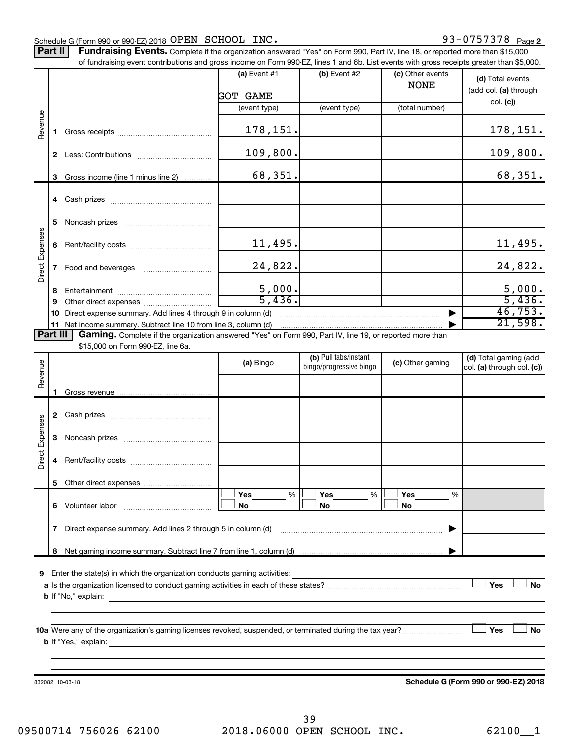Schedule G (Form 990 or 990-EZ) 2018 OPEN SCHOOL INC. 93-0757378 Page 2

**Part II** **Fundraising Events.** Complete if the organization answered "Yes" on Form 990, Part IV, line 18, or reported more than $15,000 of fundraising event contributions and gross income on Form 990-EZ, lines 1 and 6b. List events with gross receipts greater than $5,000.

| | | (a) Event #1 GOT GAME (event type) | (b) Event #2 (event type) | (c) Other events NONE (total number) | (d) Total events (add col. (a) through col. (c)) |
|---|---|---|---|---|---|
| Revenue | 1 Gross receipts | 178,151. | | | 178,151. |
| | 2 Less: Contributions | 109,800. | | | 109,800. |
| | 3 Gross income (line 1 minus line 2) | 68,351. | | | 68,351. |
| Direct Expenses | 4 Cash prizes | | | | |
| | 5 Noncash prizes | | | | |
| | 6 Rent/facility costs | 11,495. | | | 11,495. |
| | 7 Food and beverages | 24,822. | | | 24,822. |
| | 8 Entertainment | 5,000. | | | 5,000. |
| | 9 Other direct expenses | 5,436. | | | 5,436. |
| | 10 Direct expense summary. Add lines 4 through 9 in column (d) | | | | 46,753. |
| | 11 Net income summary. Subtract line 10 from line 3, column (d) | | | | 21,598. |

**Part III** **Gaming.** Complete if the organization answered "Yes" on Form 990, Part IV, line 19, or reported more than $15,000 on Form 990-EZ, line 6a.

| | | (a) Bingo | (b) Pull tabs/instant bingo/progressive bingo | (c) Other gaming | (d) Total gaming (add col. (a) through col. (c)) |
|---|---|---|---|---|---|
| Revenue | 1 Gross revenue | | | | |
| Direct Expenses | 2 Cash prizes | | | | |
| | 3 Noncash prizes | | | | |
| | 4 Rent/facility costs | | | | |
| | 5 Other direct expenses | | | | |
| | 6 Volunteer labor | ☐ Yes ___ % ☐ No | ☐ Yes ___ % ☐ No | ☐ Yes ___ % ☐ No | |
| | 7 Direct expense summary. Add lines 2 through 5 in column (d) | | | | |
| | 8 Net gaming income summary. Subtract line 7 from line 1, column (d) | | | | |

9 Enter the state(s) in which the organization conducts gaming activities:

a Is the organization licensed to conduct gaming activities in each of these states? ☐ Yes ☐ No

b If "No," explain:

10a Were any of the organization's gaming licenses revoked, suspended, or terminated during the tax year? ☐ Yes ☐ No

b If "Yes," explain:

832082 10-03-18

Schedule G (Form 990 or 990-EZ) 2018

09500714 756026 62100 2018.06000 OPEN SCHOOL INC. 62100__1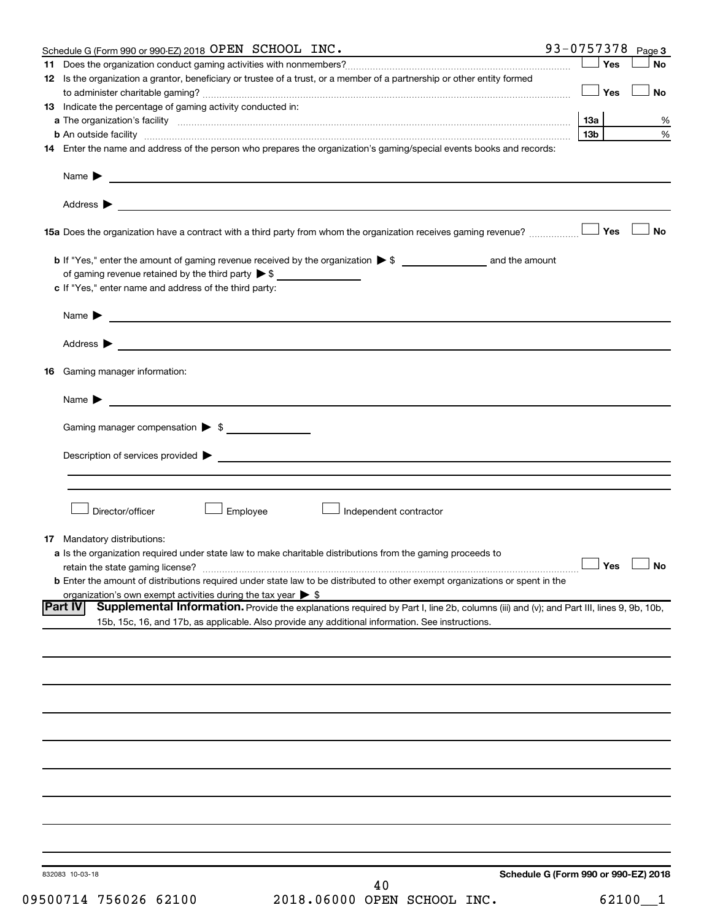Schedule G (Form 990 or 990-EZ) 2018 OPEN SCHOOL INC. 93-0757378 Page 3

**11** Does the organization conduct gaming activities with nonmembers? ☐ Yes ☐ No

**12** Is the organization a grantor, beneficiary or trustee of a trust, or a member of a partnership or other entity formed to administer charitable gaming? ☐ Yes ☐ No

**13** Indicate the percentage of gaming activity conducted in:

**a** The organization's facility **13a** %

**b** An outside facility **13b** %

**14** Enter the name and address of the person who prepares the organization's gaming/special events books and records:

Name ▶

Address ▶

**15a** Does the organization have a contract with a third party from whom the organization receives gaming revenue? ☐ Yes ☐ No

**b** If "Yes," enter the amount of gaming revenue received by the organization ▶ $ ________ and the amount of gaming revenue retained by the third party ▶ $ ________

**c** If "Yes," enter name and address of the third party:

Name ▶

Address ▶

**16** Gaming manager information:

Name ▶

Gaming manager compensation ▶ $

Description of services provided ▶

☐ Director/officer ☐ Employee ☐ Independent contractor

**17** Mandatory distributions:

**a** Is the organization required under state law to make charitable distributions from the gaming proceeds to retain the state gaming license? ☐ Yes ☐ No

**b** Enter the amount of distributions required under state law to be distributed to other exempt organizations or spent in the organization's own exempt activities during the tax year ▶ $

## Part IV Supplemental Information.

Provide the explanations required by Part I, line 2b, columns (iii) and (v); and Part III, lines 9, 9b, 10b, 15b, 15c, 16, and 17b, as applicable. Also provide any additional information. See instructions.

832083 10-03-18

Schedule G (Form 990 or 990-EZ) 2018

09500714 756026 62100 2018.06000 OPEN SCHOOL INC. 62100__1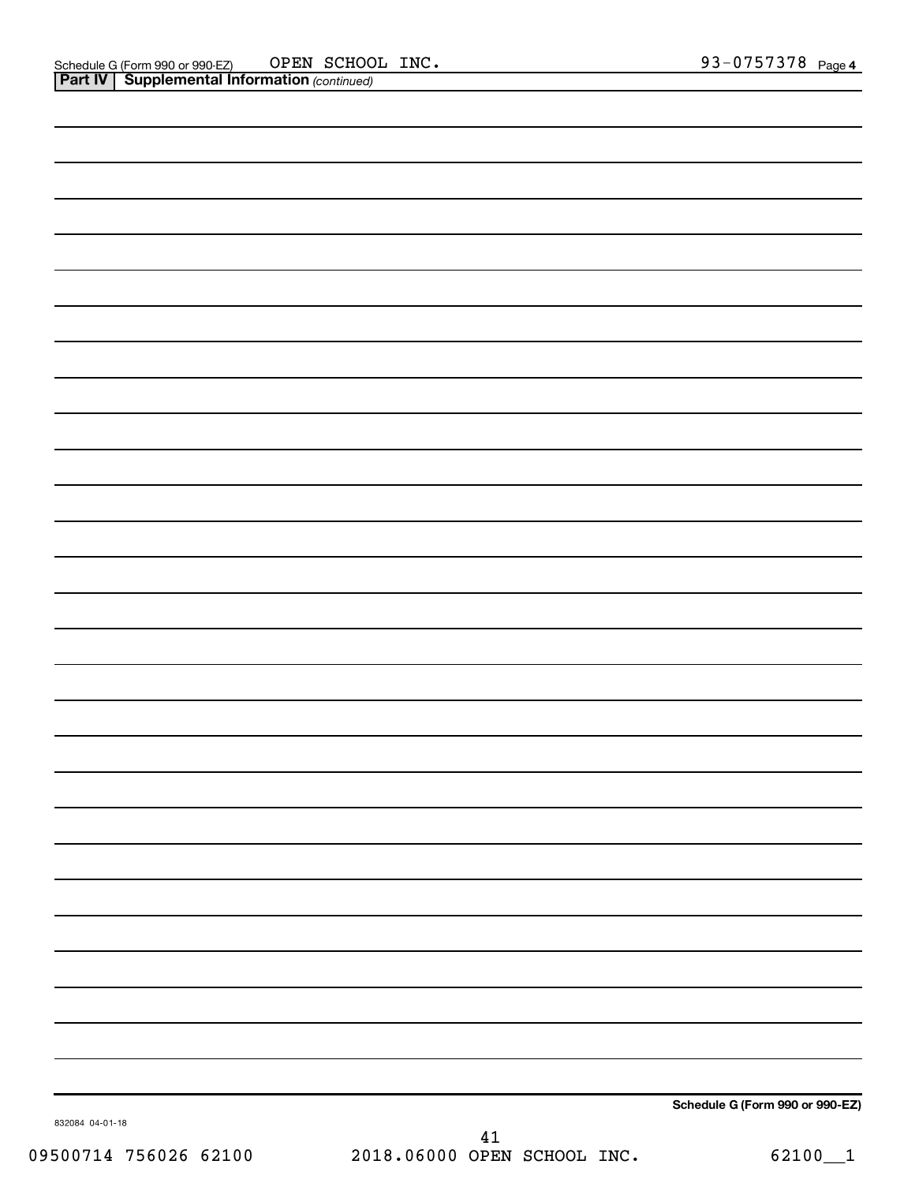Schedule G (Form 990 or 990-EZ) OPEN SCHOOL INC. 93-0757378 Page 4

**Part IV | Supplemental Information** *(continued)*

**Schedule G (Form 990 or 990-EZ)**

832084 04-01-18

09500714 756026 62100 2018.06000 OPEN SCHOOL INC. 62100__1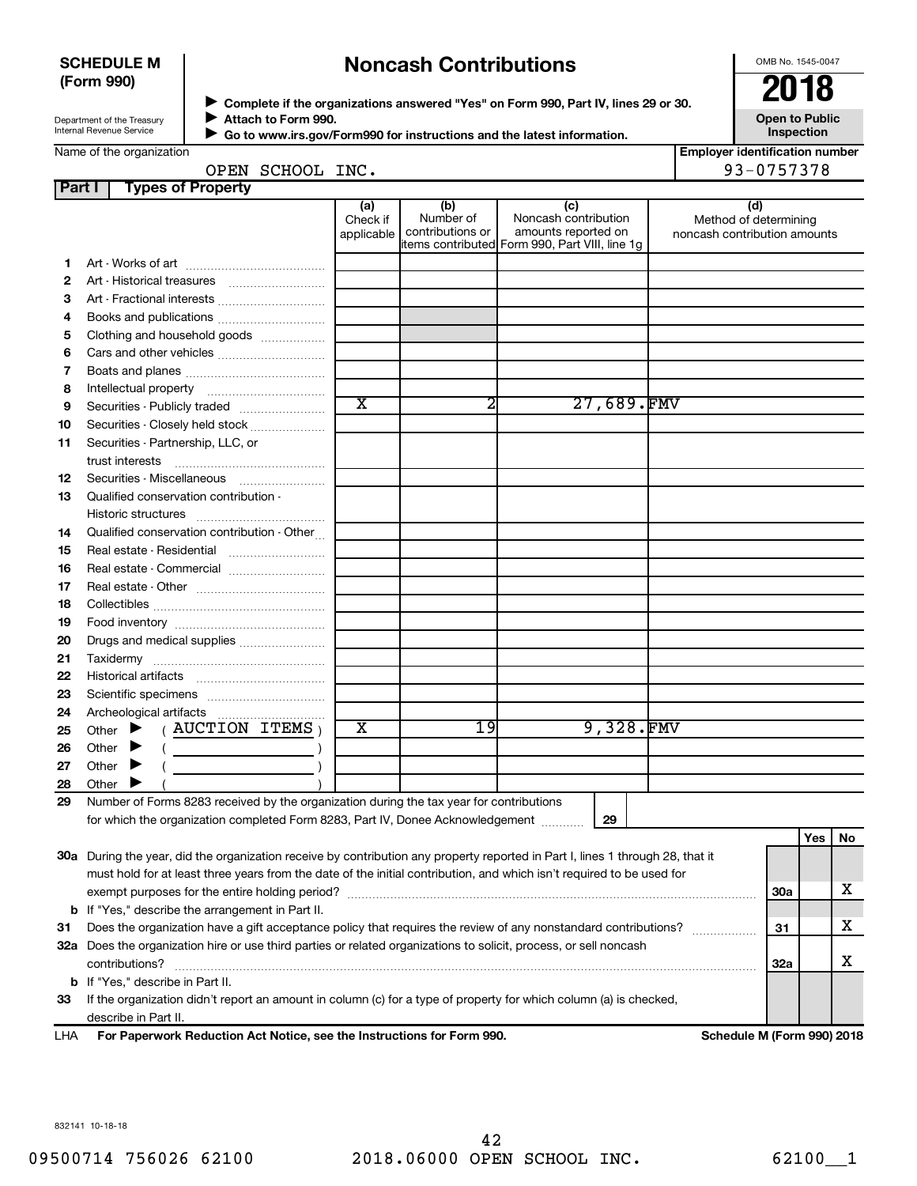**SCHEDULE M (Form 990)**

Department of the Treasury
Internal Revenue Service

# Noncash Contributions

▶ Complete if the organizations answered "Yes" on Form 990, Part IV, lines 29 or 30.
▶ Attach to Form 990.
▶ Go to www.irs.gov/Form990 for instructions and the latest information.

OMB No. 1545-0047

**2018**

**Open to Public Inspection**

Name of the organization: OPEN SCHOOL INC.

Employer identification number: 93-0757378

## Part I Types of Property

| | | (a) Check if applicable | (b) Number of contributions or items contributed | (c) Noncash contribution amounts reported on Form 990, Part VIII, line 1g | (d) Method of determining noncash contribution amounts |
|---|---|---|---|---|---|
| 1 | Art - Works of art | | | | |
| 2 | Art - Historical treasures | | | | |
| 3 | Art - Fractional interests | | | | |
| 4 | Books and publications | | | | |
| 5 | Clothing and household goods | | | | |
| 6 | Cars and other vehicles | | | | |
| 7 | Boats and planes | | | | |
| 8 | Intellectual property | | | | |
| 9 | Securities - Publicly traded | X | 2 | 27,689. | FMV |
| 10 | Securities - Closely held stock | | | | |
| 11 | Securities - Partnership, LLC, or trust interests | | | | |
| 12 | Securities - Miscellaneous | | | | |
| 13 | Qualified conservation contribution - Historic structures | | | | |
| 14 | Qualified conservation contribution - Other | | | | |
| 15 | Real estate - Residential | | | | |
| 16 | Real estate - Commercial | | | | |
| 17 | Real estate - Other | | | | |
| 18 | Collectibles | | | | |
| 19 | Food inventory | | | | |
| 20 | Drugs and medical supplies | | | | |
| 21 | Taxidermy | | | | |
| 22 | Historical artifacts | | | | |
| 23 | Scientific specimens | | | | |
| 24 | Archeological artifacts | | | | |
| 25 | Other ▶ ( AUCTION ITEMS ) | X | 19 | 9,328. | FMV |
| 26 | Other ▶ ( ) | | | | |
| 27 | Other ▶ ( ) | | | | |
| 28 | Other ▶ ( ) | | | | |

**29** Number of Forms 8283 received by the organization during the tax year for contributions for which the organization completed Form 8283, Part IV, Donee Acknowledgement ..... **29** 

| | | | Yes | No |
|---|---|---|---|---|
| 30a | During the year, did the organization receive by contribution any property reported in Part I, lines 1 through 28, that it must hold for at least three years from the date of the initial contribution, and which isn't required to be used for exempt purposes for the entire holding period? | 30a | | X |
| b | If "Yes," describe the arrangement in Part II. | | | |
| 31 | Does the organization have a gift acceptance policy that requires the review of any nonstandard contributions? | 31 | | X |
| 32a | Does the organization hire or use third parties or related organizations to solicit, process, or sell noncash contributions? | 32a | | X |
| b | If "Yes," describe in Part II. | | | |
| 33 | If the organization didn't report an amount in column (c) for a type of property for which column (a) is checked, describe in Part II. | | | |

LHA **For Paperwork Reduction Act Notice, see the Instructions for Form 990.** **Schedule M (Form 990) 2018**

832141 10-18-18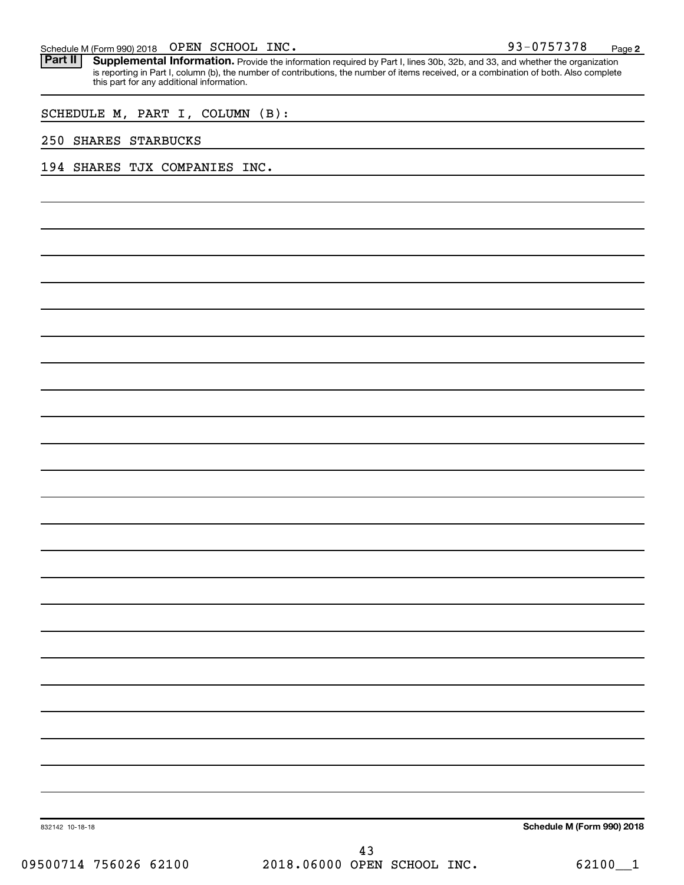Schedule M (Form 990) 2018 OPEN SCHOOL INC. 93-0757378 Page 2

**Part II** **Supplemental Information.** Provide the information required by Part I, lines 30b, 32b, and 33, and whether the organization is reporting in Part I, column (b), the number of contributions, the number of items received, or a combination of both. Also complete this part for any additional information.

SCHEDULE M, PART I, COLUMN (B):

250 SHARES STARBUCKS

194 SHARES TJX COMPANIES INC.

832142 10-18-18 **Schedule M (Form 990) 2018**

09500714 756026 62100 2018.06000 OPEN SCHOOL INC. 62100__1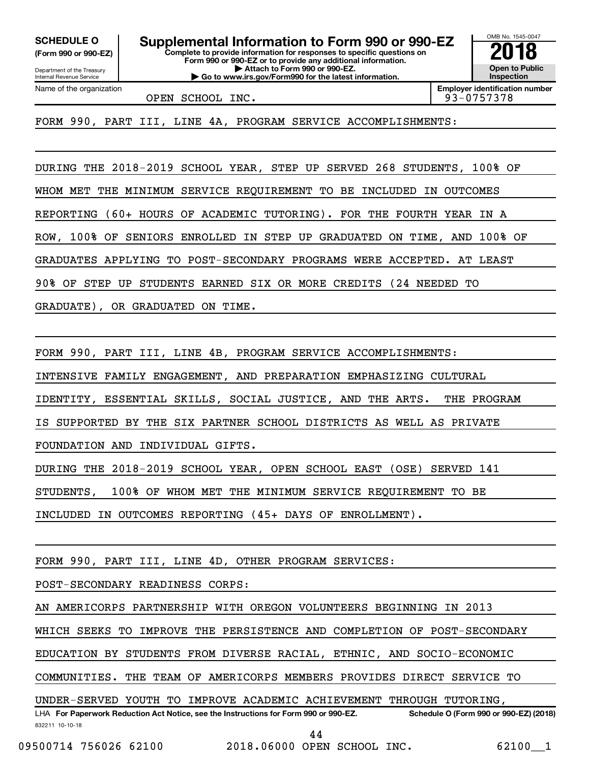**SCHEDULE O** (Form 990 or 990-EZ)

Department of the Treasury
Internal Revenue Service

# Supplemental Information to Form 990 or 990-EZ

**Complete to provide information for responses to specific questions on Form 990 or 990-EZ or to provide any additional information.**
**▶ Attach to Form 990 or 990-EZ.**
**▶ Go to www.irs.gov/Form990 for the latest information.**

OMB No. 1545-0047

**2018**

**Open to Public Inspection**

Name of the organization: OPEN SCHOOL INC.

**Employer identification number:** 93-0757378

FORM 990, PART III, LINE 4A, PROGRAM SERVICE ACCOMPLISHMENTS:

DURING THE 2018-2019 SCHOOL YEAR, STEP UP SERVED 268 STUDENTS, 100% OF WHOM MET THE MINIMUM SERVICE REQUIREMENT TO BE INCLUDED IN OUTCOMES REPORTING (60+ HOURS OF ACADEMIC TUTORING). FOR THE FOURTH YEAR IN A ROW, 100% OF SENIORS ENROLLED IN STEP UP GRADUATED ON TIME, AND 100% OF GRADUATES APPLYING TO POST-SECONDARY PROGRAMS WERE ACCEPTED. AT LEAST 90% OF STEP UP STUDENTS EARNED SIX OR MORE CREDITS (24 NEEDED TO GRADUATE), OR GRADUATED ON TIME.

FORM 990, PART III, LINE 4B, PROGRAM SERVICE ACCOMPLISHMENTS:

INTENSIVE FAMILY ENGAGEMENT, AND PREPARATION EMPHASIZING CULTURAL IDENTITY, ESSENTIAL SKILLS, SOCIAL JUSTICE, AND THE ARTS. THE PROGRAM IS SUPPORTED BY THE SIX PARTNER SCHOOL DISTRICTS AS WELL AS PRIVATE FOUNDATION AND INDIVIDUAL GIFTS.

DURING THE 2018-2019 SCHOOL YEAR, OPEN SCHOOL EAST (OSE) SERVED 141 STUDENTS, 100% OF WHOM MET THE MINIMUM SERVICE REQUIREMENT TO BE INCLUDED IN OUTCOMES REPORTING (45+ DAYS OF ENROLLMENT).

FORM 990, PART III, LINE 4D, OTHER PROGRAM SERVICES:

POST-SECONDARY READINESS CORPS:

AN AMERICORPS PARTNERSHIP WITH OREGON VOLUNTEERS BEGINNING IN 2013 WHICH SEEKS TO IMPROVE THE PERSISTENCE AND COMPLETION OF POST-SECONDARY EDUCATION BY STUDENTS FROM DIVERSE RACIAL, ETHNIC, AND SOCIO-ECONOMIC COMMUNITIES. THE TEAM OF AMERICORPS MEMBERS PROVIDES DIRECT SERVICE TO UNDER-SERVED YOUTH TO IMPROVE ACADEMIC ACHIEVEMENT THROUGH TUTORING,

LHA **For Paperwork Reduction Act Notice, see the Instructions for Form 990 or 990-EZ.** **Schedule O (Form 990 or 990-EZ) (2018)**

832211 10-10-18

09500714 756026 62100 2018.06000 OPEN SCHOOL INC. 62100__1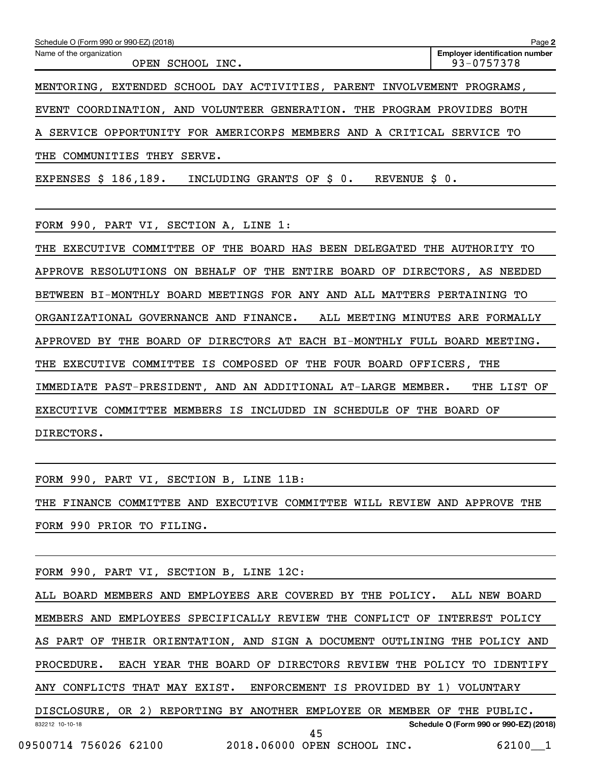Schedule O (Form 990 or 990-EZ) (2018) Page 2

Name of the organization: OPEN SCHOOL INC.

Employer identification number: 93-0757378

MENTORING, EXTENDED SCHOOL DAY ACTIVITIES, PARENT INVOLVEMENT PROGRAMS, EVENT COORDINATION, AND VOLUNTEER GENERATION. THE PROGRAM PROVIDES BOTH A SERVICE OPPORTUNITY FOR AMERICORPS MEMBERS AND A CRITICAL SERVICE TO THE COMMUNITIES THEY SERVE.

EXPENSES $ 186,189. INCLUDING GRANTS OF $ 0. REVENUE $ 0.

FORM 990, PART VI, SECTION A, LINE 1:

THE EXECUTIVE COMMITTEE OF THE BOARD HAS BEEN DELEGATED THE AUTHORITY TO APPROVE RESOLUTIONS ON BEHALF OF THE ENTIRE BOARD OF DIRECTORS, AS NEEDED BETWEEN BI-MONTHLY BOARD MEETINGS FOR ANY AND ALL MATTERS PERTAINING TO ORGANIZATIONAL GOVERNANCE AND FINANCE. ALL MEETING MINUTES ARE FORMALLY APPROVED BY THE BOARD OF DIRECTORS AT EACH BI-MONTHLY FULL BOARD MEETING. THE EXECUTIVE COMMITTEE IS COMPOSED OF THE FOUR BOARD OFFICERS, THE IMMEDIATE PAST-PRESIDENT, AND AN ADDITIONAL AT-LARGE MEMBER. THE LIST OF EXECUTIVE COMMITTEE MEMBERS IS INCLUDED IN SCHEDULE OF THE BOARD OF DIRECTORS.

FORM 990, PART VI, SECTION B, LINE 11B:

THE FINANCE COMMITTEE AND EXECUTIVE COMMITTEE WILL REVIEW AND APPROVE THE FORM 990 PRIOR TO FILING.

FORM 990, PART VI, SECTION B, LINE 12C:

ALL BOARD MEMBERS AND EMPLOYEES ARE COVERED BY THE POLICY. ALL NEW BOARD MEMBERS AND EMPLOYEES SPECIFICALLY REVIEW THE CONFLICT OF INTEREST POLICY AS PART OF THEIR ORIENTATION, AND SIGN A DOCUMENT OUTLINING THE POLICY AND PROCEDURE. EACH YEAR THE BOARD OF DIRECTORS REVIEW THE POLICY TO IDENTIFY ANY CONFLICTS THAT MAY EXIST. ENFORCEMENT IS PROVIDED BY 1) VOLUNTARY DISCLOSURE, OR 2) REPORTING BY ANOTHER EMPLOYEE OR MEMBER OF THE PUBLIC.

832212 10-10-18 Schedule O (Form 990 or 990-EZ) (2018)

09500714 756026 62100 2018.06000 OPEN SCHOOL INC. 62100__1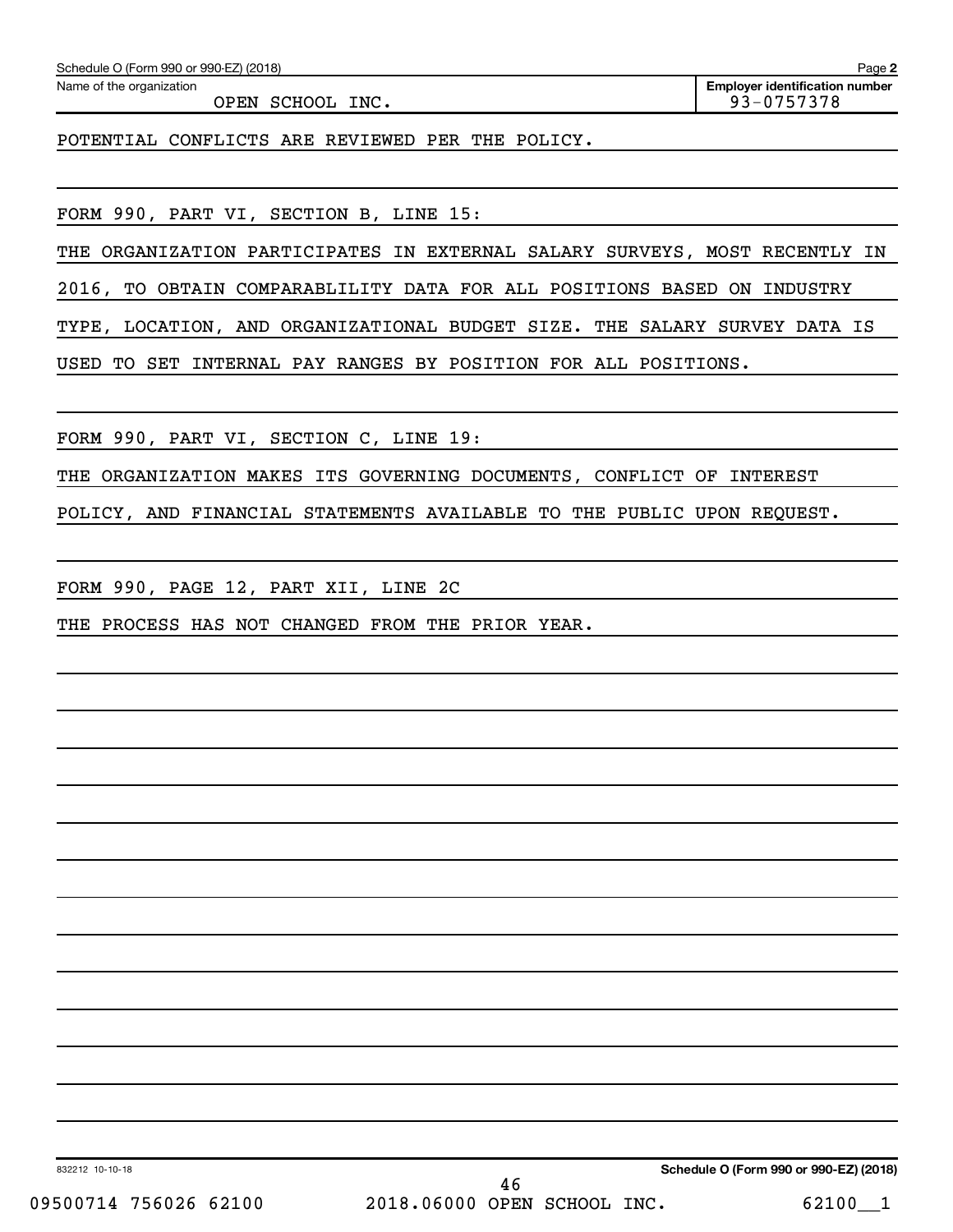Schedule O (Form 990 or 990-EZ) (2018)

Name of the organization: OPEN SCHOOL INC.

Employer identification number: 93-0757378

POTENTIAL CONFLICTS ARE REVIEWED PER THE POLICY.

FORM 990, PART VI, SECTION B, LINE 15:

THE ORGANIZATION PARTICIPATES IN EXTERNAL SALARY SURVEYS, MOST RECENTLY IN 2016, TO OBTAIN COMPARABLILITY DATA FOR ALL POSITIONS BASED ON INDUSTRY TYPE, LOCATION, AND ORGANIZATIONAL BUDGET SIZE. THE SALARY SURVEY DATA IS USED TO SET INTERNAL PAY RANGES BY POSITION FOR ALL POSITIONS.

FORM 990, PART VI, SECTION C, LINE 19:

THE ORGANIZATION MAKES ITS GOVERNING DOCUMENTS, CONFLICT OF INTEREST POLICY, AND FINANCIAL STATEMENTS AVAILABLE TO THE PUBLIC UPON REQUEST.

FORM 990, PAGE 12, PART XII, LINE 2C

THE PROCESS HAS NOT CHANGED FROM THE PRIOR YEAR.

832212 10-10-18

Schedule O (Form 990 or 990-EZ) (2018)

09500714 756026 62100 2018.06000 OPEN SCHOOL INC. 62100__1